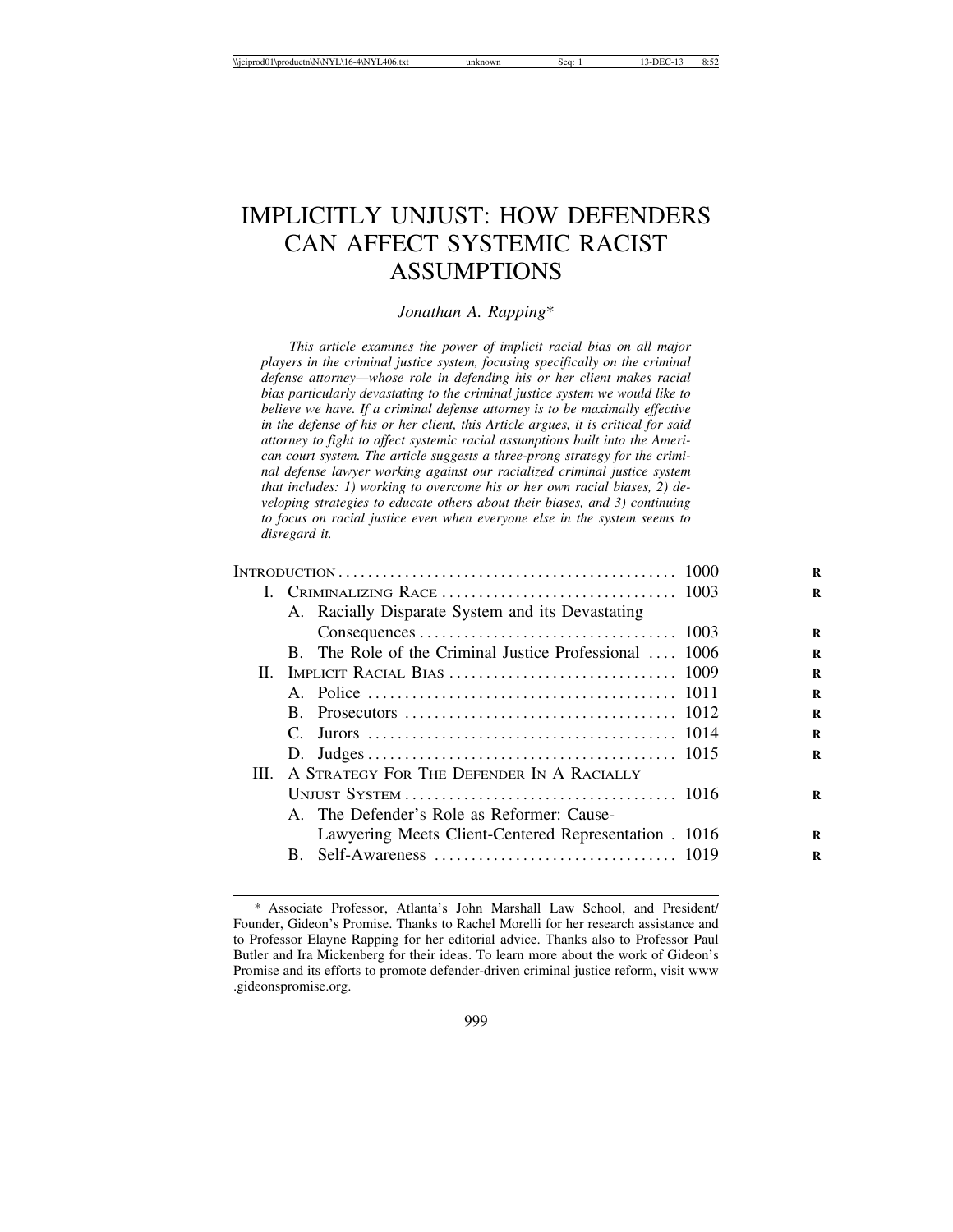# IMPLICITLY UNJUST: HOW DEFENDERS CAN AFFECT SYSTEMIC RACIST ASSUMPTIONS

*Jonathan A. Rapping\**

*This article examines the power of implicit racial bias on all major players in the criminal justice system, focusing specifically on the criminal defense attorney—whose role in defending his or her client makes racial bias particularly devastating to the criminal justice system we would like to believe we have. If a criminal defense attorney is to be maximally effective in the defense of his or her client, this Article argues, it is critical for said attorney to fight to affect systemic racial assumptions built into the American court system. The article suggests a three-prong strategy for the criminal defense lawyer working against our racialized criminal justice system that includes: 1) working to overcome his or her own racial biases, 2) developing strategies to educate others about their biases, and 3) continuing to focus on racial justice even when everyone else in the system seems to disregard it.*

| | |
|---|---|
| INTRODUCTION | 1000 |
| I. CRIMINALIZING RACE | 1003 |
| A. Racially Disparate System and its Devastating Consequences | 1003 |
| B. The Role of the Criminal Justice Professional | 1006 |
| II. IMPLICIT RACIAL BIAS | 1009 |
| A. Police | 1011 |
| B. Prosecutors | 1012 |
| C. Jurors | 1014 |
| D. Judges | 1015 |
| III. A STRATEGY FOR THE DEFENDER IN A RACIALLY UNJUST SYSTEM | 1016 |
| A. The Defender's Role as Reformer: Cause-Lawyering Meets Client-Centered Representation | 1016 |
| B. Self-Awareness | 1019 |

\* Associate Professor, Atlanta's John Marshall Law School, and President/Founder, Gideon's Promise. Thanks to Rachel Morelli for her research assistance and to Professor Elayne Rapping for her editorial advice. Thanks also to Professor Paul Butler and Ira Mickenberg for their ideas. To learn more about the work of Gideon's Promise and its efforts to promote defender-driven criminal justice reform, visit www.gideonspromise.org.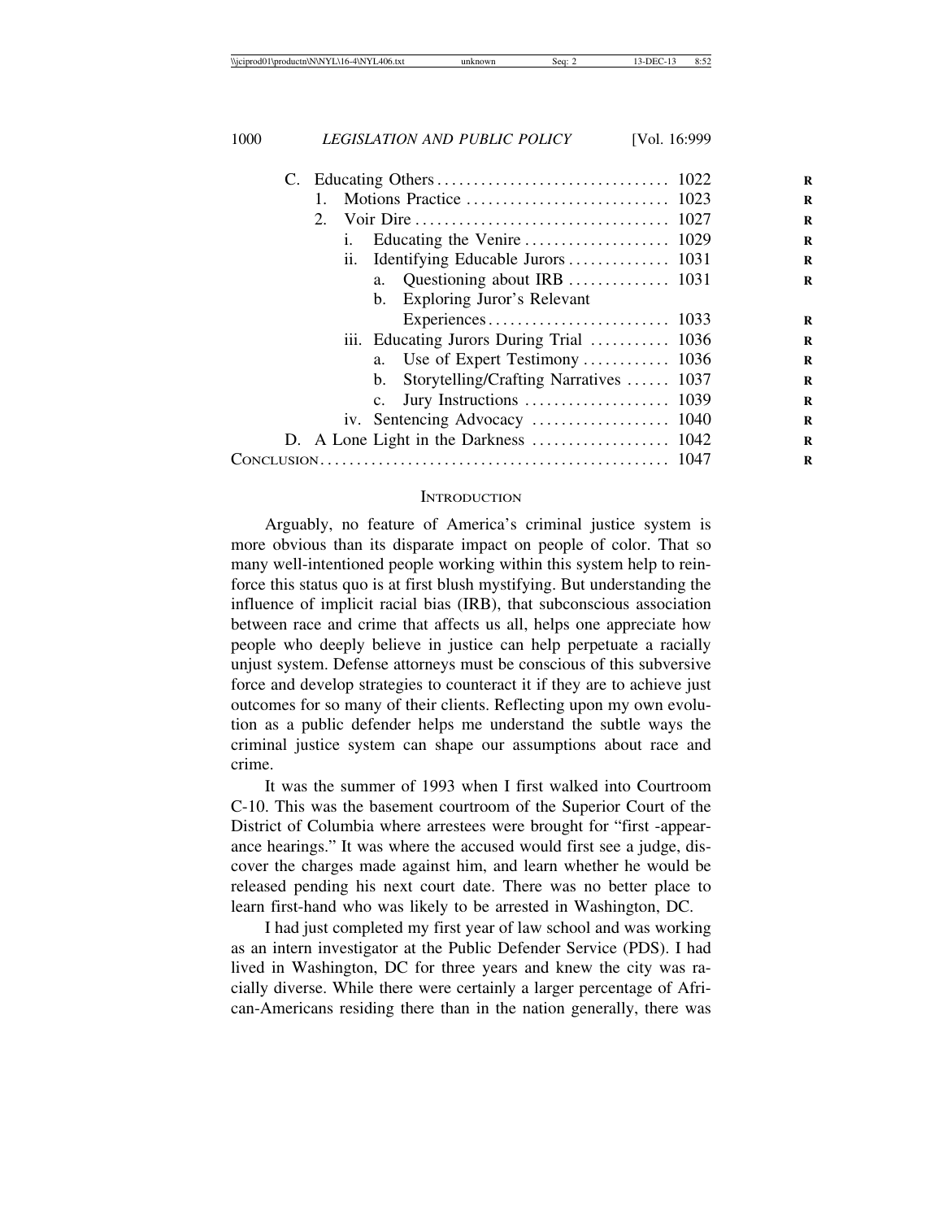C. Educating Others .......... 1022
   1. Motions Practice .......... 1023
   2. Voir Dire .......... 1027
      i. Educating the Venire .......... 1029
      ii. Identifying Educable Jurors .......... 1031
         a. Questioning about IRB .......... 1031
         b. Exploring Juror's Relevant Experiences .......... 1033
      iii. Educating Jurors During Trial .......... 1036
         a. Use of Expert Testimony .......... 1036
         b. Storytelling/Crafting Narratives .......... 1037
         c. Jury Instructions .......... 1039
      iv. Sentencing Advocacy .......... 1040
D. A Lone Light in the Darkness .......... 1042

CONCLUSION .......... 1047

## INTRODUCTION

Arguably, no feature of America's criminal justice system is more obvious than its disparate impact on people of color. That so many well-intentioned people working within this system help to reinforce this status quo is at first blush mystifying. But understanding the influence of implicit racial bias (IRB), that subconscious association between race and crime that affects us all, helps one appreciate how people who deeply believe in justice can help perpetuate a racially unjust system. Defense attorneys must be conscious of this subversive force and develop strategies to counteract it if they are to achieve just outcomes for so many of their clients. Reflecting upon my own evolution as a public defender helps me understand the subtle ways the criminal justice system can shape our assumptions about race and crime.

It was the summer of 1993 when I first walked into Courtroom C-10. This was the basement courtroom of the Superior Court of the District of Columbia where arrestees were brought for "first -appearance hearings." It was where the accused would first see a judge, discover the charges made against him, and learn whether he would be released pending his next court date. There was no better place to learn first-hand who was likely to be arrested in Washington, DC.

I had just completed my first year of law school and was working as an intern investigator at the Public Defender Service (PDS). I had lived in Washington, DC for three years and knew the city was racially diverse. While there were certainly a larger percentage of African-Americans residing there than in the nation generally, there was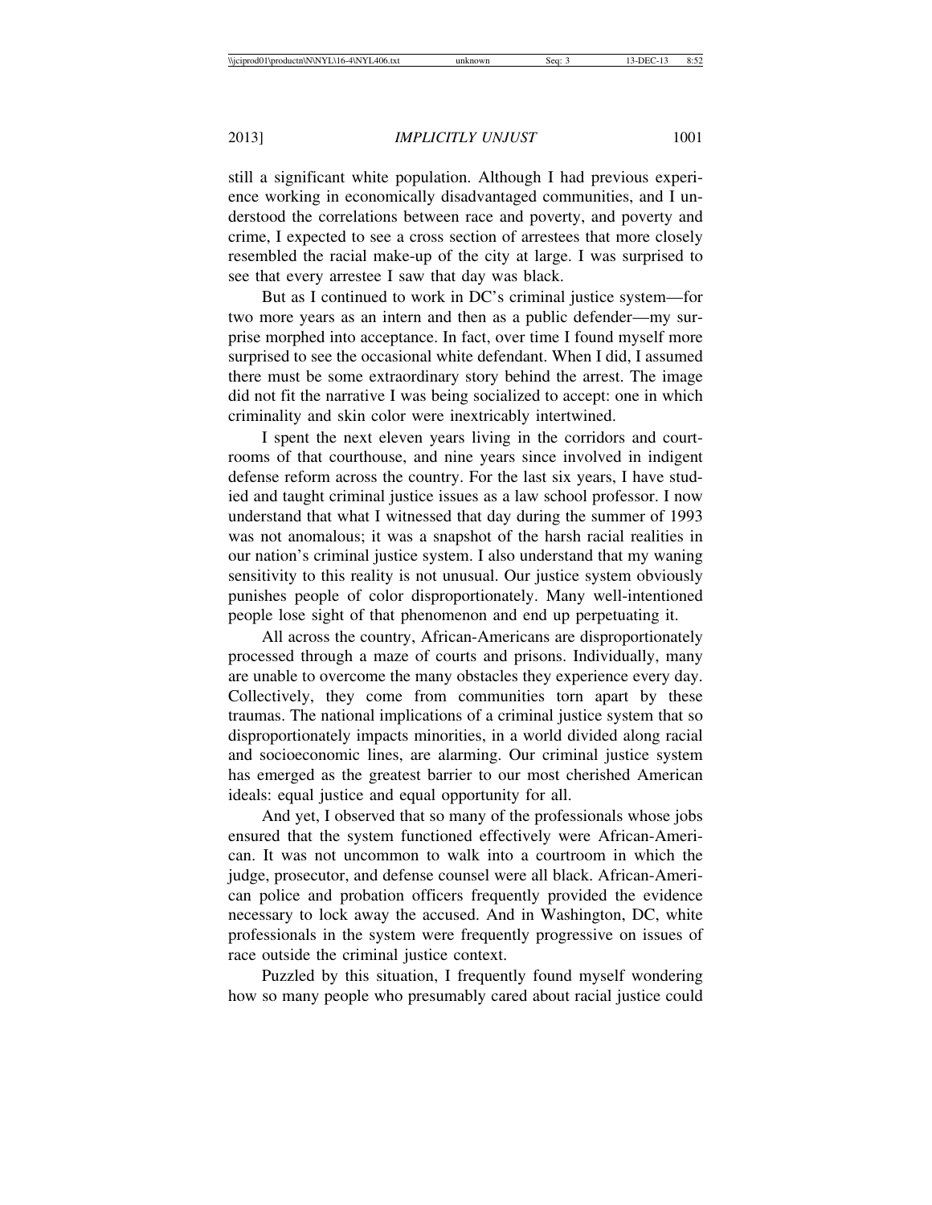still a significant white population. Although I had previous experience working in economically disadvantaged communities, and I understood the correlations between race and poverty, and poverty and crime, I expected to see a cross section of arrestees that more closely resembled the racial make-up of the city at large. I was surprised to see that every arrestee I saw that day was black.

But as I continued to work in DC's criminal justice system—for two more years as an intern and then as a public defender—my surprise morphed into acceptance. In fact, over time I found myself more surprised to see the occasional white defendant. When I did, I assumed there must be some extraordinary story behind the arrest. The image did not fit the narrative I was being socialized to accept: one in which criminality and skin color were inextricably intertwined.

I spent the next eleven years living in the corridors and courtrooms of that courthouse, and nine years since involved in indigent defense reform across the country. For the last six years, I have studied and taught criminal justice issues as a law school professor. I now understand that what I witnessed that day during the summer of 1993 was not anomalous; it was a snapshot of the harsh racial realities in our nation's criminal justice system. I also understand that my waning sensitivity to this reality is not unusual. Our justice system obviously punishes people of color disproportionately. Many well-intentioned people lose sight of that phenomenon and end up perpetuating it.

All across the country, African-Americans are disproportionately processed through a maze of courts and prisons. Individually, many are unable to overcome the many obstacles they experience every day. Collectively, they come from communities torn apart by these traumas. The national implications of a criminal justice system that so disproportionately impacts minorities, in a world divided along racial and socioeconomic lines, are alarming. Our criminal justice system has emerged as the greatest barrier to our most cherished American ideals: equal justice and equal opportunity for all.

And yet, I observed that so many of the professionals whose jobs ensured that the system functioned effectively were African-American. It was not uncommon to walk into a courtroom in which the judge, prosecutor, and defense counsel were all black. African-American police and probation officers frequently provided the evidence necessary to lock away the accused. And in Washington, DC, white professionals in the system were frequently progressive on issues of race outside the criminal justice context.

Puzzled by this situation, I frequently found myself wondering how so many people who presumably cared about racial justice could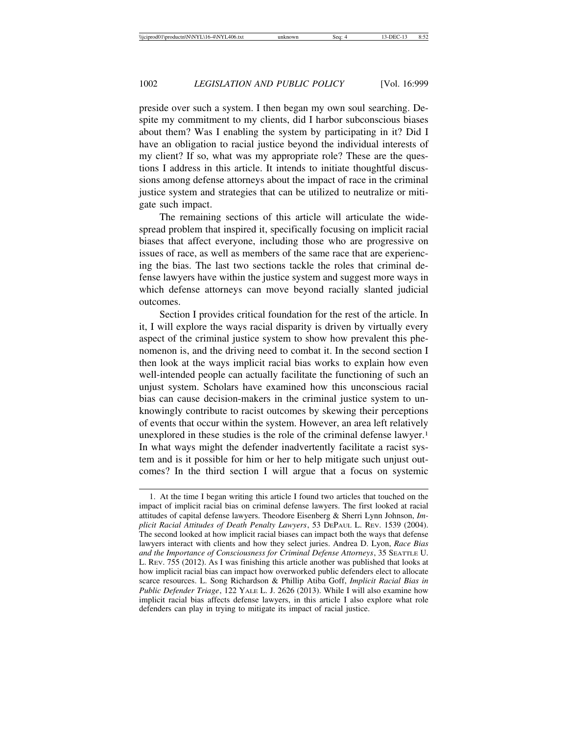preside over such a system. I then began my own soul searching. Despite my commitment to my clients, did I harbor subconscious biases about them? Was I enabling the system by participating in it? Did I have an obligation to racial justice beyond the individual interests of my client? If so, what was my appropriate role? These are the questions I address in this article. It intends to initiate thoughtful discussions among defense attorneys about the impact of race in the criminal justice system and strategies that can be utilized to neutralize or mitigate such impact.

The remaining sections of this article will articulate the widespread problem that inspired it, specifically focusing on implicit racial biases that affect everyone, including those who are progressive on issues of race, as well as members of the same race that are experiencing the bias. The last two sections tackle the roles that criminal defense lawyers have within the justice system and suggest more ways in which defense attorneys can move beyond racially slanted judicial outcomes.

Section I provides critical foundation for the rest of the article. In it, I will explore the ways racial disparity is driven by virtually every aspect of the criminal justice system to show how prevalent this phenomenon is, and the driving need to combat it. In the second section I then look at the ways implicit racial bias works to explain how even well-intended people can actually facilitate the functioning of such an unjust system. Scholars have examined how this unconscious racial bias can cause decision-makers in the criminal justice system to unknowingly contribute to racist outcomes by skewing their perceptions of events that occur within the system. However, an area left relatively unexplored in these studies is the role of the criminal defense lawyer.[1] In what ways might the defender inadvertently facilitate a racist system and is it possible for him or her to help mitigate such unjust outcomes? In the third section I will argue that a focus on systemic

---

1. At the time I began writing this article I found two articles that touched on the impact of implicit racial bias on criminal defense lawyers. The first looked at racial attitudes of capital defense lawyers. Theodore Eisenberg & Sherri Lynn Johnson, *Implicit Racial Attitudes of Death Penalty Lawyers*, 53 DePaul L. Rev. 1539 (2004). The second looked at how implicit racial biases can impact both the ways that defense lawyers interact with clients and how they select juries. Andrea D. Lyon, *Race Bias and the Importance of Consciousness for Criminal Defense Attorneys*, 35 Seattle U. L. Rev. 755 (2012). As I was finishing this article another was published that looks at how implicit racial bias can impact how overworked public defenders elect to allocate scarce resources. L. Song Richardson & Phillip Atiba Goff, *Implicit Racial Bias in Public Defender Triage*, 122 Yale L. J. 2626 (2013). While I will also examine how implicit racial bias affects defense lawyers, in this article I also explore what role defenders can play in trying to mitigate its impact of racial justice.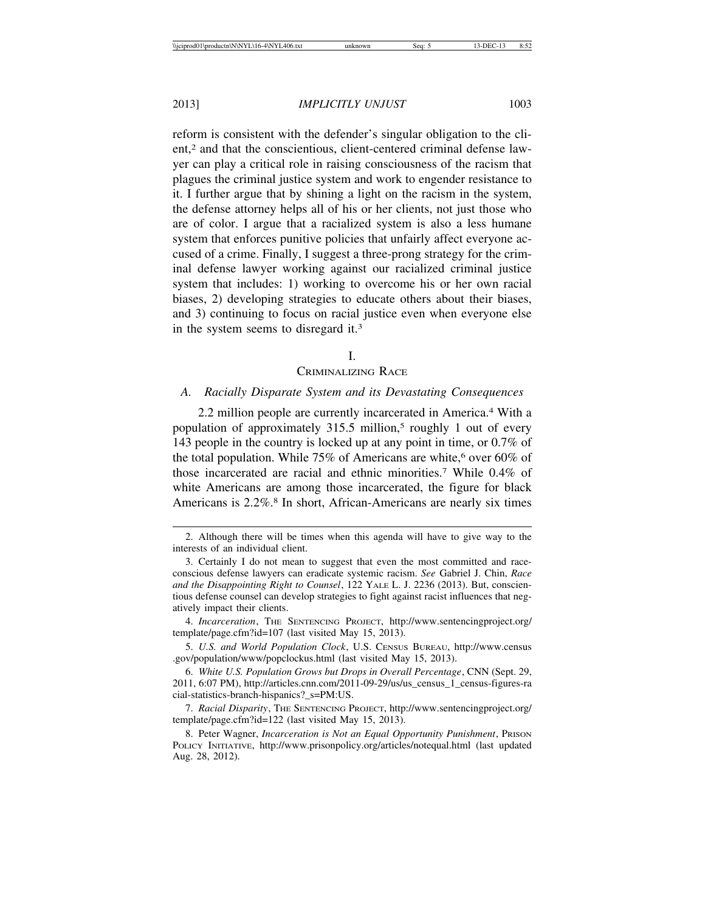reform is consistent with the defender's singular obligation to the client,[2] and that the conscientious, client-centered criminal defense lawyer can play a critical role in raising consciousness of the racism that plagues the criminal justice system and work to engender resistance to it. I further argue that by shining a light on the racism in the system, the defense attorney helps all of his or her clients, not just those who are of color. I argue that a racialized system is also a less humane system that enforces punitive policies that unfairly affect everyone accused of a crime. Finally, I suggest a three-prong strategy for the criminal defense lawyer working against our racialized criminal justice system that includes: 1) working to overcome his or her own racial biases, 2) developing strategies to educate others about their biases, and 3) continuing to focus on racial justice even when everyone else in the system seems to disregard it.[3]

## I. CRIMINALIZING RACE

### A. *Racially Disparate System and its Devastating Consequences*

2.2 million people are currently incarcerated in America.[4] With a population of approximately 315.5 million,[5] roughly 1 out of every 143 people in the country is locked up at any point in time, or 0.7% of the total population. While 75% of Americans are white,[6] over 60% of those incarcerated are racial and ethnic minorities.[7] While 0.4% of white Americans are among those incarcerated, the figure for black Americans is 2.2%.[8] In short, African-Americans are nearly six times

---

2. Although there will be times when this agenda will have to give way to the interests of an individual client.

3. Certainly I do not mean to suggest that even the most committed and race-conscious defense lawyers can eradicate systemic racism. *See* Gabriel J. Chin, *Race and the Disappointing Right to Counsel*, 122 YALE L. J. 2236 (2013). But, conscientious defense counsel can develop strategies to fight against racist influences that negatively impact their clients.

4. *Incarceration*, THE SENTENCING PROJECT, http://www.sentencingproject.org/template/page.cfm?id=107 (last visited May 15, 2013).

5. *U.S. and World Population Clock*, U.S. CENSUS BUREAU, http://www.census.gov/population/www/popclockus.html (last visited May 15, 2013).

6. *White U.S. Population Grows but Drops in Overall Percentage*, CNN (Sept. 29, 2011, 6:07 PM), http://articles.cnn.com/2011-09-29/us/us_census_1_census-figures-racial-statistics-branch-hispanics?_s=PM:US.

7. *Racial Disparity*, THE SENTENCING PROJECT, http://www.sentencingproject.org/template/page.cfm?id=122 (last visited May 15, 2013).

8. Peter Wagner, *Incarceration is Not an Equal Opportunity Punishment*, PRISON POLICY INITIATIVE, http://www.prisonpolicy.org/articles/notequal.html (last updated Aug. 28, 2012).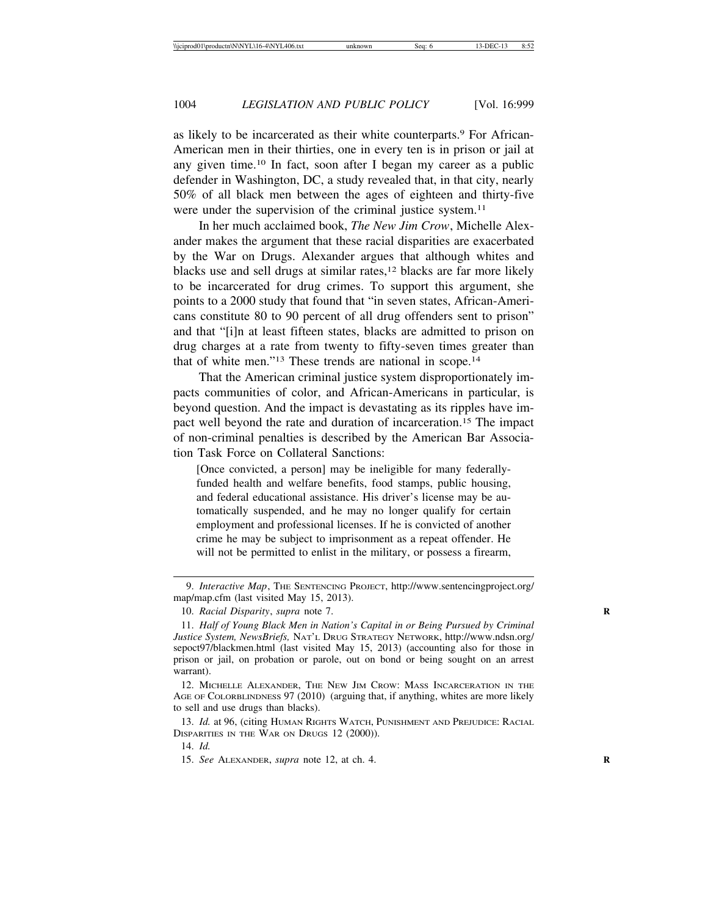as likely to be incarcerated as their white counterparts.[9] For African-American men in their thirties, one in every ten is in prison or jail at any given time.[10] In fact, soon after I began my career as a public defender in Washington, DC, a study revealed that, in that city, nearly 50% of all black men between the ages of eighteen and thirty-five were under the supervision of the criminal justice system.[11]

In her much acclaimed book, *The New Jim Crow*, Michelle Alexander makes the argument that these racial disparities are exacerbated by the War on Drugs. Alexander argues that although whites and blacks use and sell drugs at similar rates,[12] blacks are far more likely to be incarcerated for drug crimes. To support this argument, she points to a 2000 study that found that "in seven states, African-Americans constitute 80 to 90 percent of all drug offenders sent to prison" and that "[i]n at least fifteen states, blacks are admitted to prison on drug charges at a rate from twenty to fifty-seven times greater than that of white men."[13] These trends are national in scope.[14]

That the American criminal justice system disproportionately impacts communities of color, and African-Americans in particular, is beyond question. And the impact is devastating as its ripples have impact well beyond the rate and duration of incarceration.[15] The impact of non-criminal penalties is described by the American Bar Association Task Force on Collateral Sanctions:

> [Once convicted, a person] may be ineligible for many federally-funded health and welfare benefits, food stamps, public housing, and federal educational assistance. His driver's license may be automatically suspended, and he may no longer qualify for certain employment and professional licenses. If he is convicted of another crime he may be subject to imprisonment as a repeat offender. He will not be permitted to enlist in the military, or possess a firearm,

---

9. *Interactive Map*, THE SENTENCING PROJECT, http://www.sentencingproject.org/map/map.cfm (last visited May 15, 2013).

10. *Racial Disparity*, *supra* note 7.

11. *Half of Young Black Men in Nation's Capital in or Being Pursued by Criminal Justice System, NewsBriefs,* NAT'L DRUG STRATEGY NETWORK, http://www.ndsn.org/sepoct97/blackmen.html (last visited May 15, 2013) (accounting also for those in prison or jail, on probation or parole, out on bond or being sought on an arrest warrant).

12. MICHELLE ALEXANDER, THE NEW JIM CROW: MASS INCARCERATION IN THE AGE OF COLORBLINDNESS 97 (2010) (arguing that, if anything, whites are more likely to sell and use drugs than blacks).

13. *Id.* at 96, (citing HUMAN RIGHTS WATCH, PUNISHMENT AND PREJUDICE: RACIAL DISPARITIES IN THE WAR ON DRUGS 12 (2000)).

14. *Id.*

15. *See* ALEXANDER, *supra* note 12, at ch. 4.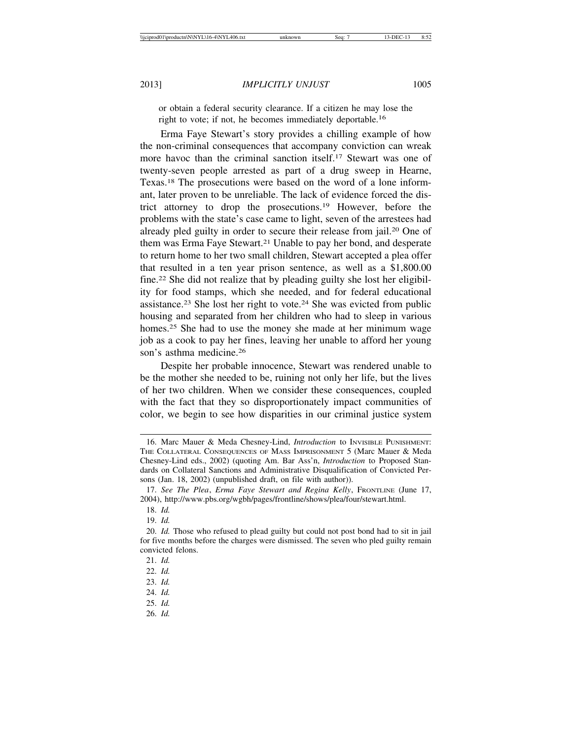or obtain a federal security clearance. If a citizen he may lose the right to vote; if not, he becomes immediately deportable.[16]

Erma Faye Stewart's story provides a chilling example of how the non-criminal consequences that accompany conviction can wreak more havoc than the criminal sanction itself.[17] Stewart was one of twenty-seven people arrested as part of a drug sweep in Hearne, Texas.[18] The prosecutions were based on the word of a lone informant, later proven to be unreliable. The lack of evidence forced the district attorney to drop the prosecutions.[19] However, before the problems with the state's case came to light, seven of the arrestees had already pled guilty in order to secure their release from jail.[20] One of them was Erma Faye Stewart.[21] Unable to pay her bond, and desperate to return home to her two small children, Stewart accepted a plea offer that resulted in a ten year prison sentence, as well as a $1,800.00 fine.[22] She did not realize that by pleading guilty she lost her eligibility for food stamps, which she needed, and for federal educational assistance.[23] She lost her right to vote.[24] She was evicted from public housing and separated from her children who had to sleep in various homes.[25] She had to use the money she made at her minimum wage job as a cook to pay her fines, leaving her unable to afford her young son's asthma medicine.[26]

Despite her probable innocence, Stewart was rendered unable to be the mother she needed to be, ruining not only her life, but the lives of her two children. When we consider these consequences, coupled with the fact that they so disproportionately impact communities of color, we begin to see how disparities in our criminal justice system

---

16. Marc Mauer & Meda Chesney-Lind, *Introduction* to INVISIBLE PUNISHMENT: THE COLLATERAL CONSEQUENCES OF MASS IMPRISONMENT 5 (Marc Mauer & Meda Chesney-Lind eds., 2002) (quoting Am. Bar Ass'n, *Introduction* to Proposed Standards on Collateral Sanctions and Administrative Disqualification of Convicted Persons (Jan. 18, 2002) (unpublished draft, on file with author)).

17. *See The Plea*, *Erma Faye Stewart and Regina Kelly*, FRONTLINE (June 17, 2004), http://www.pbs.org/wgbh/pages/frontline/shows/plea/four/stewart.html.

18. *Id.*

19. *Id.*

20. *Id.* Those who refused to plead guilty but could not post bond had to sit in jail for five months before the charges were dismissed. The seven who pled guilty remain convicted felons.

21. *Id.*

22. *Id.*

23. *Id.*

24. *Id.*

25. *Id.*

26. *Id.*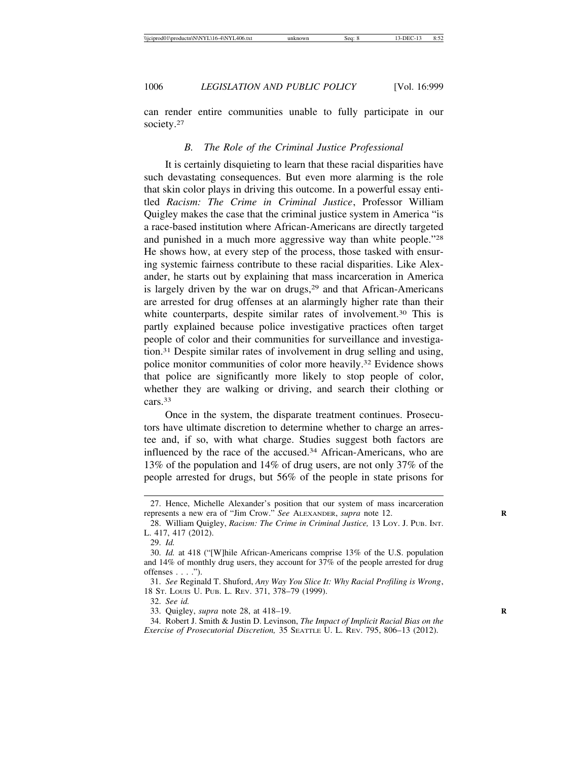can render entire communities unable to fully participate in our society.[27]

### *B. The Role of the Criminal Justice Professional*

It is certainly disquieting to learn that these racial disparities have such devastating consequences. But even more alarming is the role that skin color plays in driving this outcome. In a powerful essay entitled *Racism: The Crime in Criminal Justice*, Professor William Quigley makes the case that the criminal justice system in America "is a race-based institution where African-Americans are directly targeted and punished in a much more aggressive way than white people."[28] He shows how, at every step of the process, those tasked with ensuring systemic fairness contribute to these racial disparities. Like Alexander, he starts out by explaining that mass incarceration in America is largely driven by the war on drugs,[29] and that African-Americans are arrested for drug offenses at an alarmingly higher rate than their white counterparts, despite similar rates of involvement.[30] This is partly explained because police investigative practices often target people of color and their communities for surveillance and investigation.[31] Despite similar rates of involvement in drug selling and using, police monitor communities of color more heavily.[32] Evidence shows that police are significantly more likely to stop people of color, whether they are walking or driving, and search their clothing or cars.[33]

Once in the system, the disparate treatment continues. Prosecutors have ultimate discretion to determine whether to charge an arrestee and, if so, with what charge. Studies suggest both factors are influenced by the race of the accused.[34] African-Americans, who are 13% of the population and 14% of drug users, are not only 37% of the people arrested for drugs, but 56% of the people in state prisons for

---

27. Hence, Michelle Alexander's position that our system of mass incarceration represents a new era of "Jim Crow." *See* ALEXANDER, *supra* note 12.

28. William Quigley, *Racism: The Crime in Criminal Justice,* 13 LOY. J. PUB. INT. L. 417, 417 (2012).

29. *Id.*

30. *Id.* at 418 ("[W]hile African-Americans comprise 13% of the U.S. population and 14% of monthly drug users, they account for 37% of the people arrested for drug offenses . . . .").

31. *See* Reginald T. Shuford, *Any Way You Slice It: Why Racial Profiling is Wrong*, 18 ST. LOUIS U. PUB. L. REV. 371, 378–79 (1999).

32. *See id.*

33. Quigley, *supra* note 28, at 418–19.

34. Robert J. Smith & Justin D. Levinson, *The Impact of Implicit Racial Bias on the Exercise of Prosecutorial Discretion,* 35 SEATTLE U. L. REV. 795, 806–13 (2012).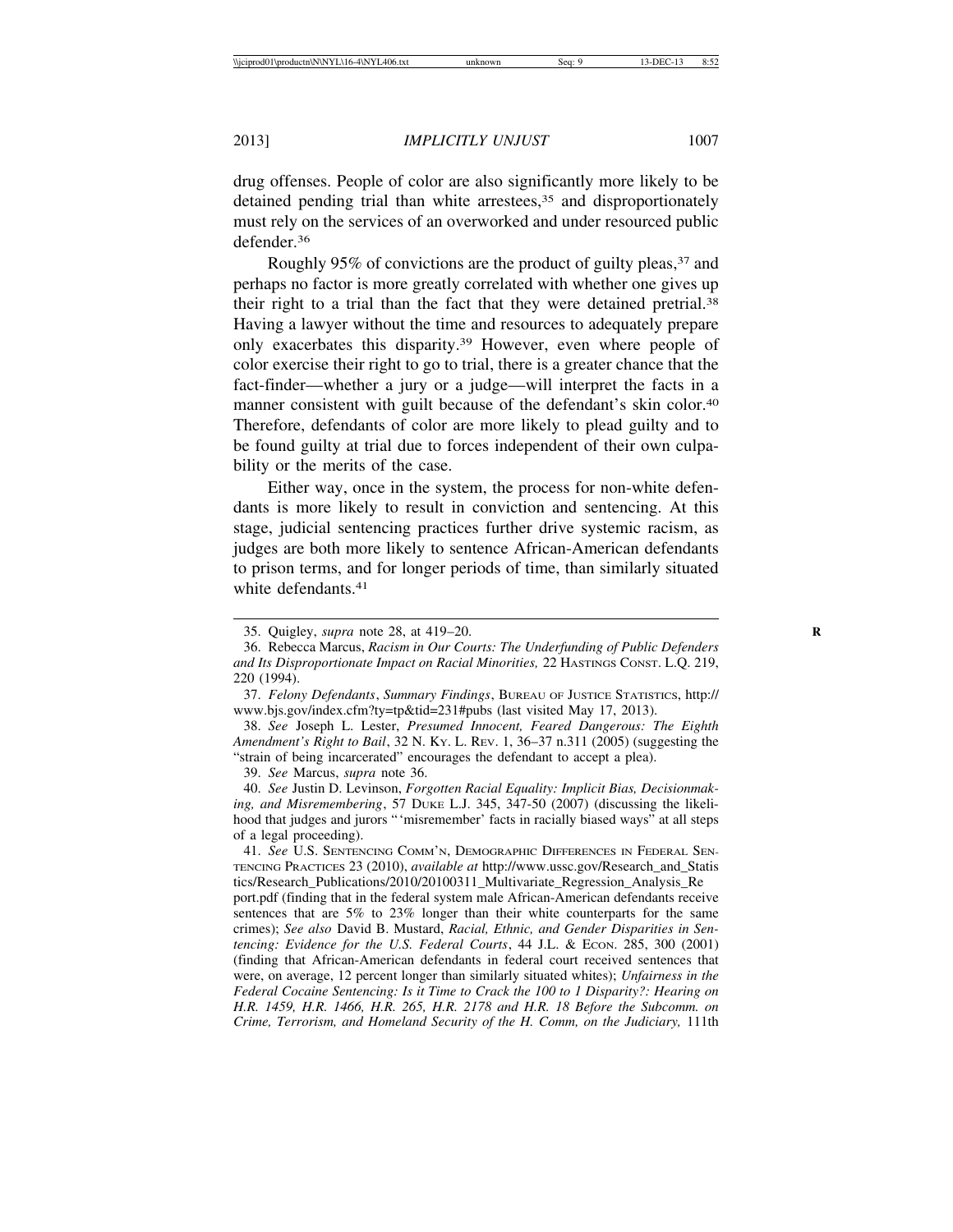drug offenses. People of color are also significantly more likely to be detained pending trial than white arrestees,[35] and disproportionately must rely on the services of an overworked and under resourced public defender.[36]

Roughly 95% of convictions are the product of guilty pleas,[37] and perhaps no factor is more greatly correlated with whether one gives up their right to a trial than the fact that they were detained pretrial.[38] Having a lawyer without the time and resources to adequately prepare only exacerbates this disparity.[39] However, even where people of color exercise their right to go to trial, there is a greater chance that the fact-finder—whether a jury or a judge—will interpret the facts in a manner consistent with guilt because of the defendant's skin color.[40] Therefore, defendants of color are more likely to plead guilty and to be found guilty at trial due to forces independent of their own culpability or the merits of the case.

Either way, once in the system, the process for non-white defendants is more likely to result in conviction and sentencing. At this stage, judicial sentencing practices further drive systemic racism, as judges are both more likely to sentence African-American defendants to prison terms, and for longer periods of time, than similarly situated white defendants.[41]

---

35. Quigley, *supra* note 28, at 419–20.

36. Rebecca Marcus, *Racism in Our Courts: The Underfunding of Public Defenders and Its Disproportionate Impact on Racial Minorities,* 22 HASTINGS CONST. L.Q. 219, 220 (1994).

37. *Felony Defendants*, *Summary Findings*, BUREAU OF JUSTICE STATISTICS, http://www.bjs.gov/index.cfm?ty=tp&tid=231#pubs (last visited May 17, 2013).

38. *See* Joseph L. Lester, *Presumed Innocent, Feared Dangerous: The Eighth Amendment's Right to Bail*, 32 N. KY. L. REV. 1, 36–37 n.311 (2005) (suggesting the "strain of being incarcerated" encourages the defendant to accept a plea).

39. *See* Marcus, *supra* note 36.

40. *See* Justin D. Levinson, *Forgotten Racial Equality: Implicit Bias, Decisionmaking, and Misremembering*, 57 DUKE L.J. 345, 347-50 (2007) (discussing the likelihood that judges and jurors "'misremember' facts in racially biased ways" at all steps of a legal proceeding).

41. *See* U.S. SENTENCING COMM'N, DEMOGRAPHIC DIFFERENCES IN FEDERAL SENTENCING PRACTICES 23 (2010), *available at* http://www.ussc.gov/Research_and_Statistics/Research_Publications/2010/20100311_Multivariate_Regression_Analysis_Report.pdf (finding that in the federal system male African-American defendants receive sentences that are 5% to 23% longer than their white counterparts for the same crimes); *See also* David B. Mustard, *Racial, Ethnic, and Gender Disparities in Sentencing: Evidence for the U.S. Federal Courts*, 44 J.L. & ECON. 285, 300 (2001) (finding that African-American defendants in federal court received sentences that were, on average, 12 percent longer than similarly situated whites); *Unfairness in the Federal Cocaine Sentencing: Is it Time to Crack the 100 to 1 Disparity?: Hearing on H.R. 1459, H.R. 1466, H.R. 265, H.R. 2178 and H.R. 18 Before the Subcomm. on Crime, Terrorism, and Homeland Security of the H. Comm, on the Judiciary,* 111th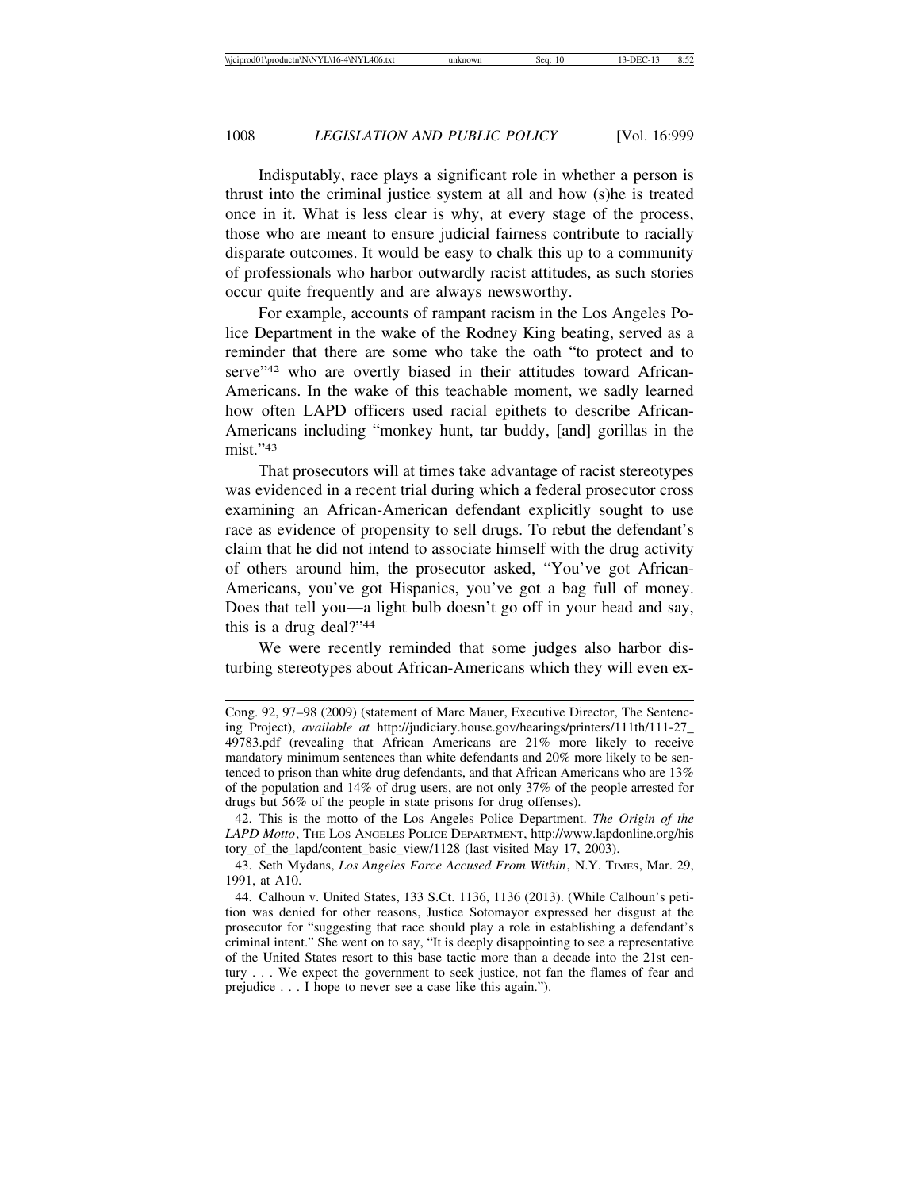Indisputably, race plays a significant role in whether a person is thrust into the criminal justice system at all and how (s)he is treated once in it. What is less clear is why, at every stage of the process, those who are meant to ensure judicial fairness contribute to racially disparate outcomes. It would be easy to chalk this up to a community of professionals who harbor outwardly racist attitudes, as such stories occur quite frequently and are always newsworthy.

For example, accounts of rampant racism in the Los Angeles Police Department in the wake of the Rodney King beating, served as a reminder that there are some who take the oath "to protect and to serve"[42] who are overtly biased in their attitudes toward African-Americans. In the wake of this teachable moment, we sadly learned how often LAPD officers used racial epithets to describe African-Americans including "monkey hunt, tar buddy, [and] gorillas in the mist."[43]

That prosecutors will at times take advantage of racist stereotypes was evidenced in a recent trial during which a federal prosecutor cross examining an African-American defendant explicitly sought to use race as evidence of propensity to sell drugs. To rebut the defendant's claim that he did not intend to associate himself with the drug activity of others around him, the prosecutor asked, "You've got African-Americans, you've got Hispanics, you've got a bag full of money. Does that tell you—a light bulb doesn't go off in your head and say, this is a drug deal?"[44]

We were recently reminded that some judges also harbor disturbing stereotypes about African-Americans which they will even ex-

---

Cong. 92, 97–98 (2009) (statement of Marc Mauer, Executive Director, The Sentencing Project), *available at* http://judiciary.house.gov/hearings/printers/111th/111-27_49783.pdf (revealing that African Americans are 21% more likely to receive mandatory minimum sentences than white defendants and 20% more likely to be sentenced to prison than white drug defendants, and that African Americans who are 13% of the population and 14% of drug users, are not only 37% of the people arrested for drugs but 56% of the people in state prisons for drug offenses).

42. This is the motto of the Los Angeles Police Department. *The Origin of the LAPD Motto*, THE LOS ANGELES POLICE DEPARTMENT, http://www.lapdonline.org/history_of_the_lapd/content_basic_view/1128 (last visited May 17, 2003).

43. Seth Mydans, *Los Angeles Force Accused From Within*, N.Y. TIMES, Mar. 29, 1991, at A10.

44. Calhoun v. United States, 133 S.Ct. 1136, 1136 (2013). (While Calhoun's petition was denied for other reasons, Justice Sotomayor expressed her disgust at the prosecutor for "suggesting that race should play a role in establishing a defendant's criminal intent." She went on to say, "It is deeply disappointing to see a representative of the United States resort to this base tactic more than a decade into the 21st century . . . We expect the government to seek justice, not fan the flames of fear and prejudice . . . I hope to never see a case like this again.").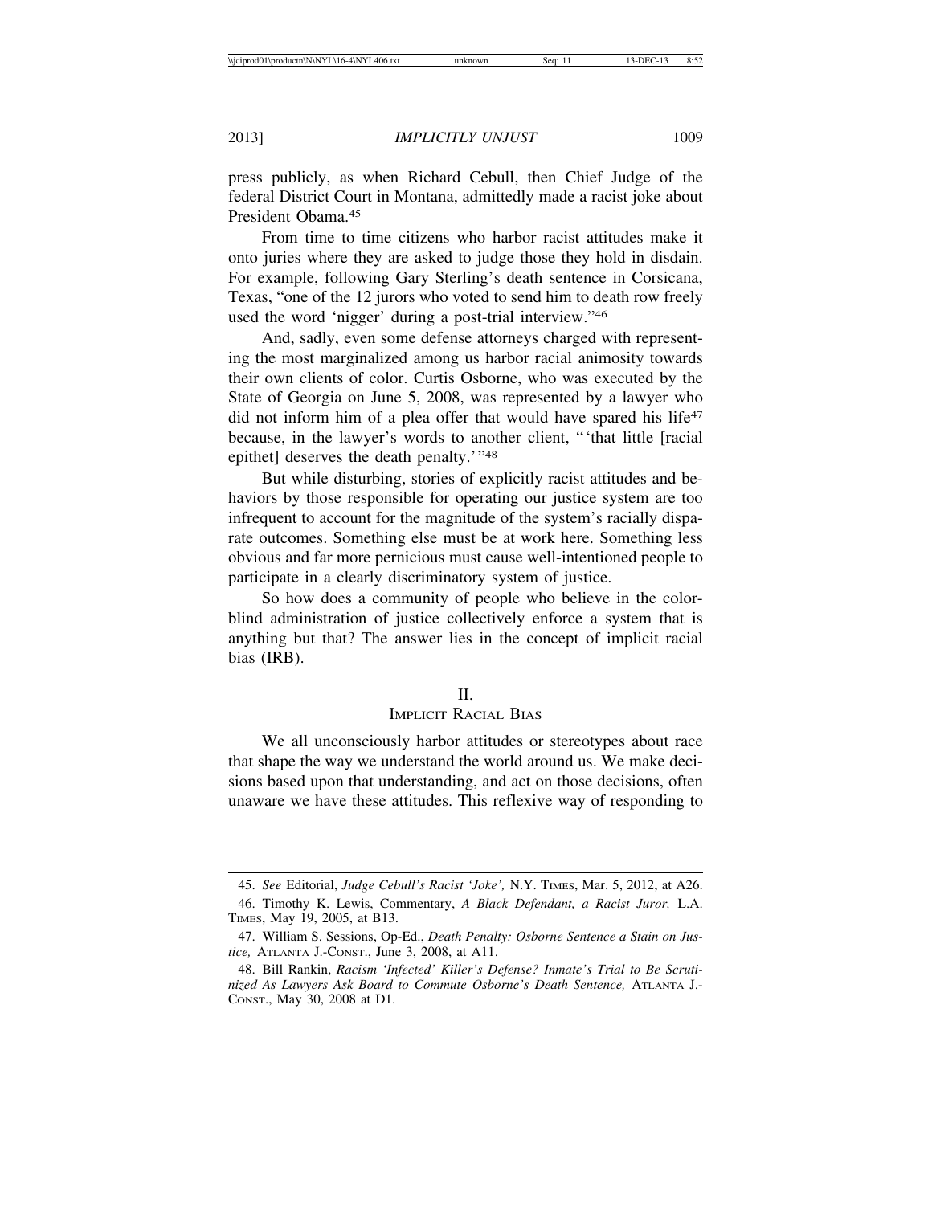press publicly, as when Richard Cebull, then Chief Judge of the federal District Court in Montana, admittedly made a racist joke about President Obama.[45]

From time to time citizens who harbor racist attitudes make it onto juries where they are asked to judge those they hold in disdain. For example, following Gary Sterling's death sentence in Corsicana, Texas, "one of the 12 jurors who voted to send him to death row freely used the word 'nigger' during a post-trial interview."[46]

And, sadly, even some defense attorneys charged with representing the most marginalized among us harbor racial animosity towards their own clients of color. Curtis Osborne, who was executed by the State of Georgia on June 5, 2008, was represented by a lawyer who did not inform him of a plea offer that would have spared his life[47] because, in the lawyer's words to another client, "'that little [racial epithet] deserves the death penalty.'"[48]

But while disturbing, stories of explicitly racist attitudes and behaviors by those responsible for operating our justice system are too infrequent to account for the magnitude of the system's racially disparate outcomes. Something else must be at work here. Something less obvious and far more pernicious must cause well-intentioned people to participate in a clearly discriminatory system of justice.

So how does a community of people who believe in the colorblind administration of justice collectively enforce a system that is anything but that? The answer lies in the concept of implicit racial bias (IRB).

## II. IMPLICIT RACIAL BIAS

We all unconsciously harbor attitudes or stereotypes about race that shape the way we understand the world around us. We make decisions based upon that understanding, and act on those decisions, often unaware we have these attitudes. This reflexive way of responding to

---

45. *See* Editorial, *Judge Cebull's Racist 'Joke',* N.Y. TIMES, Mar. 5, 2012, at A26.

46. Timothy K. Lewis, Commentary, *A Black Defendant, a Racist Juror,* L.A. TIMES, May 19, 2005, at B13.

47. William S. Sessions, Op-Ed., *Death Penalty: Osborne Sentence a Stain on Justice,* ATLANTA J.-CONST., June 3, 2008, at A11.

48. Bill Rankin, *Racism 'Infected' Killer's Defense? Inmate's Trial to Be Scrutinized As Lawyers Ask Board to Commute Osborne's Death Sentence,* ATLANTA J.-CONST., May 30, 2008 at D1.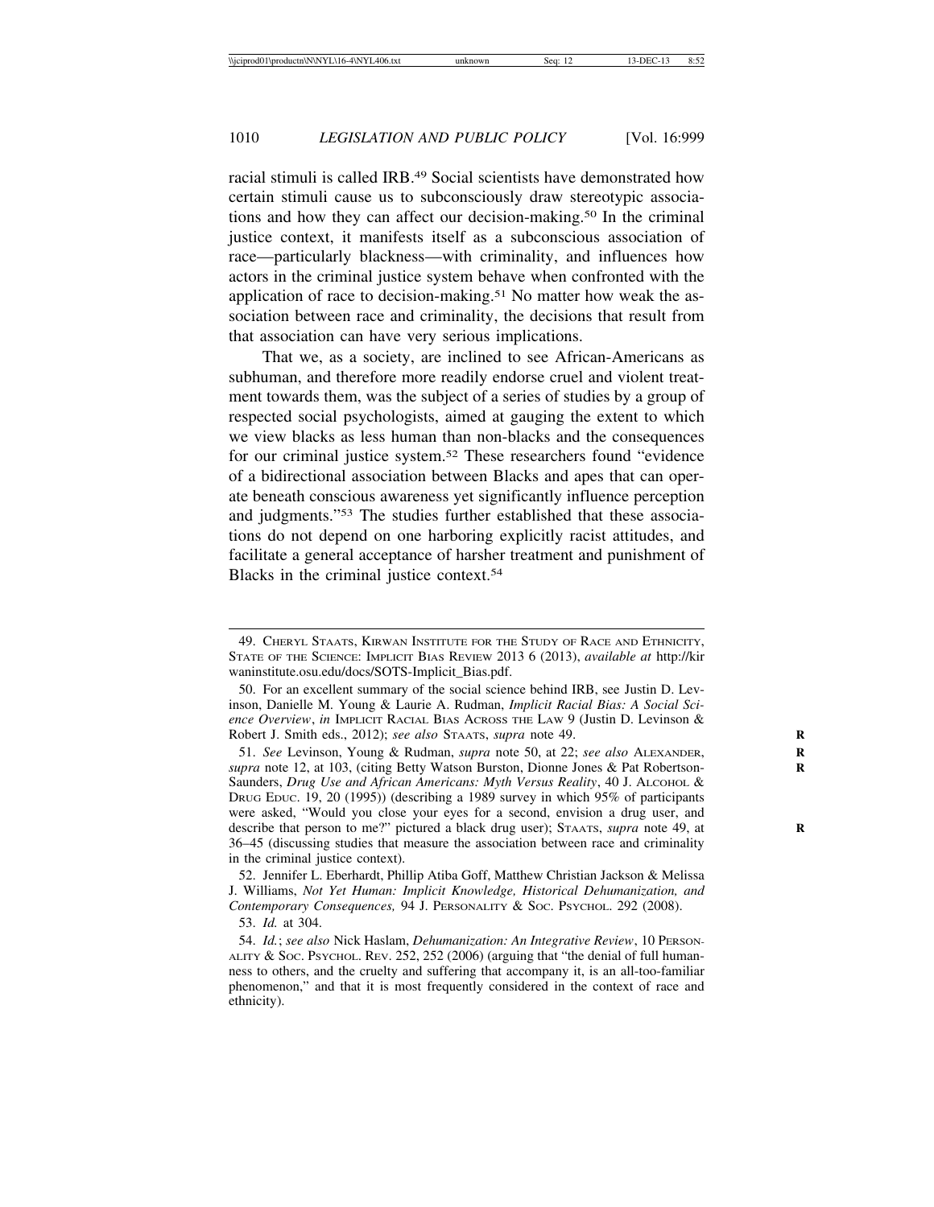racial stimuli is called IRB.[49] Social scientists have demonstrated how certain stimuli cause us to subconsciously draw stereotypic associations and how they can affect our decision-making.[50] In the criminal justice context, it manifests itself as a subconscious association of race—particularly blackness—with criminality, and influences how actors in the criminal justice system behave when confronted with the application of race to decision-making.[51] No matter how weak the association between race and criminality, the decisions that result from that association can have very serious implications.

That we, as a society, are inclined to see African-Americans as subhuman, and therefore more readily endorse cruel and violent treatment towards them, was the subject of a series of studies by a group of respected social psychologists, aimed at gauging the extent to which we view blacks as less human than non-blacks and the consequences for our criminal justice system.[52] These researchers found "evidence of a bidirectional association between Blacks and apes that can operate beneath conscious awareness yet significantly influence perception and judgments."[53] The studies further established that these associations do not depend on one harboring explicitly racist attitudes, and facilitate a general acceptance of harsher treatment and punishment of Blacks in the criminal justice context.[54]

---

49. CHERYL STAATS, KIRWAN INSTITUTE FOR THE STUDY OF RACE AND ETHNICITY, STATE OF THE SCIENCE: IMPLICIT BIAS REVIEW 2013 6 (2013), *available at* http://kirwaninstitute.osu.edu/docs/SOTS-Implicit_Bias.pdf.

50. For an excellent summary of the social science behind IRB, see Justin D. Levinson, Danielle M. Young & Laurie A. Rudman, *Implicit Racial Bias: A Social Science Overview*, *in* IMPLICIT RACIAL BIAS ACROSS THE LAW 9 (Justin D. Levinson & Robert J. Smith eds., 2012); *see also* STAATS, *supra* note 49.

51. *See* Levinson, Young & Rudman, *supra* note 50, at 22; *see also* ALEXANDER, *supra* note 12, at 103, (citing Betty Watson Burston, Dionne Jones & Pat Robertson-Saunders, *Drug Use and African Americans: Myth Versus Reality*, 40 J. ALCOHOL & DRUG EDUC. 19, 20 (1995)) (describing a 1989 survey in which 95% of participants were asked, "Would you close your eyes for a second, envision a drug user, and describe that person to me?" pictured a black drug user); STAATS, *supra* note 49, at 36–45 (discussing studies that measure the association between race and criminality in the criminal justice context).

52. Jennifer L. Eberhardt, Phillip Atiba Goff, Matthew Christian Jackson & Melissa J. Williams, *Not Yet Human: Implicit Knowledge, Historical Dehumanization, and Contemporary Consequences,* 94 J. PERSONALITY & SOC. PSYCHOL. 292 (2008).

53. *Id.* at 304.

54. *Id.*; *see also* Nick Haslam, *Dehumanization: An Integrative Review*, 10 PERSONALITY & SOC. PSYCHOL. REV. 252, 252 (2006) (arguing that "the denial of full humanness to others, and the cruelty and suffering that accompany it, is an all-too-familiar phenomenon," and that it is most frequently considered in the context of race and ethnicity).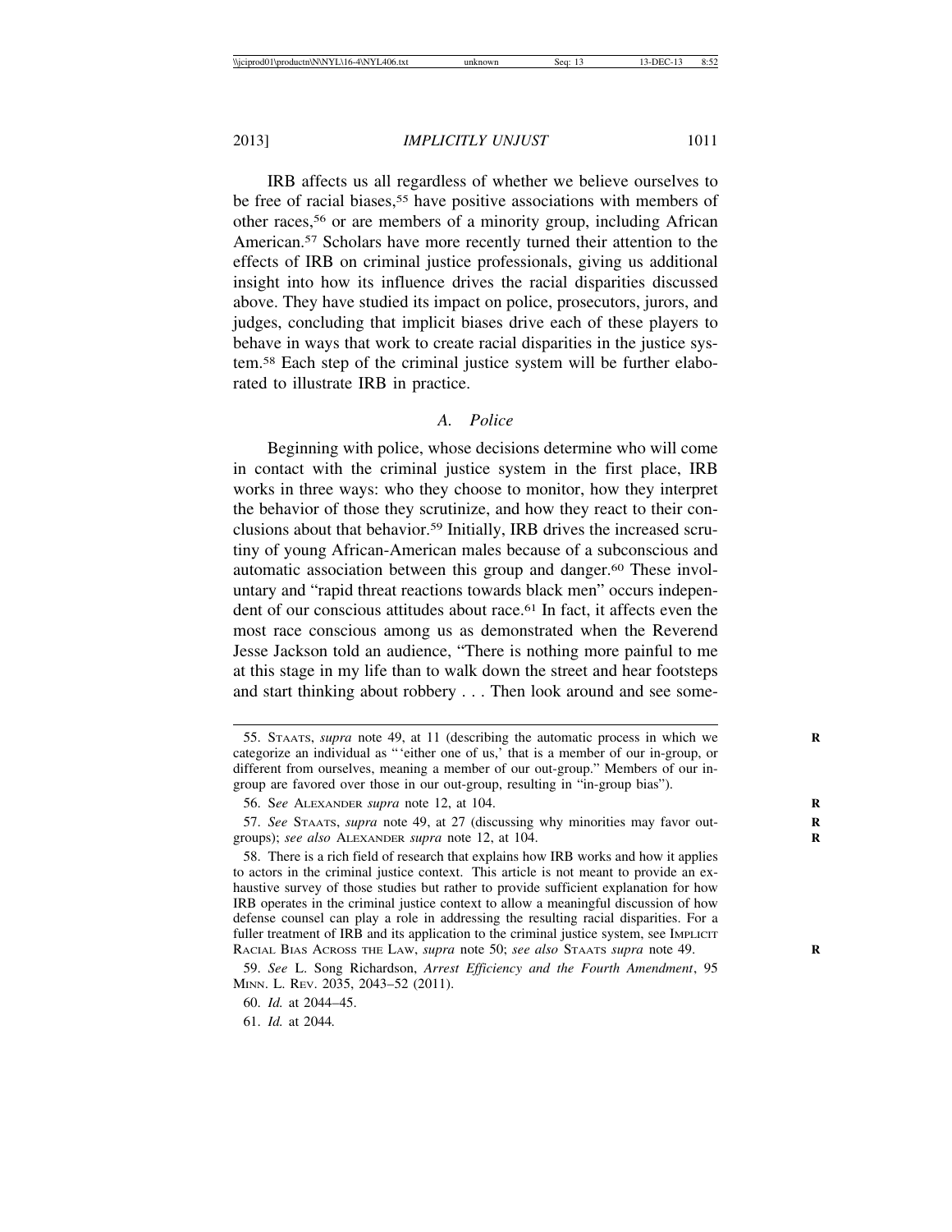IRB affects us all regardless of whether we believe ourselves to be free of racial biases,[55] have positive associations with members of other races,[56] or are members of a minority group, including African American.[57] Scholars have more recently turned their attention to the effects of IRB on criminal justice professionals, giving us additional insight into how its influence drives the racial disparities discussed above. They have studied its impact on police, prosecutors, jurors, and judges, concluding that implicit biases drive each of these players to behave in ways that work to create racial disparities in the justice system.[58] Each step of the criminal justice system will be further elaborated to illustrate IRB in practice.

### *A. Police*

Beginning with police, whose decisions determine who will come in contact with the criminal justice system in the first place, IRB works in three ways: who they choose to monitor, how they interpret the behavior of those they scrutinize, and how they react to their conclusions about that behavior.[59] Initially, IRB drives the increased scrutiny of young African-American males because of a subconscious and automatic association between this group and danger.[60] These involuntary and "rapid threat reactions towards black men" occurs independent of our conscious attitudes about race.[61] In fact, it affects even the most race conscious among us as demonstrated when the Reverend Jesse Jackson told an audience, "There is nothing more painful to me at this stage in my life than to walk down the street and hear footsteps and start thinking about robbery . . . Then look around and see some-

---

55. STAATS, *supra* note 49, at 11 (describing the automatic process in which we categorize an individual as "'either one of us,' that is a member of our in-group, or different from ourselves, meaning a member of our out-group." Members of our in-group are favored over those in our out-group, resulting in "in-group bias").

56. S*ee* ALEXANDER *supra* note 12, at 104.

57. *See* STAATS, *supra* note 49, at 27 (discussing why minorities may favor out-groups); *see also* ALEXANDER *supra* note 12, at 104.

58. There is a rich field of research that explains how IRB works and how it applies to actors in the criminal justice context. This article is not meant to provide an exhaustive survey of those studies but rather to provide sufficient explanation for how IRB operates in the criminal justice context to allow a meaningful discussion of how defense counsel can play a role in addressing the resulting racial disparities. For a fuller treatment of IRB and its application to the criminal justice system, see IMPLICIT RACIAL BIAS ACROSS THE LAW, *supra* note 50; *see also* STAATS *supra* note 49.

59. *See* L. Song Richardson, *Arrest Efficiency and the Fourth Amendment*, 95 MINN. L. REV. 2035, 2043–52 (2011).

60. *Id.* at 2044–45.

61. *Id.* at 2044*.*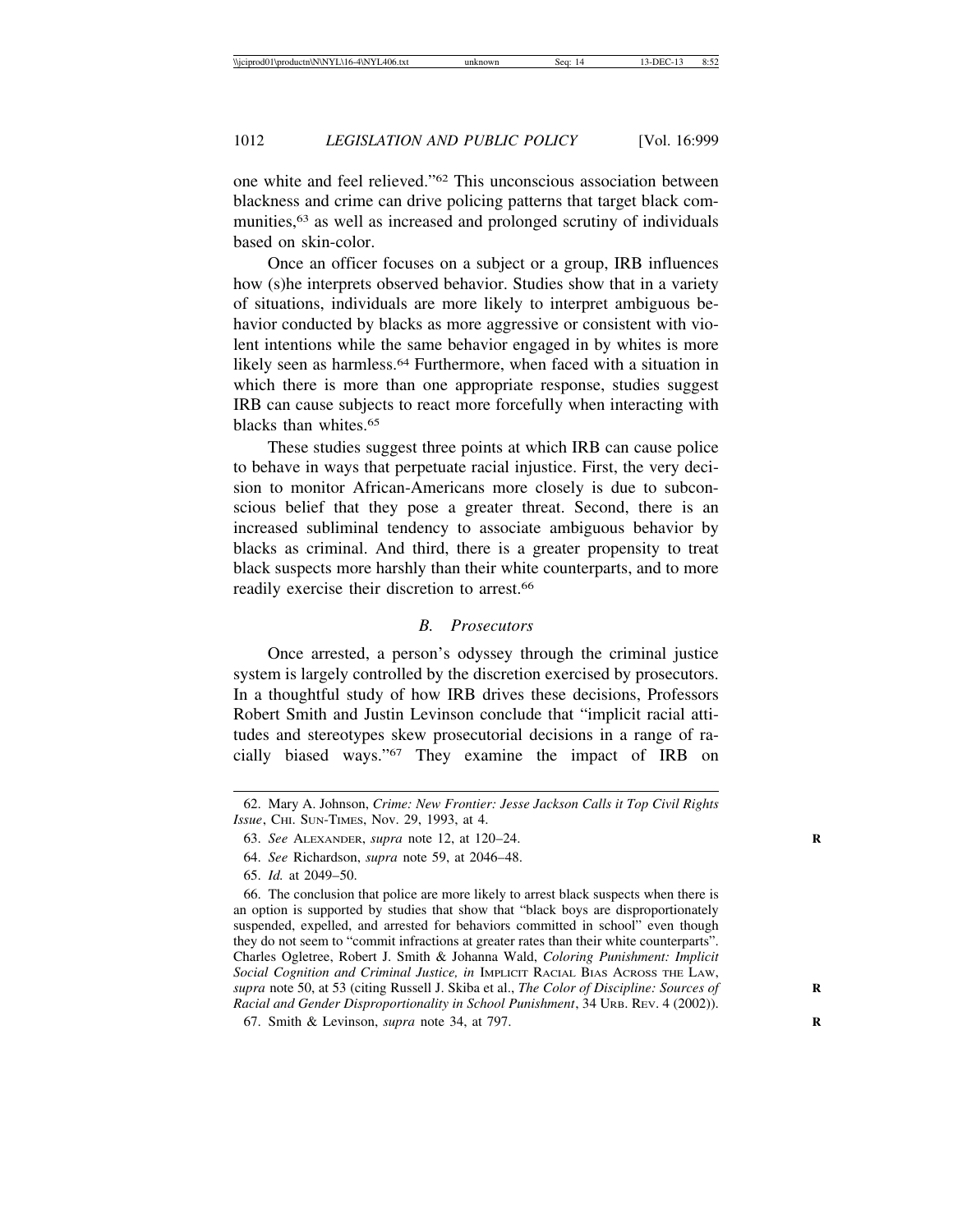one white and feel relieved."[62] This unconscious association between blackness and crime can drive policing patterns that target black communities,[63] as well as increased and prolonged scrutiny of individuals based on skin-color.

Once an officer focuses on a subject or a group, IRB influences how (s)he interprets observed behavior. Studies show that in a variety of situations, individuals are more likely to interpret ambiguous behavior conducted by blacks as more aggressive or consistent with violent intentions while the same behavior engaged in by whites is more likely seen as harmless.[64] Furthermore, when faced with a situation in which there is more than one appropriate response, studies suggest IRB can cause subjects to react more forcefully when interacting with blacks than whites.[65]

These studies suggest three points at which IRB can cause police to behave in ways that perpetuate racial injustice. First, the very decision to monitor African-Americans more closely is due to subconscious belief that they pose a greater threat. Second, there is an increased subliminal tendency to associate ambiguous behavior by blacks as criminal. And third, there is a greater propensity to treat black suspects more harshly than their white counterparts, and to more readily exercise their discretion to arrest.[66]

### *B. Prosecutors*

Once arrested, a person's odyssey through the criminal justice system is largely controlled by the discretion exercised by prosecutors. In a thoughtful study of how IRB drives these decisions, Professors Robert Smith and Justin Levinson conclude that "implicit racial attitudes and stereotypes skew prosecutorial decisions in a range of racially biased ways."[67] They examine the impact of IRB on

---

62. Mary A. Johnson, *Crime: New Frontier: Jesse Jackson Calls it Top Civil Rights Issue*, CHI. SUN-TIMES, Nov. 29, 1993, at 4.

63. *See* ALEXANDER, *supra* note 12, at 120–24.

64. *See* Richardson, *supra* note 59, at 2046–48.

65. *Id.* at 2049–50.

66. The conclusion that police are more likely to arrest black suspects when there is an option is supported by studies that show that "black boys are disproportionately suspended, expelled, and arrested for behaviors committed in school" even though they do not seem to "commit infractions at greater rates than their white counterparts". Charles Ogletree, Robert J. Smith & Johanna Wald, *Coloring Punishment: Implicit Social Cognition and Criminal Justice, in* IMPLICIT RACIAL BIAS ACROSS THE LAW, *supra* note 50, at 53 (citing Russell J. Skiba et al., *The Color of Discipline: Sources of Racial and Gender Disproportionality in School Punishment*, 34 URB. REV. 4 (2002)).

67. Smith & Levinson, *supra* note 34, at 797.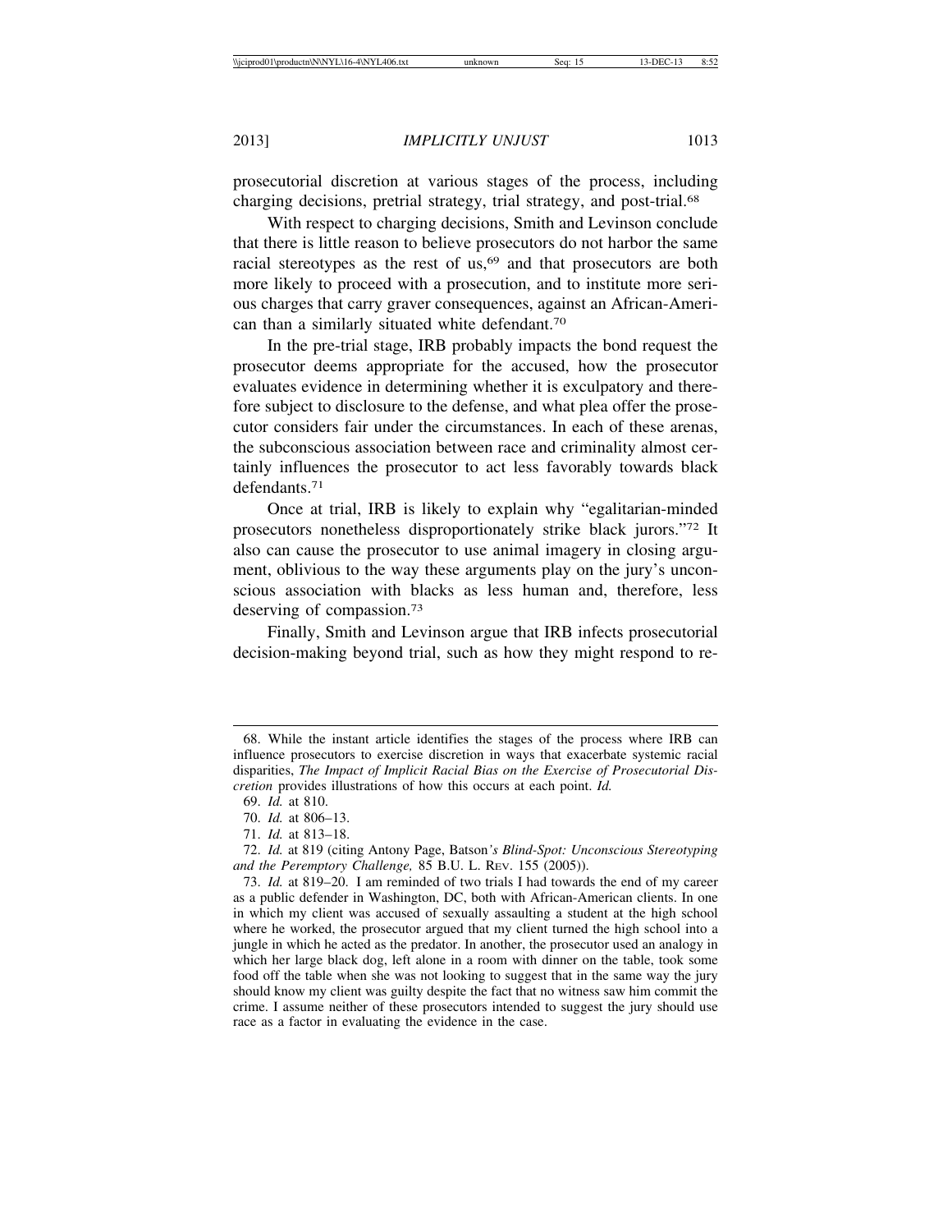prosecutorial discretion at various stages of the process, including charging decisions, pretrial strategy, trial strategy, and post-trial.[68]

With respect to charging decisions, Smith and Levinson conclude that there is little reason to believe prosecutors do not harbor the same racial stereotypes as the rest of us,[69] and that prosecutors are both more likely to proceed with a prosecution, and to institute more serious charges that carry graver consequences, against an African-American than a similarly situated white defendant.[70]

In the pre-trial stage, IRB probably impacts the bond request the prosecutor deems appropriate for the accused, how the prosecutor evaluates evidence in determining whether it is exculpatory and therefore subject to disclosure to the defense, and what plea offer the prosecutor considers fair under the circumstances. In each of these arenas, the subconscious association between race and criminality almost certainly influences the prosecutor to act less favorably towards black defendants.[71]

Once at trial, IRB is likely to explain why "egalitarian-minded prosecutors nonetheless disproportionately strike black jurors."[72] It also can cause the prosecutor to use animal imagery in closing argument, oblivious to the way these arguments play on the jury's unconscious association with blacks as less human and, therefore, less deserving of compassion.[73]

Finally, Smith and Levinson argue that IRB infects prosecutorial decision-making beyond trial, such as how they might respond to re-

---

68. While the instant article identifies the stages of the process where IRB can influence prosecutors to exercise discretion in ways that exacerbate systemic racial disparities, *The Impact of Implicit Racial Bias on the Exercise of Prosecutorial Discretion* provides illustrations of how this occurs at each point. *Id.*

69. *Id.* at 810.

70. *Id.* at 806–13.

71. *Id.* at 813–18.

72. *Id.* at 819 (citing Antony Page, Batson*'s Blind-Spot: Unconscious Stereotyping and the Peremptory Challenge,* 85 B.U. L. REV. 155 (2005)).

73. *Id.* at 819–20. I am reminded of two trials I had towards the end of my career as a public defender in Washington, DC, both with African-American clients. In one in which my client was accused of sexually assaulting a student at the high school where he worked, the prosecutor argued that my client turned the high school into a jungle in which he acted as the predator. In another, the prosecutor used an analogy in which her large black dog, left alone in a room with dinner on the table, took some food off the table when she was not looking to suggest that in the same way the jury should know my client was guilty despite the fact that no witness saw him commit the crime. I assume neither of these prosecutors intended to suggest the jury should use race as a factor in evaluating the evidence in the case.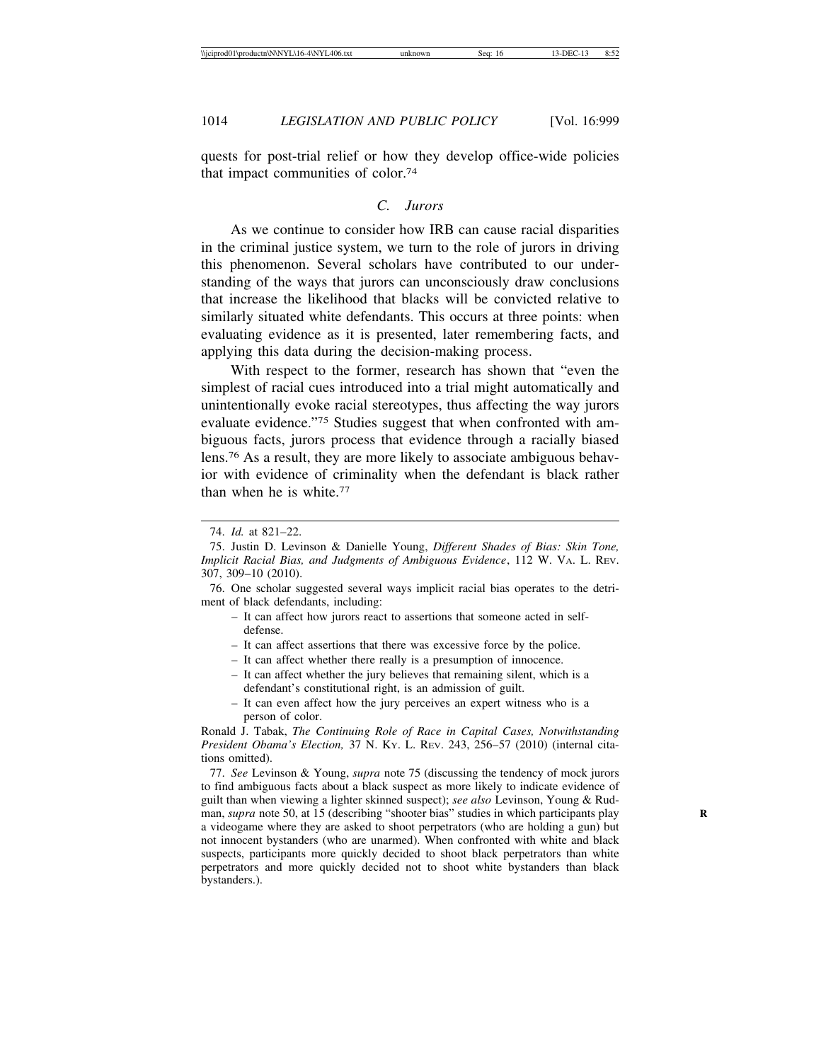quests for post-trial relief or how they develop office-wide policies that impact communities of color.[74]

### C. Jurors

As we continue to consider how IRB can cause racial disparities in the criminal justice system, we turn to the role of jurors in driving this phenomenon. Several scholars have contributed to our understanding of the ways that jurors can unconsciously draw conclusions that increase the likelihood that blacks will be convicted relative to similarly situated white defendants. This occurs at three points: when evaluating evidence as it is presented, later remembering facts, and applying this data during the decision-making process.

With respect to the former, research has shown that "even the simplest of racial cues introduced into a trial might automatically and unintentionally evoke racial stereotypes, thus affecting the way jurors evaluate evidence."[75] Studies suggest that when confronted with ambiguous facts, jurors process that evidence through a racially biased lens.[76] As a result, they are more likely to associate ambiguous behavior with evidence of criminality when the defendant is black rather than when he is white.[77]

---

74. *Id.* at 821–22.

75. Justin D. Levinson & Danielle Young, *Different Shades of Bias: Skin Tone, Implicit Racial Bias, and Judgments of Ambiguous Evidence*, 112 W. VA. L. REV. 307, 309–10 (2010).

76. One scholar suggested several ways implicit racial bias operates to the detriment of black defendants, including:

- It can affect how jurors react to assertions that someone acted in self-defense.
- It can affect assertions that there was excessive force by the police.
- It can affect whether there really is a presumption of innocence.
- It can affect whether the jury believes that remaining silent, which is a defendant's constitutional right, is an admission of guilt.
- It can even affect how the jury perceives an expert witness who is a person of color.

Ronald J. Tabak, *The Continuing Role of Race in Capital Cases, Notwithstanding President Obama's Election,* 37 N. KY. L. REV. 243, 256–57 (2010) (internal citations omitted).

77. *See* Levinson & Young, *supra* note 75 (discussing the tendency of mock jurors to find ambiguous facts about a black suspect as more likely to indicate evidence of guilt than when viewing a lighter skinned suspect); *see also* Levinson, Young & Rudman, *supra* note 50, at 15 (describing "shooter bias" studies in which participants play a videogame where they are asked to shoot perpetrators (who are holding a gun) but not innocent bystanders (who are unarmed). When confronted with white and black suspects, participants more quickly decided to shoot black perpetrators than white perpetrators and more quickly decided not to shoot white bystanders than black bystanders.).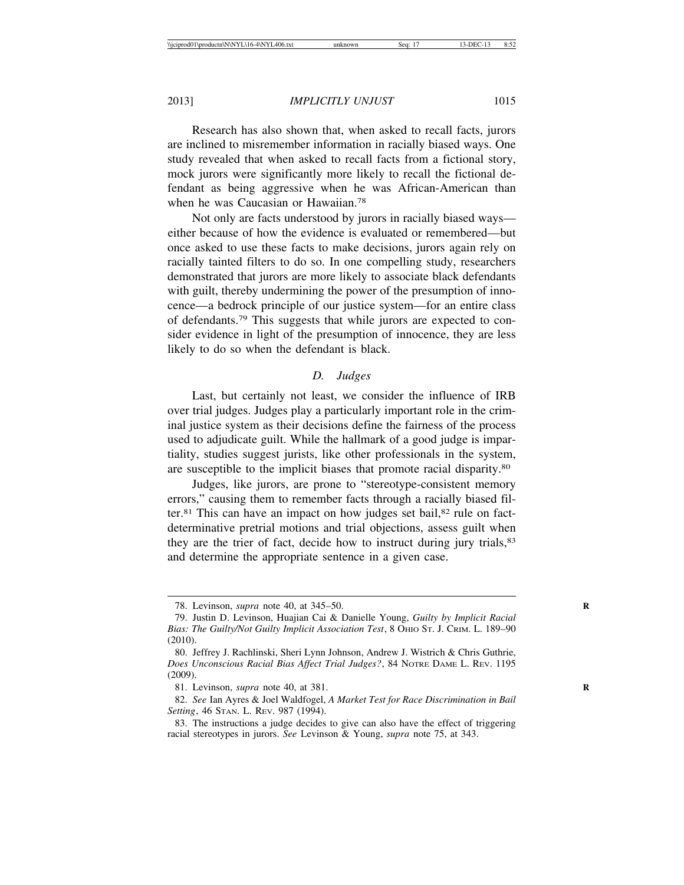Research has also shown that, when asked to recall facts, jurors are inclined to misremember information in racially biased ways. One study revealed that when asked to recall facts from a fictional story, mock jurors were significantly more likely to recall the fictional defendant as being aggressive when he was African-American than when he was Caucasian or Hawaiian.[78]

Not only are facts understood by jurors in racially biased ways—either because of how the evidence is evaluated or remembered—but once asked to use these facts to make decisions, jurors again rely on racially tainted filters to do so. In one compelling study, researchers demonstrated that jurors are more likely to associate black defendants with guilt, thereby undermining the power of the presumption of innocence—a bedrock principle of our justice system—for an entire class of defendants.[79] This suggests that while jurors are expected to consider evidence in light of the presumption of innocence, they are less likely to do so when the defendant is black.

### *D. Judges*

Last, but certainly not least, we consider the influence of IRB over trial judges. Judges play a particularly important role in the criminal justice system as their decisions define the fairness of the process used to adjudicate guilt. While the hallmark of a good judge is impartiality, studies suggest jurists, like other professionals in the system, are susceptible to the implicit biases that promote racial disparity.[80]

Judges, like jurors, are prone to "stereotype-consistent memory errors," causing them to remember facts through a racially biased filter.[81] This can have an impact on how judges set bail,[82] rule on fact-determinative pretrial motions and trial objections, assess guilt when they are the trier of fact, decide how to instruct during jury trials,[83] and determine the appropriate sentence in a given case.

---

78. Levinson, *supra* note 40, at 345–50.

79. Justin D. Levinson, Huajian Cai & Danielle Young, *Guilty by Implicit Racial Bias: The Guilty/Not Guilty Implicit Association Test*, 8 Ohio St. J. Crim. L. 189–90 (2010).

80. Jeffrey J. Rachlinski, Sheri Lynn Johnson, Andrew J. Wistrich & Chris Guthrie, *Does Unconscious Racial Bias Affect Trial Judges?*, 84 Notre Dame L. Rev. 1195 (2009).

81. Levinson, *supra* note 40, at 381.

82. *See* Ian Ayres & Joel Waldfogel, *A Market Test for Race Discrimination in Bail Setting*, 46 Stan. L. Rev. 987 (1994).

83. The instructions a judge decides to give can also have the effect of triggering racial stereotypes in jurors. *See* Levinson & Young, *supra* note 75, at 343.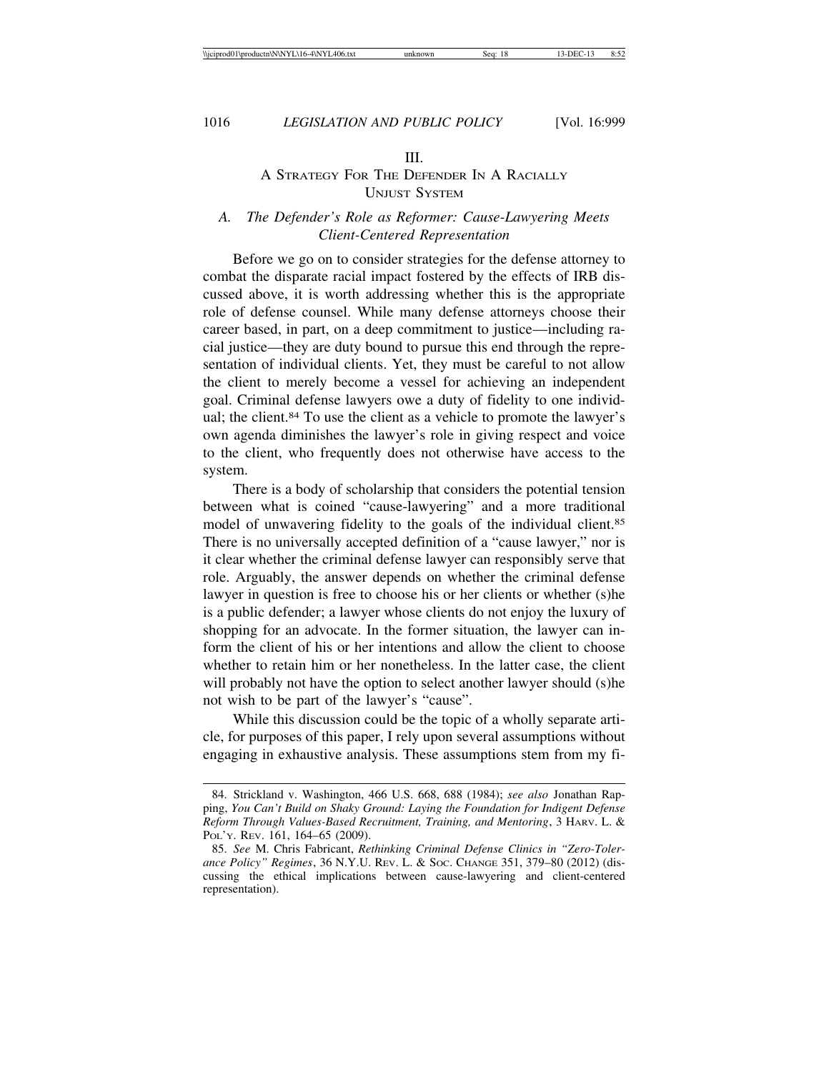## III.
## A STRATEGY FOR THE DEFENDER IN A RACIALLY UNJUST SYSTEM

### A. *The Defender's Role as Reformer: Cause-Lawyering Meets Client-Centered Representation*

Before we go on to consider strategies for the defense attorney to combat the disparate racial impact fostered by the effects of IRB discussed above, it is worth addressing whether this is the appropriate role of defense counsel. While many defense attorneys choose their career based, in part, on a deep commitment to justice—including racial justice—they are duty bound to pursue this end through the representation of individual clients. Yet, they must be careful to not allow the client to merely become a vessel for achieving an independent goal. Criminal defense lawyers owe a duty of fidelity to one individual; the client.[84] To use the client as a vehicle to promote the lawyer's own agenda diminishes the lawyer's role in giving respect and voice to the client, who frequently does not otherwise have access to the system.

There is a body of scholarship that considers the potential tension between what is coined "cause-lawyering" and a more traditional model of unwavering fidelity to the goals of the individual client.[85] There is no universally accepted definition of a "cause lawyer," nor is it clear whether the criminal defense lawyer can responsibly serve that role. Arguably, the answer depends on whether the criminal defense lawyer in question is free to choose his or her clients or whether (s)he is a public defender; a lawyer whose clients do not enjoy the luxury of shopping for an advocate. In the former situation, the lawyer can inform the client of his or her intentions and allow the client to choose whether to retain him or her nonetheless. In the latter case, the client will probably not have the option to select another lawyer should (s)he not wish to be part of the lawyer's "cause".

While this discussion could be the topic of a wholly separate article, for purposes of this paper, I rely upon several assumptions without engaging in exhaustive analysis. These assumptions stem from my fi-

---

84. Strickland v. Washington, 466 U.S. 668, 688 (1984); *see also* Jonathan Rapping, *You Can't Build on Shaky Ground: Laying the Foundation for Indigent Defense Reform Through Values-Based Recruitment, Training, and Mentoring*, 3 HARV. L. & POL'Y. REV. 161, 164–65 (2009).

85. *See* M. Chris Fabricant, *Rethinking Criminal Defense Clinics in "Zero-Tolerance Policy" Regimes*, 36 N.Y.U. REV. L. & SOC. CHANGE 351, 379–80 (2012) (discussing the ethical implications between cause-lawyering and client-centered representation).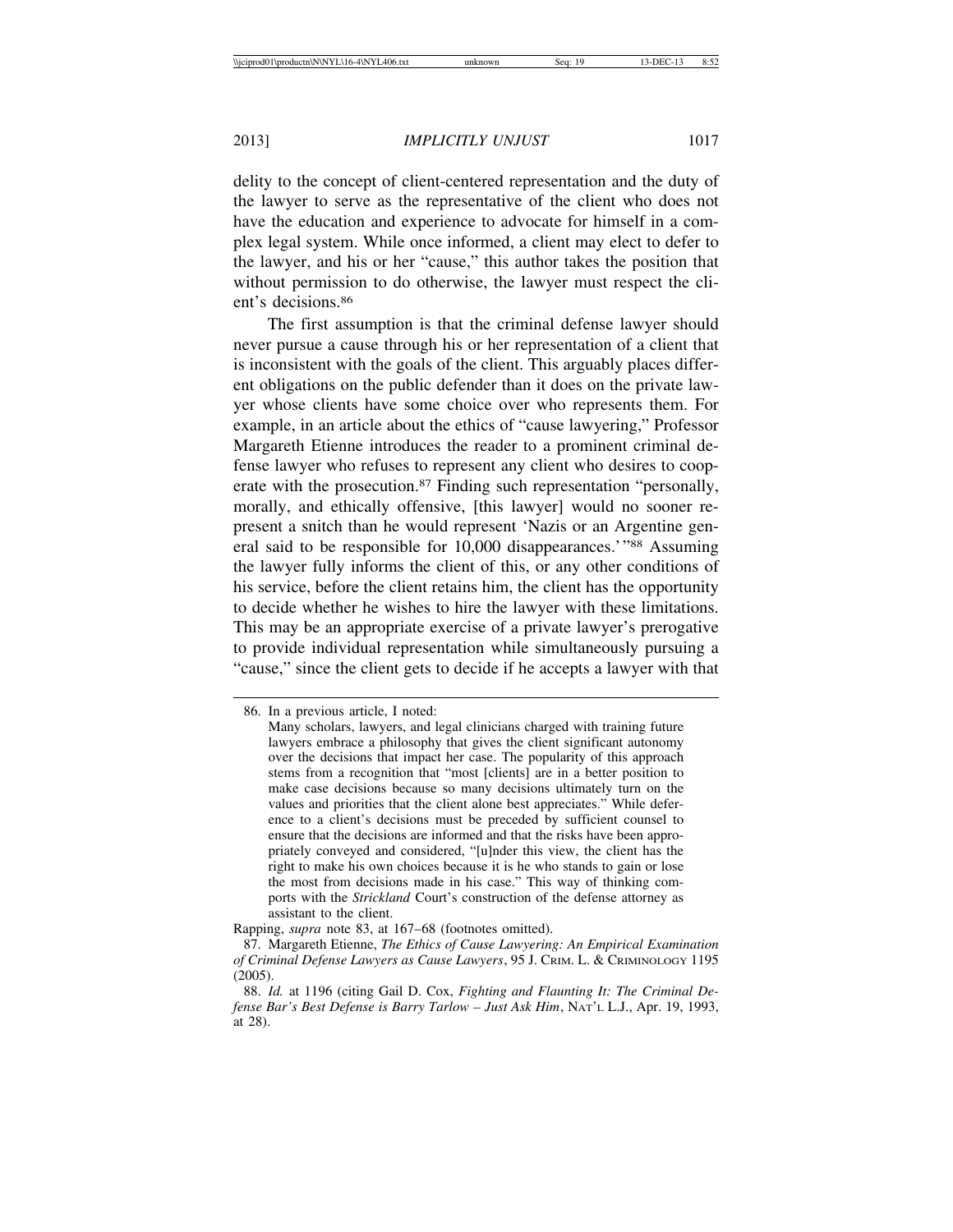delity to the concept of client-centered representation and the duty of the lawyer to serve as the representative of the client who does not have the education and experience to advocate for himself in a complex legal system. While once informed, a client may elect to defer to the lawyer, and his or her "cause," this author takes the position that without permission to do otherwise, the lawyer must respect the client's decisions.[86]

The first assumption is that the criminal defense lawyer should never pursue a cause through his or her representation of a client that is inconsistent with the goals of the client. This arguably places different obligations on the public defender than it does on the private lawyer whose clients have some choice over who represents them. For example, in an article about the ethics of "cause lawyering," Professor Margareth Etienne introduces the reader to a prominent criminal defense lawyer who refuses to represent any client who desires to cooperate with the prosecution.[87] Finding such representation "personally, morally, and ethically offensive, [this lawyer] would no sooner represent a snitch than he would represent 'Nazis or an Argentine general said to be responsible for 10,000 disappearances.'"[88] Assuming the lawyer fully informs the client of this, or any other conditions of his service, before the client retains him, the client has the opportunity to decide whether he wishes to hire the lawyer with these limitations. This may be an appropriate exercise of a private lawyer's prerogative to provide individual representation while simultaneously pursuing a "cause," since the client gets to decide if he accepts a lawyer with that

---

86. In a previous article, I noted:

> Many scholars, lawyers, and legal clinicians charged with training future lawyers embrace a philosophy that gives the client significant autonomy over the decisions that impact her case. The popularity of this approach stems from a recognition that "most [clients] are in a better position to make case decisions because so many decisions ultimately turn on the values and priorities that the client alone best appreciates." While deference to a client's decisions must be preceded by sufficient counsel to ensure that the decisions are informed and that the risks have been appropriately conveyed and considered, "[u]nder this view, the client has the right to make his own choices because it is he who stands to gain or lose the most from decisions made in his case." This way of thinking comports with the *Strickland* Court's construction of the defense attorney as assistant to the client.

Rapping, *supra* note 83, at 167–68 (footnotes omitted).

87. Margareth Etienne, *The Ethics of Cause Lawyering: An Empirical Examination of Criminal Defense Lawyers as Cause Lawyers*, 95 J. CRIM. L. & CRIMINOLOGY 1195 (2005).

88. *Id.* at 1196 (citing Gail D. Cox, *Fighting and Flaunting It: The Criminal Defense Bar's Best Defense is Barry Tarlow – Just Ask Him*, NAT'L L.J., Apr. 19, 1993, at 28).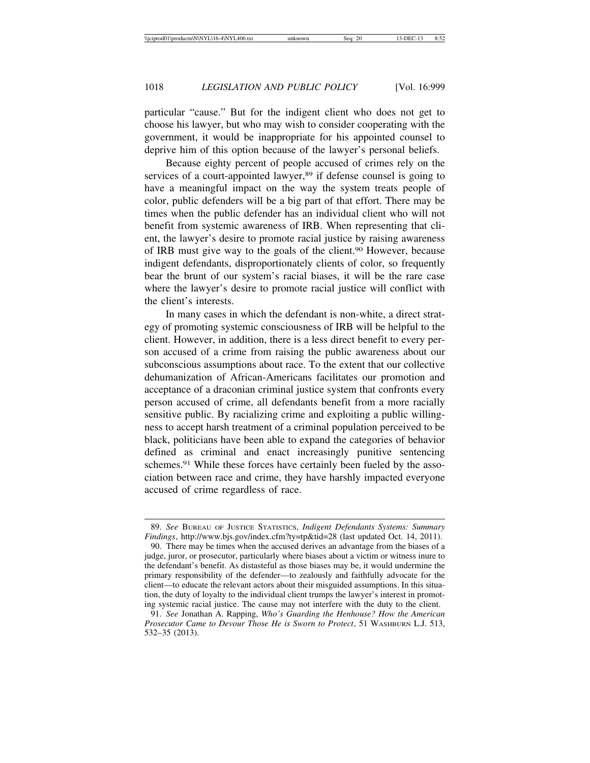particular "cause." But for the indigent client who does not get to choose his lawyer, but who may wish to consider cooperating with the government, it would be inappropriate for his appointed counsel to deprive him of this option because of the lawyer's personal beliefs.

Because eighty percent of people accused of crimes rely on the services of a court-appointed lawyer,[89] if defense counsel is going to have a meaningful impact on the way the system treats people of color, public defenders will be a big part of that effort. There may be times when the public defender has an individual client who will not benefit from systemic awareness of IRB. When representing that client, the lawyer's desire to promote racial justice by raising awareness of IRB must give way to the goals of the client.[90] However, because indigent defendants, disproportionately clients of color, so frequently bear the brunt of our system's racial biases, it will be the rare case where the lawyer's desire to promote racial justice will conflict with the client's interests.

In many cases in which the defendant is non-white, a direct strategy of promoting systemic consciousness of IRB will be helpful to the client. However, in addition, there is a less direct benefit to every person accused of a crime from raising the public awareness about our subconscious assumptions about race. To the extent that our collective dehumanization of African-Americans facilitates our promotion and acceptance of a draconian criminal justice system that confronts every person accused of crime, all defendants benefit from a more racially sensitive public. By racializing crime and exploiting a public willingness to accept harsh treatment of a criminal population perceived to be black, politicians have been able to expand the categories of behavior defined as criminal and enact increasingly punitive sentencing schemes.[91] While these forces have certainly been fueled by the association between race and crime, they have harshly impacted everyone accused of crime regardless of race.

---

89. *See* Bureau of Justice Statistics, *Indigent Defendants Systems: Summary Findings*, http://www.bjs.gov/index.cfm?ty=tp&tid=28 (last updated Oct. 14, 2011).

90. There may be times when the accused derives an advantage from the biases of a judge, juror, or prosecutor, particularly where biases about a victim or witness inure to the defendant's benefit. As distasteful as those biases may be, it would undermine the primary responsibility of the defender—to zealously and faithfully advocate for the client—to educate the relevant actors about their misguided assumptions. In this situation, the duty of loyalty to the individual client trumps the lawyer's interest in promoting systemic racial justice. The cause may not interfere with the duty to the client.

91. *See* Jonathan A. Rapping, *Who's Guarding the Henhouse? How the American Prosecutor Came to Devour Those He is Sworn to Protect*, 51 Washburn L.J. 513, 532–35 (2013).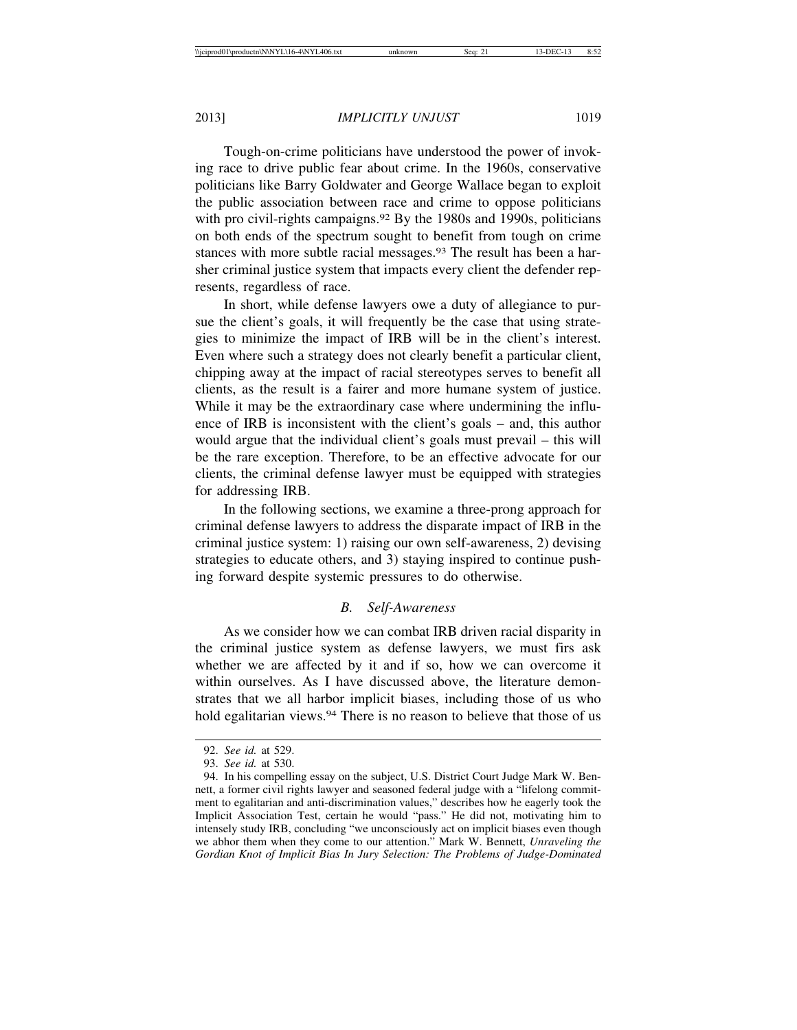Tough-on-crime politicians have understood the power of invoking race to drive public fear about crime. In the 1960s, conservative politicians like Barry Goldwater and George Wallace began to exploit the public association between race and crime to oppose politicians with pro civil-rights campaigns.[92] By the 1980s and 1990s, politicians on both ends of the spectrum sought to benefit from tough on crime stances with more subtle racial messages.[93] The result has been a harsher criminal justice system that impacts every client the defender represents, regardless of race.

In short, while defense lawyers owe a duty of allegiance to pursue the client's goals, it will frequently be the case that using strategies to minimize the impact of IRB will be in the client's interest. Even where such a strategy does not clearly benefit a particular client, chipping away at the impact of racial stereotypes serves to benefit all clients, as the result is a fairer and more humane system of justice. While it may be the extraordinary case where undermining the influence of IRB is inconsistent with the client's goals – and, this author would argue that the individual client's goals must prevail – this will be the rare exception. Therefore, to be an effective advocate for our clients, the criminal defense lawyer must be equipped with strategies for addressing IRB.

In the following sections, we examine a three-prong approach for criminal defense lawyers to address the disparate impact of IRB in the criminal justice system: 1) raising our own self-awareness, 2) devising strategies to educate others, and 3) staying inspired to continue pushing forward despite systemic pressures to do otherwise.

### *B. Self-Awareness*

As we consider how we can combat IRB driven racial disparity in the criminal justice system as defense lawyers, we must firs ask whether we are affected by it and if so, how we can overcome it within ourselves. As I have discussed above, the literature demonstrates that we all harbor implicit biases, including those of us who hold egalitarian views.[94] There is no reason to believe that those of us

---

92. *See id.* at 529.

93. *See id.* at 530.

94. In his compelling essay on the subject, U.S. District Court Judge Mark W. Bennett, a former civil rights lawyer and seasoned federal judge with a "lifelong commitment to egalitarian and anti-discrimination values," describes how he eagerly took the Implicit Association Test, certain he would "pass." He did not, motivating him to intensely study IRB, concluding "we unconsciously act on implicit biases even though we abhor them when they come to our attention." Mark W. Bennett, *Unraveling the Gordian Knot of Implicit Bias In Jury Selection: The Problems of Judge-Dominated*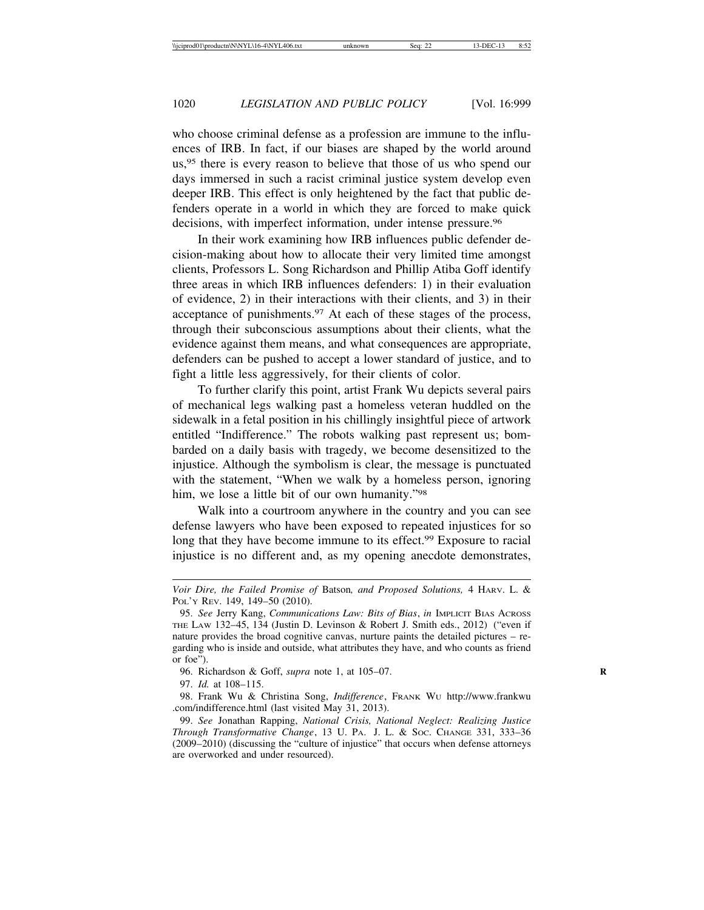who choose criminal defense as a profession are immune to the influences of IRB. In fact, if our biases are shaped by the world around us,[95] there is every reason to believe that those of us who spend our days immersed in such a racist criminal justice system develop even deeper IRB. This effect is only heightened by the fact that public defenders operate in a world in which they are forced to make quick decisions, with imperfect information, under intense pressure.[96]

In their work examining how IRB influences public defender decision-making about how to allocate their very limited time amongst clients, Professors L. Song Richardson and Phillip Atiba Goff identify three areas in which IRB influences defenders: 1) in their evaluation of evidence, 2) in their interactions with their clients, and 3) in their acceptance of punishments.[97] At each of these stages of the process, through their subconscious assumptions about their clients, what the evidence against them means, and what consequences are appropriate, defenders can be pushed to accept a lower standard of justice, and to fight a little less aggressively, for their clients of color.

To further clarify this point, artist Frank Wu depicts several pairs of mechanical legs walking past a homeless veteran huddled on the sidewalk in a fetal position in his chillingly insightful piece of artwork entitled "Indifference." The robots walking past represent us; bombarded on a daily basis with tragedy, we become desensitized to the injustice. Although the symbolism is clear, the message is punctuated with the statement, "When we walk by a homeless person, ignoring him, we lose a little bit of our own humanity."[98]

Walk into a courtroom anywhere in the country and you can see defense lawyers who have been exposed to repeated injustices for so long that they have become immune to its effect.[99] Exposure to racial injustice is no different and, as my opening anecdote demonstrates,

---

*Voir Dire, the Failed Promise of* Batson*, and Proposed Solutions,* 4 HARV. L. & POL'Y REV. 149, 149–50 (2010).

95. *See* Jerry Kang, *Communications Law: Bits of Bias*, *in* IMPLICIT BIAS ACROSS THE LAW 132–45, 134 (Justin D. Levinson & Robert J. Smith eds., 2012) ("even if nature provides the broad cognitive canvas, nurture paints the detailed pictures – regarding who is inside and outside, what attributes they have, and who counts as friend or foe").

96. Richardson & Goff, *supra* note 1, at 105–07.

97. *Id.* at 108–115.

98. Frank Wu & Christina Song, *Indifference*, FRANK WU http://www.frankwu.com/indifference.html (last visited May 31, 2013).

99. *See* Jonathan Rapping, *National Crisis, National Neglect: Realizing Justice Through Transformative Change*, 13 U. PA. J. L. & SOC. CHANGE 331, 333–36 (2009–2010) (discussing the "culture of injustice" that occurs when defense attorneys are overworked and under resourced).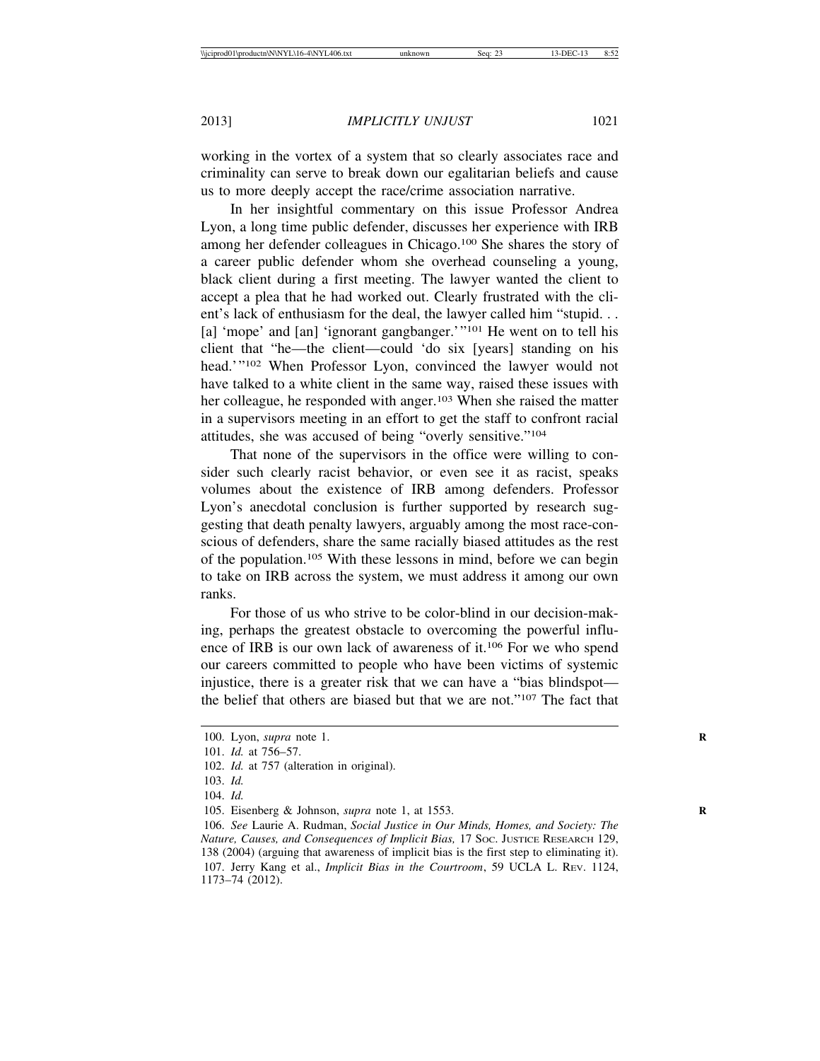working in the vortex of a system that so clearly associates race and criminality can serve to break down our egalitarian beliefs and cause us to more deeply accept the race/crime association narrative.

In her insightful commentary on this issue Professor Andrea Lyon, a long time public defender, discusses her experience with IRB among her defender colleagues in Chicago.[100] She shares the story of a career public defender whom she overhead counseling a young, black client during a first meeting. The lawyer wanted the client to accept a plea that he had worked out. Clearly frustrated with the client's lack of enthusiasm for the deal, the lawyer called him "stupid. . . [a] 'mope' and [an] 'ignorant gangbanger.'"[101] He went on to tell his client that "he—the client—could 'do six [years] standing on his head.'"[102] When Professor Lyon, convinced the lawyer would not have talked to a white client in the same way, raised these issues with her colleague, he responded with anger.[103] When she raised the matter in a supervisors meeting in an effort to get the staff to confront racial attitudes, she was accused of being "overly sensitive."[104]

That none of the supervisors in the office were willing to consider such clearly racist behavior, or even see it as racist, speaks volumes about the existence of IRB among defenders. Professor Lyon's anecdotal conclusion is further supported by research suggesting that death penalty lawyers, arguably among the most race-conscious of defenders, share the same racially biased attitudes as the rest of the population.[105] With these lessons in mind, before we can begin to take on IRB across the system, we must address it among our own ranks.

For those of us who strive to be color-blind in our decision-making, perhaps the greatest obstacle to overcoming the powerful influence of IRB is our own lack of awareness of it.[106] For we who spend our careers committed to people who have been victims of systemic injustice, there is a greater risk that we can have a "bias blindspot—the belief that others are biased but that we are not."[107] The fact that

---

100. Lyon, *supra* note 1.

101. *Id.* at 756–57.

102. *Id.* at 757 (alteration in original).

103. *Id.*

104. *Id.*

105. Eisenberg & Johnson, *supra* note 1, at 1553.

106. *See* Laurie A. Rudman, *Social Justice in Our Minds, Homes, and Society: The Nature, Causes, and Consequences of Implicit Bias,* 17 Soc. Justice Research 129, 138 (2004) (arguing that awareness of implicit bias is the first step to eliminating it).

107. Jerry Kang et al., *Implicit Bias in the Courtroom*, 59 UCLA L. Rev. 1124, 1173–74 (2012).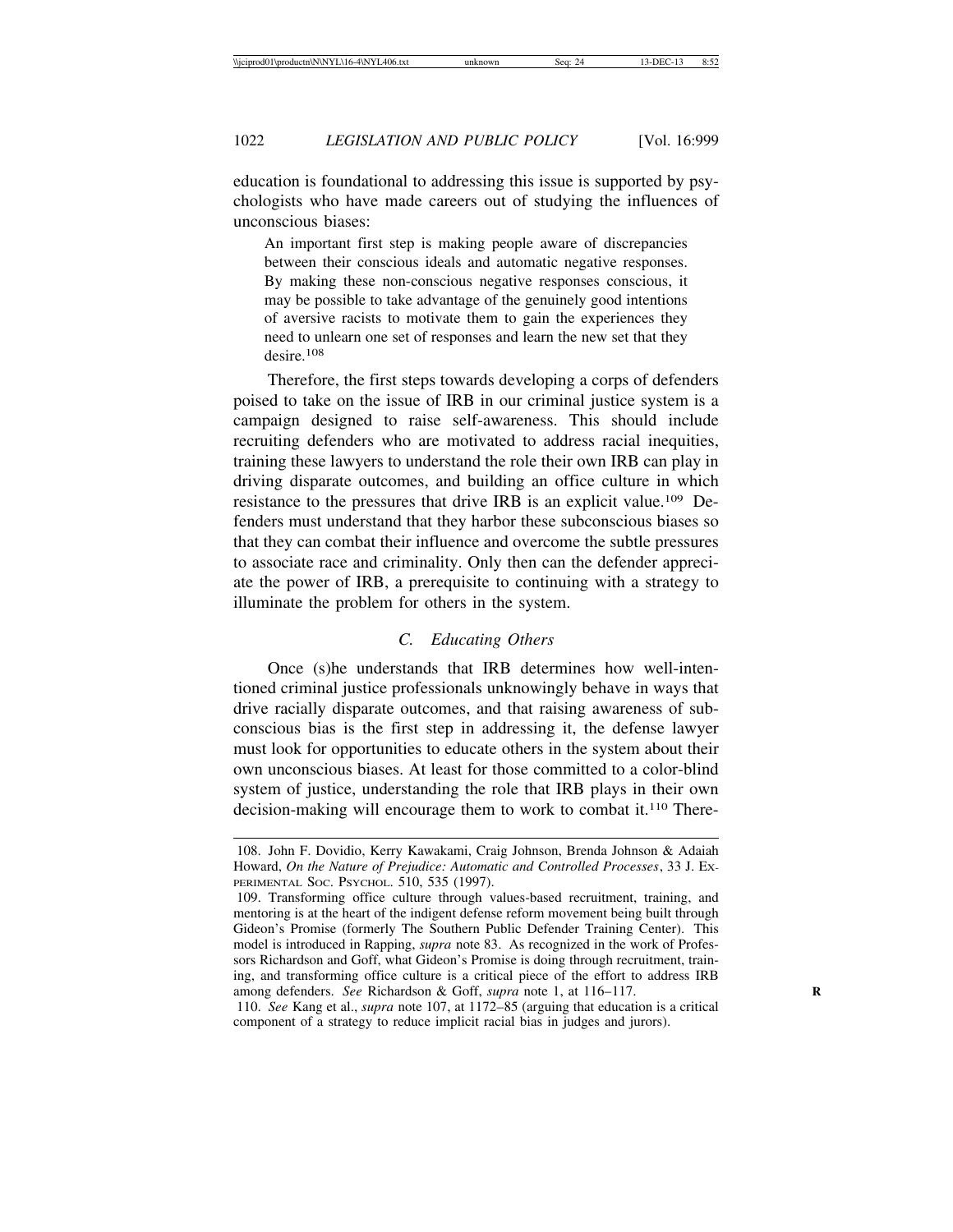education is foundational to addressing this issue is supported by psychologists who have made careers out of studying the influences of unconscious biases:

> An important first step is making people aware of discrepancies between their conscious ideals and automatic negative responses. By making these non-conscious negative responses conscious, it may be possible to take advantage of the genuinely good intentions of aversive racists to motivate them to gain the experiences they need to unlearn one set of responses and learn the new set that they desire.[108]

Therefore, the first steps towards developing a corps of defenders poised to take on the issue of IRB in our criminal justice system is a campaign designed to raise self-awareness. This should include recruiting defenders who are motivated to address racial inequities, training these lawyers to understand the role their own IRB can play in driving disparate outcomes, and building an office culture in which resistance to the pressures that drive IRB is an explicit value.[109] Defenders must understand that they harbor these subconscious biases so that they can combat their influence and overcome the subtle pressures to associate race and criminality. Only then can the defender appreciate the power of IRB, a prerequisite to continuing with a strategy to illuminate the problem for others in the system.

### *C. Educating Others*

Once (s)he understands that IRB determines how well-intentioned criminal justice professionals unknowingly behave in ways that drive racially disparate outcomes, and that raising awareness of subconscious bias is the first step in addressing it, the defense lawyer must look for opportunities to educate others in the system about their own unconscious biases. At least for those committed to a color-blind system of justice, understanding the role that IRB plays in their own decision-making will encourage them to work to combat it.[110] There-

---

108. John F. Dovidio, Kerry Kawakami, Craig Johnson, Brenda Johnson & Adaiah Howard, *On the Nature of Prejudice: Automatic and Controlled Processes*, 33 J. EXPERIMENTAL SOC. PSYCHOL. 510, 535 (1997).

109. Transforming office culture through values-based recruitment, training, and mentoring is at the heart of the indigent defense reform movement being built through Gideon's Promise (formerly The Southern Public Defender Training Center). This model is introduced in Rapping, *supra* note 83. As recognized in the work of Professors Richardson and Goff, what Gideon's Promise is doing through recruitment, training, and transforming office culture is a critical piece of the effort to address IRB among defenders. *See* Richardson & Goff, *supra* note 1, at 116–117.

110. *See* Kang et al., *supra* note 107, at 1172–85 (arguing that education is a critical component of a strategy to reduce implicit racial bias in judges and jurors).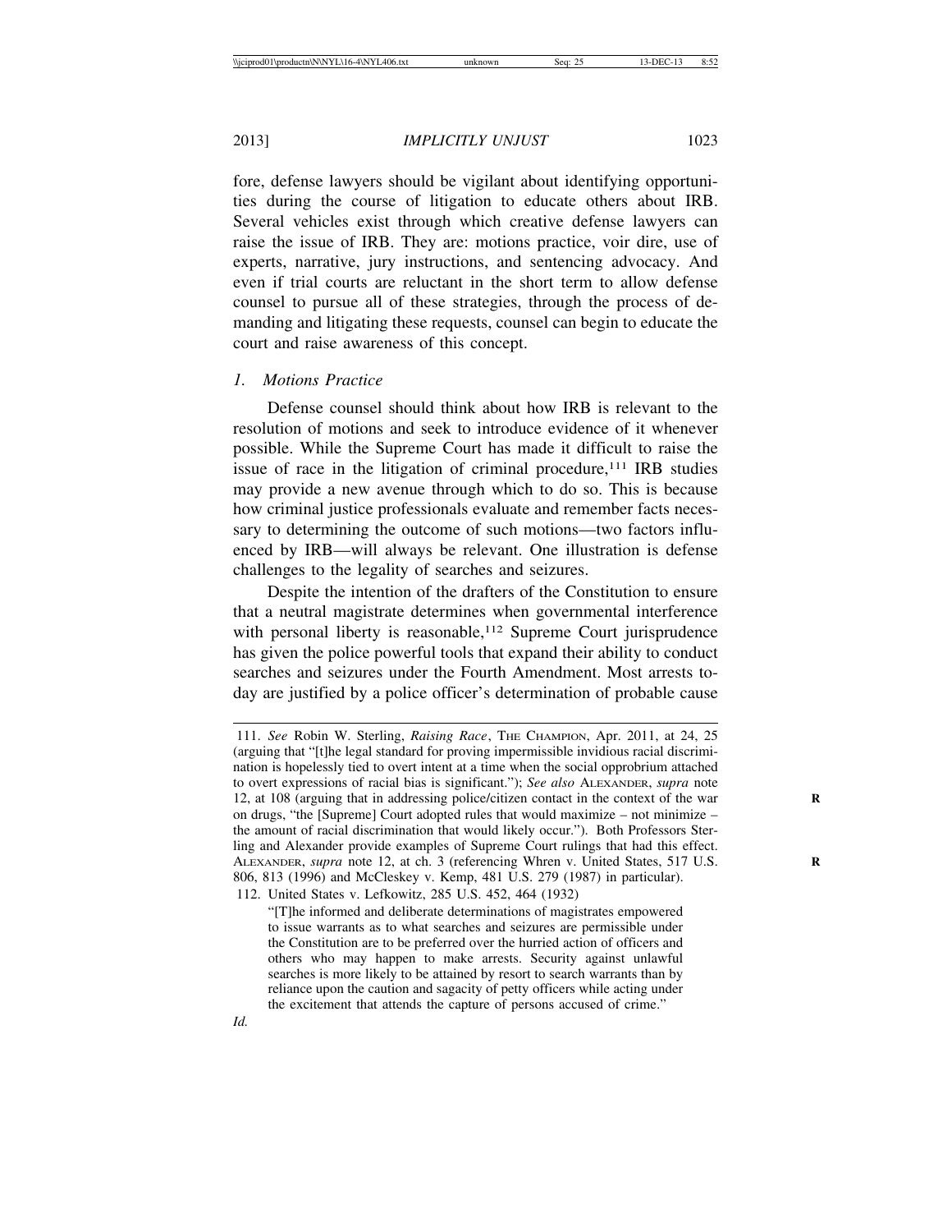fore, defense lawyers should be vigilant about identifying opportunities during the course of litigation to educate others about IRB. Several vehicles exist through which creative defense lawyers can raise the issue of IRB. They are: motions practice, voir dire, use of experts, narrative, jury instructions, and sentencing advocacy. And even if trial courts are reluctant in the short term to allow defense counsel to pursue all of these strategies, through the process of demanding and litigating these requests, counsel can begin to educate the court and raise awareness of this concept.

### *1. Motions Practice*

Defense counsel should think about how IRB is relevant to the resolution of motions and seek to introduce evidence of it whenever possible. While the Supreme Court has made it difficult to raise the issue of race in the litigation of criminal procedure,[111] IRB studies may provide a new avenue through which to do so. This is because how criminal justice professionals evaluate and remember facts necessary to determining the outcome of such motions—two factors influenced by IRB—will always be relevant. One illustration is defense challenges to the legality of searches and seizures.

Despite the intention of the drafters of the Constitution to ensure that a neutral magistrate determines when governmental interference with personal liberty is reasonable,[112] Supreme Court jurisprudence has given the police powerful tools that expand their ability to conduct searches and seizures under the Fourth Amendment. Most arrests today are justified by a police officer's determination of probable cause

---

111. *See* Robin W. Sterling, *Raising Race*, THE CHAMPION, Apr. 2011, at 24, 25 (arguing that "[t]he legal standard for proving impermissible invidious racial discrimination is hopelessly tied to overt intent at a time when the social opprobrium attached to overt expressions of racial bias is significant."); *See also* ALEXANDER, *supra* note 12, at 108 (arguing that in addressing police/citizen contact in the context of the war on drugs, "the [Supreme] Court adopted rules that would maximize – not minimize – the amount of racial discrimination that would likely occur."). Both Professors Sterling and Alexander provide examples of Supreme Court rulings that had this effect. ALEXANDER, *supra* note 12, at ch. 3 (referencing Whren v. United States, 517 U.S. 806, 813 (1996) and McCleskey v. Kemp, 481 U.S. 279 (1987) in particular).

112. United States v. Lefkowitz, 285 U.S. 452, 464 (1932)

> "[T]he informed and deliberate determinations of magistrates empowered to issue warrants as to what searches and seizures are permissible under the Constitution are to be preferred over the hurried action of officers and others who may happen to make arrests. Security against unlawful searches is more likely to be attained by resort to search warrants than by reliance upon the caution and sagacity of petty officers while acting under the excitement that attends the capture of persons accused of crime."

*Id.*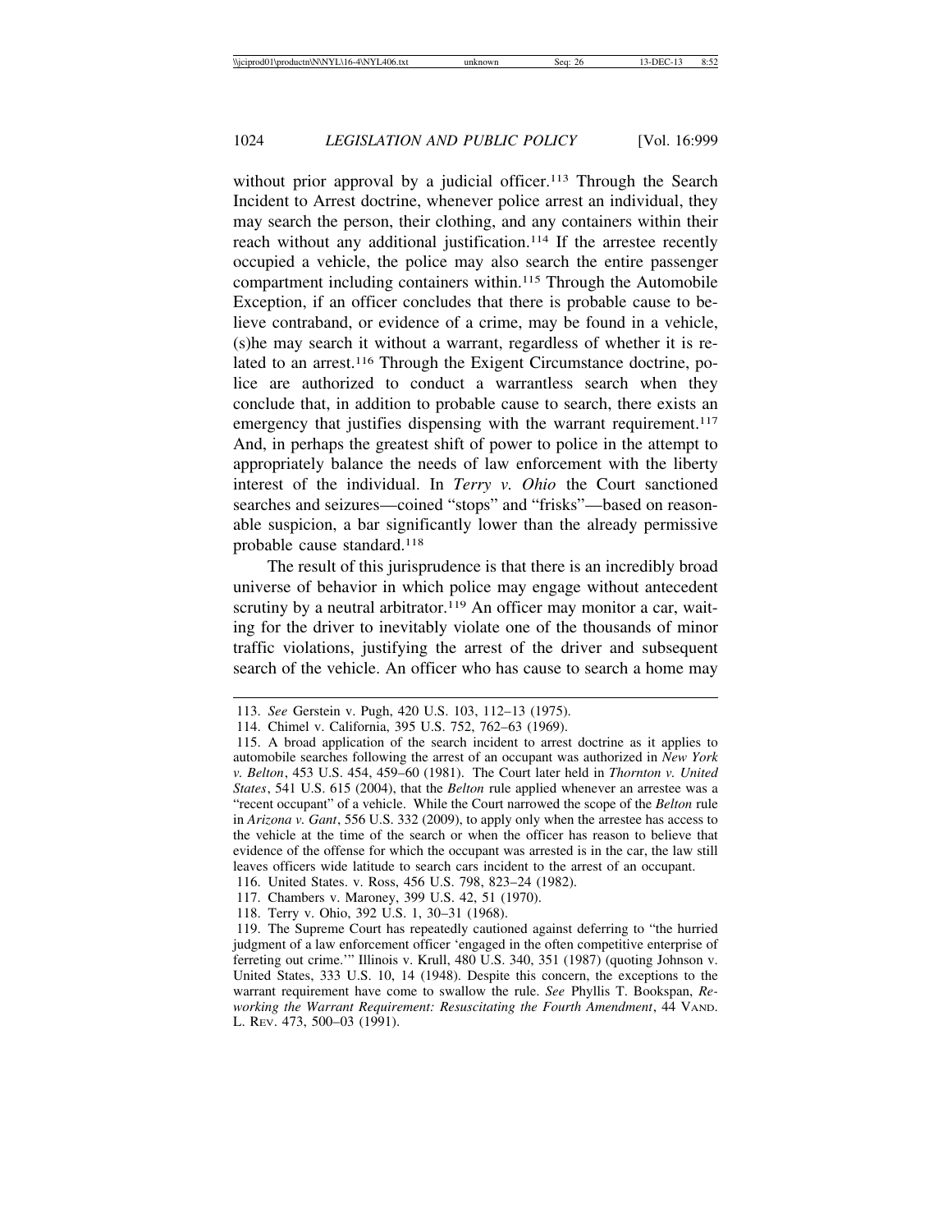without prior approval by a judicial officer.[113] Through the Search Incident to Arrest doctrine, whenever police arrest an individual, they may search the person, their clothing, and any containers within their reach without any additional justification.[114] If the arrestee recently occupied a vehicle, the police may also search the entire passenger compartment including containers within.[115] Through the Automobile Exception, if an officer concludes that there is probable cause to believe contraband, or evidence of a crime, may be found in a vehicle, (s)he may search it without a warrant, regardless of whether it is related to an arrest.[116] Through the Exigent Circumstance doctrine, police are authorized to conduct a warrantless search when they conclude that, in addition to probable cause to search, there exists an emergency that justifies dispensing with the warrant requirement.[117] And, in perhaps the greatest shift of power to police in the attempt to appropriately balance the needs of law enforcement with the liberty interest of the individual. In *Terry v. Ohio* the Court sanctioned searches and seizures—coined "stops" and "frisks"—based on reasonable suspicion, a bar significantly lower than the already permissive probable cause standard.[118]

The result of this jurisprudence is that there is an incredibly broad universe of behavior in which police may engage without antecedent scrutiny by a neutral arbitrator.[119] An officer may monitor a car, waiting for the driver to inevitably violate one of the thousands of minor traffic violations, justifying the arrest of the driver and subsequent search of the vehicle. An officer who has cause to search a home may

---

113. *See* Gerstein v. Pugh, 420 U.S. 103, 112–13 (1975).

114. Chimel v. California, 395 U.S. 752, 762–63 (1969).

115. A broad application of the search incident to arrest doctrine as it applies to automobile searches following the arrest of an occupant was authorized in *New York v. Belton*, 453 U.S. 454, 459–60 (1981). The Court later held in *Thornton v. United States*, 541 U.S. 615 (2004), that the *Belton* rule applied whenever an arrestee was a "recent occupant" of a vehicle. While the Court narrowed the scope of the *Belton* rule in *Arizona v. Gant*, 556 U.S. 332 (2009), to apply only when the arrestee has access to the vehicle at the time of the search or when the officer has reason to believe that evidence of the offense for which the occupant was arrested is in the car, the law still leaves officers wide latitude to search cars incident to the arrest of an occupant.

116. United States. v. Ross, 456 U.S. 798, 823–24 (1982).

117. Chambers v. Maroney, 399 U.S. 42, 51 (1970).

118. Terry v. Ohio, 392 U.S. 1, 30–31 (1968).

119. The Supreme Court has repeatedly cautioned against deferring to "the hurried judgment of a law enforcement officer 'engaged in the often competitive enterprise of ferreting out crime.'" Illinois v. Krull, 480 U.S. 340, 351 (1987) (quoting Johnson v. United States, 333 U.S. 10, 14 (1948). Despite this concern, the exceptions to the warrant requirement have come to swallow the rule. *See* Phyllis T. Bookspan, *Reworking the Warrant Requirement: Resuscitating the Fourth Amendment*, 44 VAND. L. REV. 473, 500–03 (1991).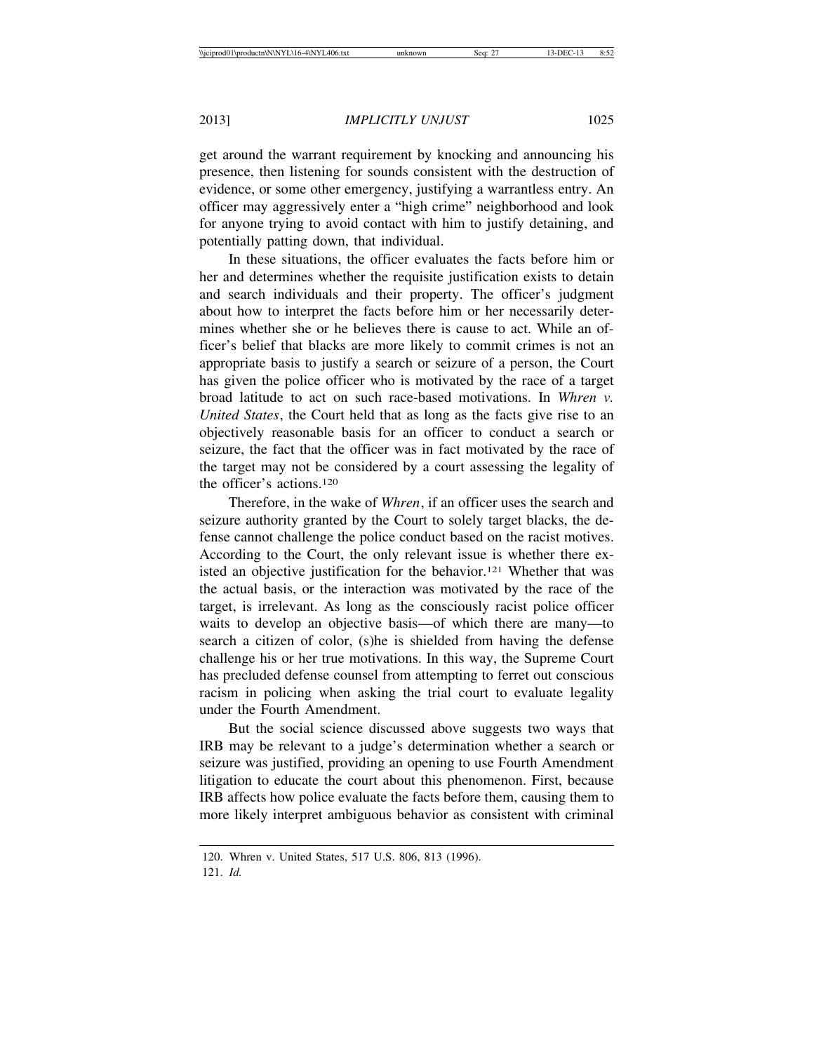get around the warrant requirement by knocking and announcing his presence, then listening for sounds consistent with the destruction of evidence, or some other emergency, justifying a warrantless entry. An officer may aggressively enter a "high crime" neighborhood and look for anyone trying to avoid contact with him to justify detaining, and potentially patting down, that individual.

In these situations, the officer evaluates the facts before him or her and determines whether the requisite justification exists to detain and search individuals and their property. The officer's judgment about how to interpret the facts before him or her necessarily determines whether she or he believes there is cause to act. While an officer's belief that blacks are more likely to commit crimes is not an appropriate basis to justify a search or seizure of a person, the Court has given the police officer who is motivated by the race of a target broad latitude to act on such race-based motivations. In *Whren v. United States*, the Court held that as long as the facts give rise to an objectively reasonable basis for an officer to conduct a search or seizure, the fact that the officer was in fact motivated by the race of the target may not be considered by a court assessing the legality of the officer's actions.[120]

Therefore, in the wake of *Whren*, if an officer uses the search and seizure authority granted by the Court to solely target blacks, the defense cannot challenge the police conduct based on the racist motives. According to the Court, the only relevant issue is whether there existed an objective justification for the behavior.[121] Whether that was the actual basis, or the interaction was motivated by the race of the target, is irrelevant. As long as the consciously racist police officer waits to develop an objective basis—of which there are many—to search a citizen of color, (s)he is shielded from having the defense challenge his or her true motivations. In this way, the Supreme Court has precluded defense counsel from attempting to ferret out conscious racism in policing when asking the trial court to evaluate legality under the Fourth Amendment.

But the social science discussed above suggests two ways that IRB may be relevant to a judge's determination whether a search or seizure was justified, providing an opening to use Fourth Amendment litigation to educate the court about this phenomenon. First, because IRB affects how police evaluate the facts before them, causing them to more likely interpret ambiguous behavior as consistent with criminal

120. Whren v. United States, 517 U.S. 806, 813 (1996).

121. *Id.*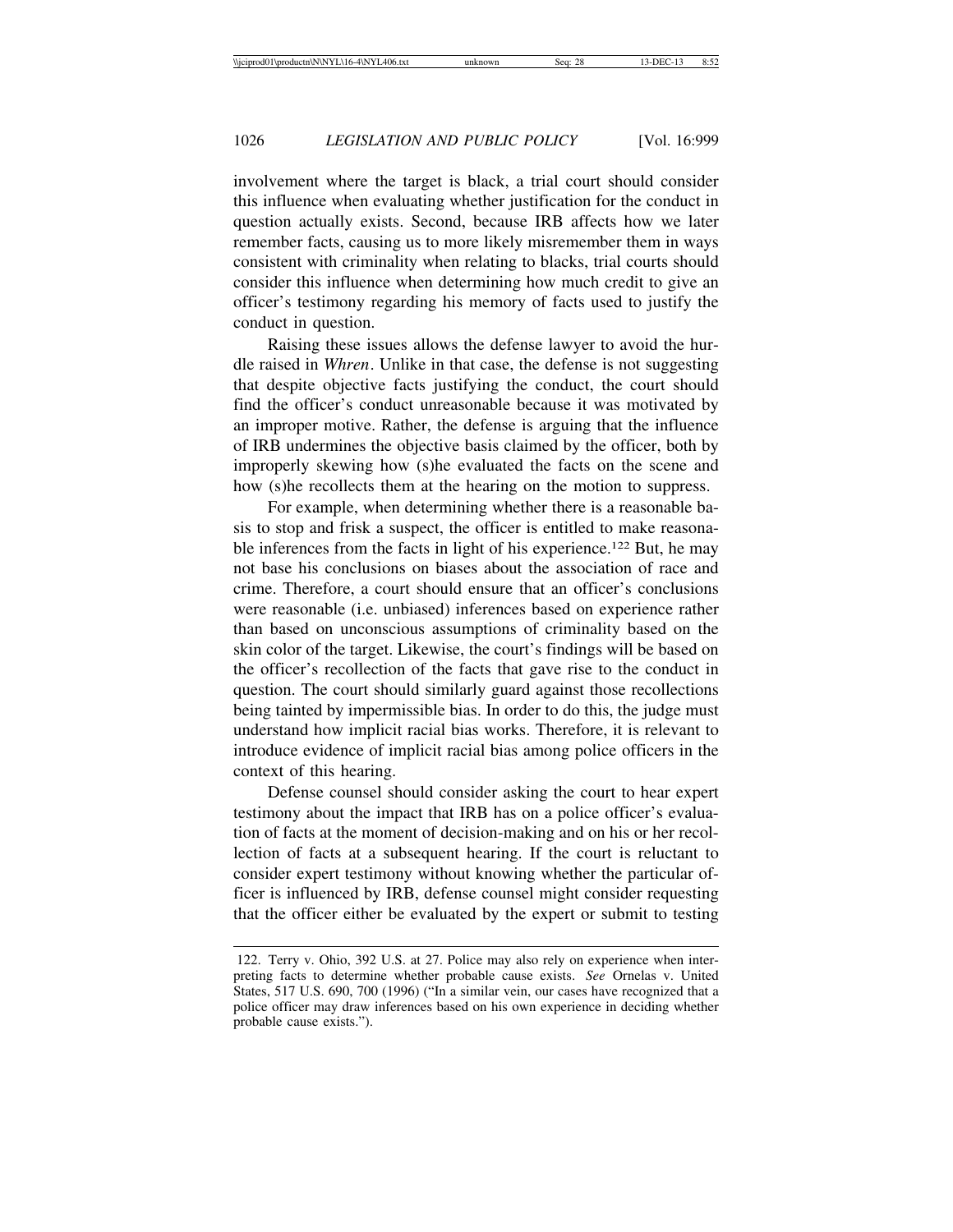involvement where the target is black, a trial court should consider this influence when evaluating whether justification for the conduct in question actually exists. Second, because IRB affects how we later remember facts, causing us to more likely misremember them in ways consistent with criminality when relating to blacks, trial courts should consider this influence when determining how much credit to give an officer's testimony regarding his memory of facts used to justify the conduct in question.

Raising these issues allows the defense lawyer to avoid the hurdle raised in *Whren*. Unlike in that case, the defense is not suggesting that despite objective facts justifying the conduct, the court should find the officer's conduct unreasonable because it was motivated by an improper motive. Rather, the defense is arguing that the influence of IRB undermines the objective basis claimed by the officer, both by improperly skewing how (s)he evaluated the facts on the scene and how (s)he recollects them at the hearing on the motion to suppress.

For example, when determining whether there is a reasonable basis to stop and frisk a suspect, the officer is entitled to make reasonable inferences from the facts in light of his experience.[122] But, he may not base his conclusions on biases about the association of race and crime. Therefore, a court should ensure that an officer's conclusions were reasonable (i.e. unbiased) inferences based on experience rather than based on unconscious assumptions of criminality based on the skin color of the target. Likewise, the court's findings will be based on the officer's recollection of the facts that gave rise to the conduct in question. The court should similarly guard against those recollections being tainted by impermissible bias. In order to do this, the judge must understand how implicit racial bias works. Therefore, it is relevant to introduce evidence of implicit racial bias among police officers in the context of this hearing.

Defense counsel should consider asking the court to hear expert testimony about the impact that IRB has on a police officer's evaluation of facts at the moment of decision-making and on his or her recollection of facts at a subsequent hearing. If the court is reluctant to consider expert testimony without knowing whether the particular officer is influenced by IRB, defense counsel might consider requesting that the officer either be evaluated by the expert or submit to testing

---

122. Terry v. Ohio, 392 U.S. at 27. Police may also rely on experience when interpreting facts to determine whether probable cause exists. *See* Ornelas v. United States, 517 U.S. 690, 700 (1996) ("In a similar vein, our cases have recognized that a police officer may draw inferences based on his own experience in deciding whether probable cause exists.").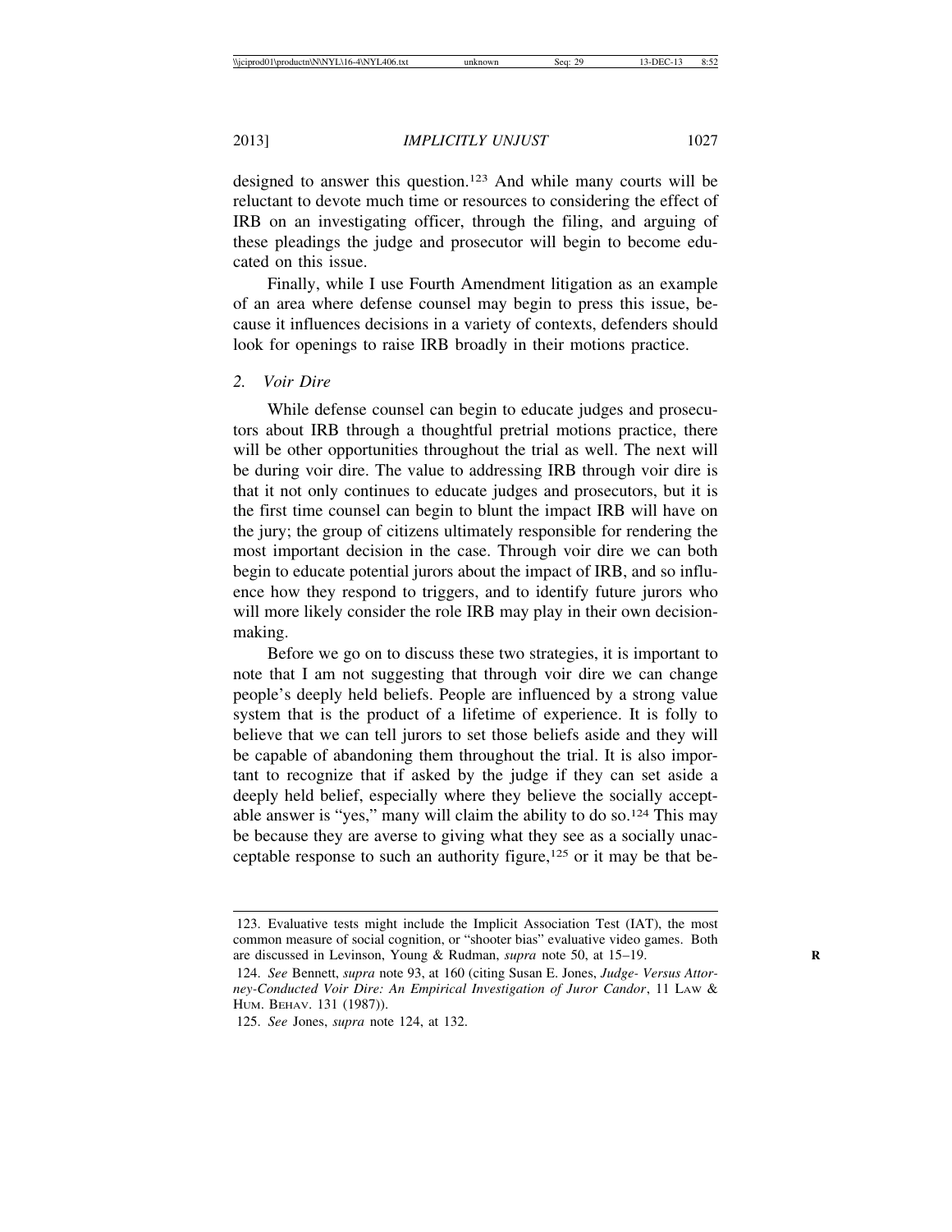designed to answer this question.[123] And while many courts will be reluctant to devote much time or resources to considering the effect of IRB on an investigating officer, through the filing, and arguing of these pleadings the judge and prosecutor will begin to become educated on this issue.

Finally, while I use Fourth Amendment litigation as an example of an area where defense counsel may begin to press this issue, because it influences decisions in a variety of contexts, defenders should look for openings to raise IRB broadly in their motions practice.

### *2. Voir Dire*

While defense counsel can begin to educate judges and prosecutors about IRB through a thoughtful pretrial motions practice, there will be other opportunities throughout the trial as well. The next will be during voir dire. The value to addressing IRB through voir dire is that it not only continues to educate judges and prosecutors, but it is the first time counsel can begin to blunt the impact IRB will have on the jury; the group of citizens ultimately responsible for rendering the most important decision in the case. Through voir dire we can both begin to educate potential jurors about the impact of IRB, and so influence how they respond to triggers, and to identify future jurors who will more likely consider the role IRB may play in their own decision-making.

Before we go on to discuss these two strategies, it is important to note that I am not suggesting that through voir dire we can change people's deeply held beliefs. People are influenced by a strong value system that is the product of a lifetime of experience. It is folly to believe that we can tell jurors to set those beliefs aside and they will be capable of abandoning them throughout the trial. It is also important to recognize that if asked by the judge if they can set aside a deeply held belief, especially where they believe the socially acceptable answer is "yes," many will claim the ability to do so.[124] This may be because they are averse to giving what they see as a socially unacceptable response to such an authority figure,[125] or it may be that be-

---

123. Evaluative tests might include the Implicit Association Test (IAT), the most common measure of social cognition, or "shooter bias" evaluative video games. Both are discussed in Levinson, Young & Rudman, *supra* note 50, at 15–19.

124. *See* Bennett, *supra* note 93, at 160 (citing Susan E. Jones, *Judge- Versus Attorney-Conducted Voir Dire: An Empirical Investigation of Juror Candor*, 11 LAW & HUM. BEHAV. 131 (1987)).

125. *See* Jones, *supra* note 124, at 132.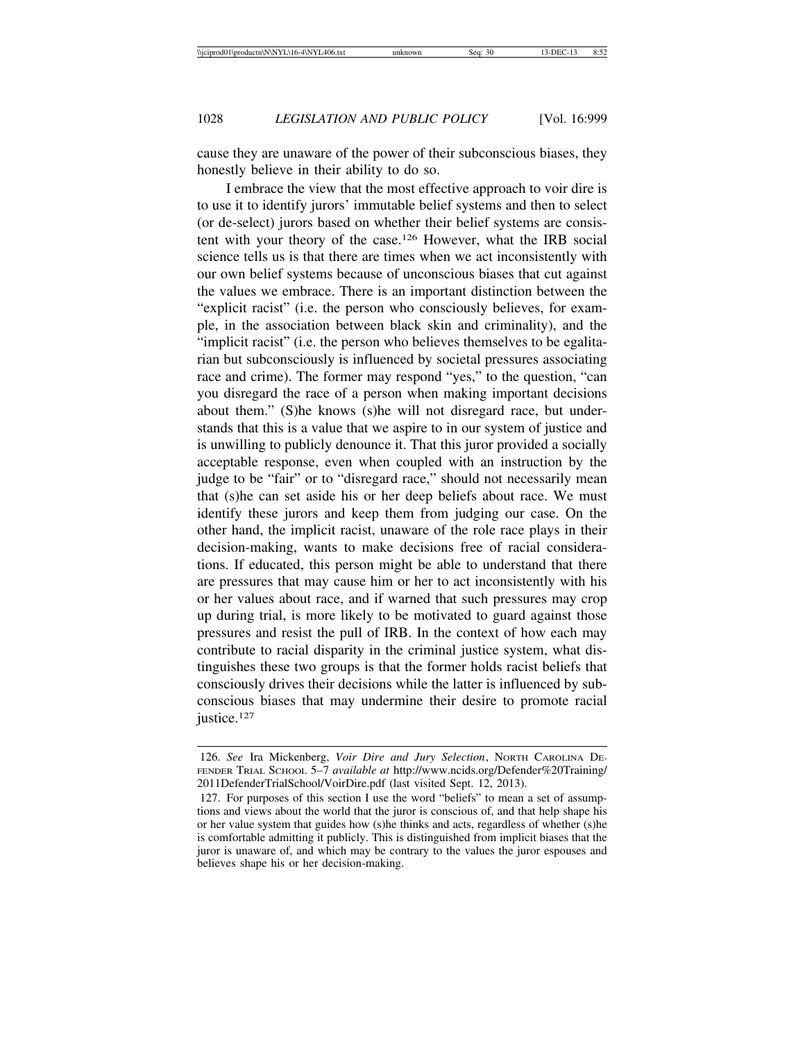cause they are unaware of the power of their subconscious biases, they honestly believe in their ability to do so.

I embrace the view that the most effective approach to voir dire is to use it to identify jurors' immutable belief systems and then to select (or de-select) jurors based on whether their belief systems are consistent with your theory of the case.[126] However, what the IRB social science tells us is that there are times when we act inconsistently with our own belief systems because of unconscious biases that cut against the values we embrace. There is an important distinction between the "explicit racist" (i.e. the person who consciously believes, for example, in the association between black skin and criminality), and the "implicit racist" (i.e. the person who believes themselves to be egalitarian but subconsciously is influenced by societal pressures associating race and crime). The former may respond "yes," to the question, "can you disregard the race of a person when making important decisions about them." (S)he knows (s)he will not disregard race, but understands that this is a value that we aspire to in our system of justice and is unwilling to publicly denounce it. That this juror provided a socially acceptable response, even when coupled with an instruction by the judge to be "fair" or to "disregard race," should not necessarily mean that (s)he can set aside his or her deep beliefs about race. We must identify these jurors and keep them from judging our case. On the other hand, the implicit racist, unaware of the role race plays in their decision-making, wants to make decisions free of racial considerations. If educated, this person might be able to understand that there are pressures that may cause him or her to act inconsistently with his or her values about race, and if warned that such pressures may crop up during trial, is more likely to be motivated to guard against those pressures and resist the pull of IRB. In the context of how each may contribute to racial disparity in the criminal justice system, what distinguishes these two groups is that the former holds racist beliefs that consciously drives their decisions while the latter is influenced by subconscious biases that may undermine their desire to promote racial justice.[127]

---

126. *See* Ira Mickenberg, *Voir Dire and Jury Selection*, North Carolina Defender Trial School 5–7 *available at* http://www.ncids.org/Defender%20Training/2011DefenderTrialSchool/VoirDire.pdf (last visited Sept. 12, 2013).

127. For purposes of this section I use the word "beliefs" to mean a set of assumptions and views about the world that the juror is conscious of, and that help shape his or her value system that guides how (s)he thinks and acts, regardless of whether (s)he is comfortable admitting it publicly. This is distinguished from implicit biases that the juror is unaware of, and which may be contrary to the values the juror espouses and believes shape his or her decision-making.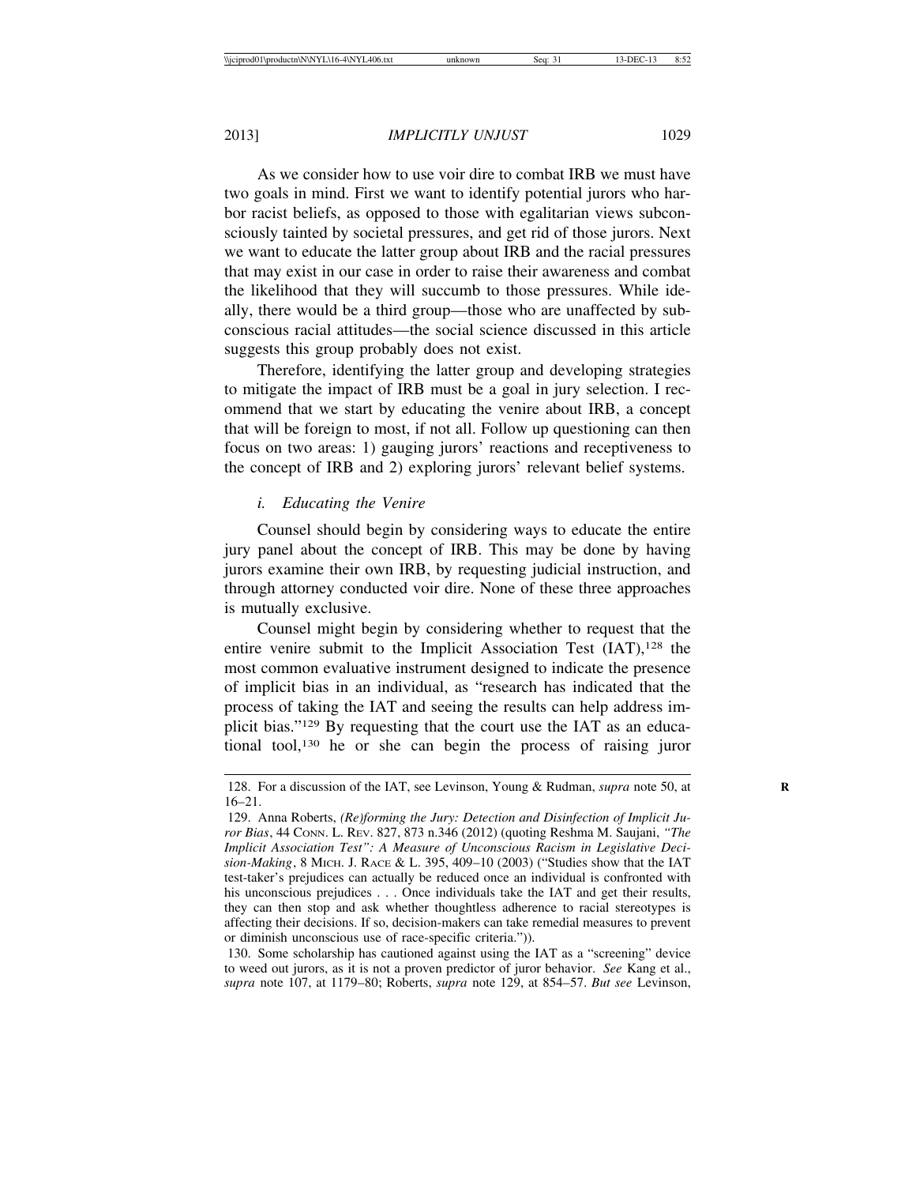As we consider how to use voir dire to combat IRB we must have two goals in mind. First we want to identify potential jurors who harbor racist beliefs, as opposed to those with egalitarian views subconsciously tainted by societal pressures, and get rid of those jurors. Next we want to educate the latter group about IRB and the racial pressures that may exist in our case in order to raise their awareness and combat the likelihood that they will succumb to those pressures. While ideally, there would be a third group—those who are unaffected by subconscious racial attitudes—the social science discussed in this article suggests this group probably does not exist.

Therefore, identifying the latter group and developing strategies to mitigate the impact of IRB must be a goal in jury selection. I recommend that we start by educating the venire about IRB, a concept that will be foreign to most, if not all. Follow up questioning can then focus on two areas: 1) gauging jurors' reactions and receptiveness to the concept of IRB and 2) exploring jurors' relevant belief systems.

### *i. Educating the Venire*

Counsel should begin by considering ways to educate the entire jury panel about the concept of IRB. This may be done by having jurors examine their own IRB, by requesting judicial instruction, and through attorney conducted voir dire. None of these three approaches is mutually exclusive.

Counsel might begin by considering whether to request that the entire venire submit to the Implicit Association Test (IAT),[128] the most common evaluative instrument designed to indicate the presence of implicit bias in an individual, as "research has indicated that the process of taking the IAT and seeing the results can help address implicit bias."[129] By requesting that the court use the IAT as an educational tool,[130] he or she can begin the process of raising juror

---

128. For a discussion of the IAT, see Levinson, Young & Rudman, *supra* note 50, at 16–21.

129. Anna Roberts, *(Re)forming the Jury: Detection and Disinfection of Implicit Juror Bias*, 44 CONN. L. REV. 827, 873 n.346 (2012) (quoting Reshma M. Saujani, *"The Implicit Association Test": A Measure of Unconscious Racism in Legislative Decision-Making*, 8 MICH. J. RACE & L. 395, 409–10 (2003) ("Studies show that the IAT test-taker's prejudices can actually be reduced once an individual is confronted with his unconscious prejudices . . . Once individuals take the IAT and get their results, they can then stop and ask whether thoughtless adherence to racial stereotypes is affecting their decisions. If so, decision-makers can take remedial measures to prevent or diminish unconscious use of race-specific criteria.")).

130. Some scholarship has cautioned against using the IAT as a "screening" device to weed out jurors, as it is not a proven predictor of juror behavior. *See* Kang et al., *supra* note 107, at 1179–80; Roberts, *supra* note 129, at 854–57. *But see* Levinson,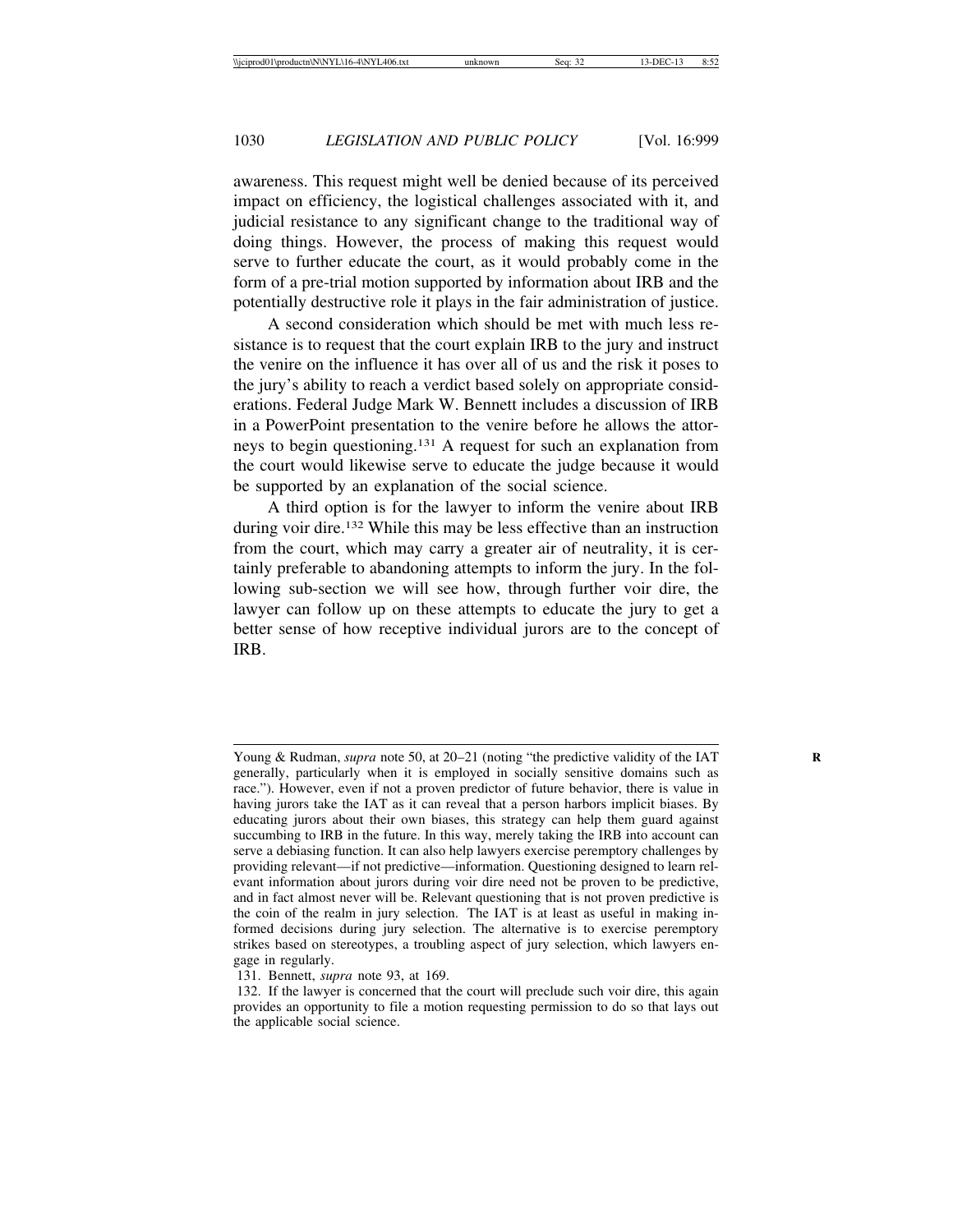awareness. This request might well be denied because of its perceived impact on efficiency, the logistical challenges associated with it, and judicial resistance to any significant change to the traditional way of doing things. However, the process of making this request would serve to further educate the court, as it would probably come in the form of a pre-trial motion supported by information about IRB and the potentially destructive role it plays in the fair administration of justice.

A second consideration which should be met with much less resistance is to request that the court explain IRB to the jury and instruct the venire on the influence it has over all of us and the risk it poses to the jury's ability to reach a verdict based solely on appropriate considerations. Federal Judge Mark W. Bennett includes a discussion of IRB in a PowerPoint presentation to the venire before he allows the attorneys to begin questioning.[131] A request for such an explanation from the court would likewise serve to educate the judge because it would be supported by an explanation of the social science.

A third option is for the lawyer to inform the venire about IRB during voir dire.[132] While this may be less effective than an instruction from the court, which may carry a greater air of neutrality, it is certainly preferable to abandoning attempts to inform the jury. In the following sub-section we will see how, through further voir dire, the lawyer can follow up on these attempts to educate the jury to get a better sense of how receptive individual jurors are to the concept of IRB.

---

Young & Rudman, *supra* note 50, at 20–21 (noting "the predictive validity of the IAT generally, particularly when it is employed in socially sensitive domains such as race."). However, even if not a proven predictor of future behavior, there is value in having jurors take the IAT as it can reveal that a person harbors implicit biases. By educating jurors about their own biases, this strategy can help them guard against succumbing to IRB in the future. In this way, merely taking the IRB into account can serve a debiasing function. It can also help lawyers exercise peremptory challenges by providing relevant—if not predictive—information. Questioning designed to learn relevant information about jurors during voir dire need not be proven to be predictive, and in fact almost never will be. Relevant questioning that is not proven predictive is the coin of the realm in jury selection. The IAT is at least as useful in making informed decisions during jury selection. The alternative is to exercise peremptory strikes based on stereotypes, a troubling aspect of jury selection, which lawyers engage in regularly.

131. Bennett, *supra* note 93, at 169.

132. If the lawyer is concerned that the court will preclude such voir dire, this again provides an opportunity to file a motion requesting permission to do so that lays out the applicable social science.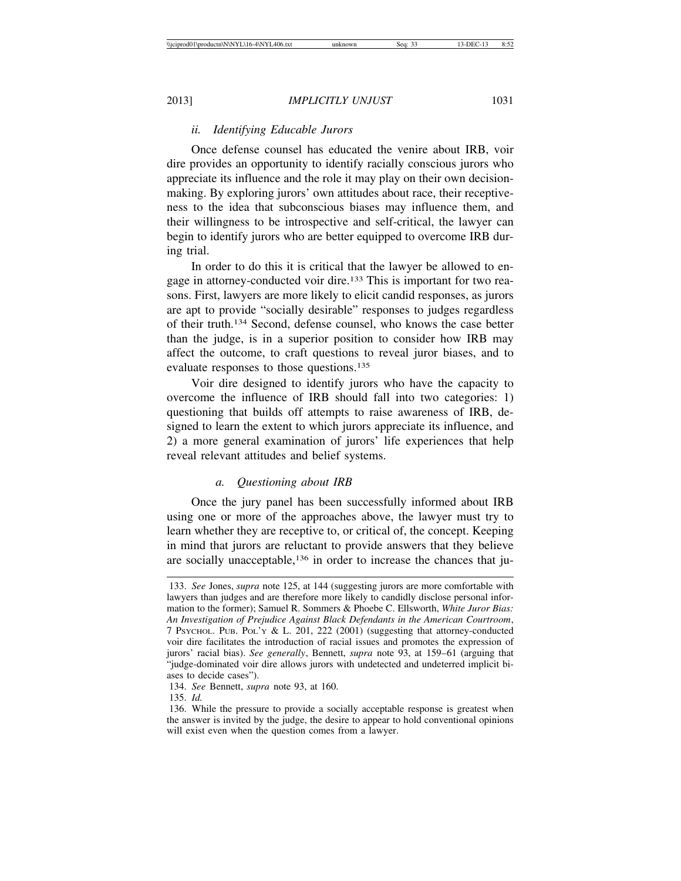### *ii. Identifying Educable Jurors*

Once defense counsel has educated the venire about IRB, voir dire provides an opportunity to identify racially conscious jurors who appreciate its influence and the role it may play on their own decision-making. By exploring jurors' own attitudes about race, their receptiveness to the idea that subconscious biases may influence them, and their willingness to be introspective and self-critical, the lawyer can begin to identify jurors who are better equipped to overcome IRB during trial.

In order to do this it is critical that the lawyer be allowed to engage in attorney-conducted voir dire.[133] This is important for two reasons. First, lawyers are more likely to elicit candid responses, as jurors are apt to provide "socially desirable" responses to judges regardless of their truth.[134] Second, defense counsel, who knows the case better than the judge, is in a superior position to consider how IRB may affect the outcome, to craft questions to reveal juror biases, and to evaluate responses to those questions.[135]

Voir dire designed to identify jurors who have the capacity to overcome the influence of IRB should fall into two categories: 1) questioning that builds off attempts to raise awareness of IRB, designed to learn the extent to which jurors appreciate its influence, and 2) a more general examination of jurors' life experiences that help reveal relevant attitudes and belief systems.

#### *a. Questioning about IRB*

Once the jury panel has been successfully informed about IRB using one or more of the approaches above, the lawyer must try to learn whether they are receptive to, or critical of, the concept. Keeping in mind that jurors are reluctant to provide answers that they believe are socially unacceptable,[136] in order to increase the chances that ju-

---

133. *See* Jones, *supra* note 125, at 144 (suggesting jurors are more comfortable with lawyers than judges and are therefore more likely to candidly disclose personal information to the former); Samuel R. Sommers & Phoebe C. Ellsworth, *White Juror Bias: An Investigation of Prejudice Against Black Defendants in the American Courtroom*, 7 PSYCHOL. PUB. POL'Y & L. 201, 222 (2001) (suggesting that attorney-conducted voir dire facilitates the introduction of racial issues and promotes the expression of jurors' racial bias). *See generally*, Bennett, *supra* note 93, at 159–61 (arguing that "judge-dominated voir dire allows jurors with undetected and undeterred implicit biases to decide cases").

134. *See* Bennett, *supra* note 93, at 160.

135. *Id.*

136. While the pressure to provide a socially acceptable response is greatest when the answer is invited by the judge, the desire to appear to hold conventional opinions will exist even when the question comes from a lawyer.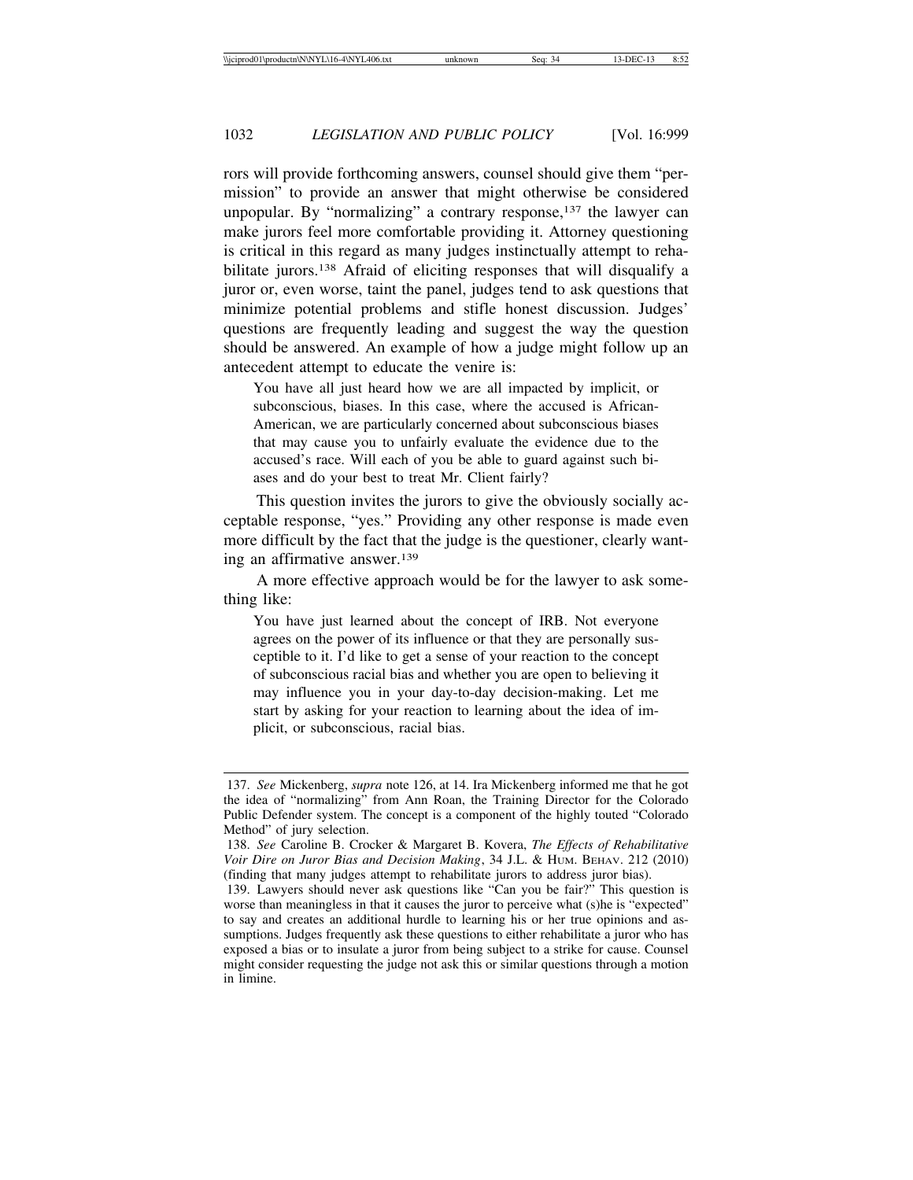rors will provide forthcoming answers, counsel should give them "permission" to provide an answer that might otherwise be considered unpopular. By "normalizing" a contrary response,[137] the lawyer can make jurors feel more comfortable providing it. Attorney questioning is critical in this regard as many judges instinctually attempt to rehabilitate jurors.[138] Afraid of eliciting responses that will disqualify a juror or, even worse, taint the panel, judges tend to ask questions that minimize potential problems and stifle honest discussion. Judges' questions are frequently leading and suggest the way the question should be answered. An example of how a judge might follow up an antecedent attempt to educate the venire is:

> You have all just heard how we are all impacted by implicit, or subconscious, biases. In this case, where the accused is African-American, we are particularly concerned about subconscious biases that may cause you to unfairly evaluate the evidence due to the accused's race. Will each of you be able to guard against such biases and do your best to treat Mr. Client fairly?

This question invites the jurors to give the obviously socially acceptable response, "yes." Providing any other response is made even more difficult by the fact that the judge is the questioner, clearly wanting an affirmative answer.[139]

A more effective approach would be for the lawyer to ask something like:

> You have just learned about the concept of IRB. Not everyone agrees on the power of its influence or that they are personally susceptible to it. I'd like to get a sense of your reaction to the concept of subconscious racial bias and whether you are open to believing it may influence you in your day-to-day decision-making. Let me start by asking for your reaction to learning about the idea of implicit, or subconscious, racial bias.

---

137. *See* Mickenberg, *supra* note 126, at 14. Ira Mickenberg informed me that he got the idea of "normalizing" from Ann Roan, the Training Director for the Colorado Public Defender system. The concept is a component of the highly touted "Colorado Method" of jury selection.

138. *See* Caroline B. Crocker & Margaret B. Kovera, *The Effects of Rehabilitative Voir Dire on Juror Bias and Decision Making*, 34 J.L. & HUM. BEHAV. 212 (2010) (finding that many judges attempt to rehabilitate jurors to address juror bias).

139. Lawyers should never ask questions like "Can you be fair?" This question is worse than meaningless in that it causes the juror to perceive what (s)he is "expected" to say and creates an additional hurdle to learning his or her true opinions and assumptions. Judges frequently ask these questions to either rehabilitate a juror who has exposed a bias or to insulate a juror from being subject to a strike for cause. Counsel might consider requesting the judge not ask this or similar questions through a motion in limine.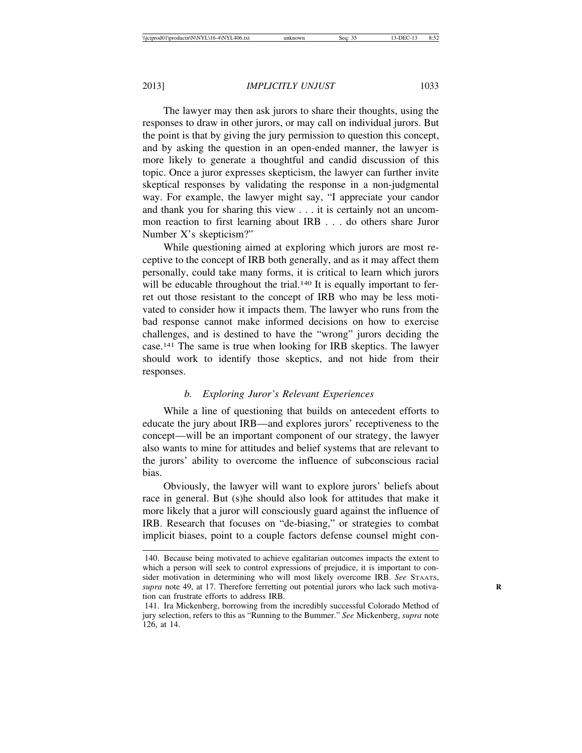The lawyer may then ask jurors to share their thoughts, using the responses to draw in other jurors, or may call on individual jurors. But the point is that by giving the jury permission to question this concept, and by asking the question in an open-ended manner, the lawyer is more likely to generate a thoughtful and candid discussion of this topic. Once a juror expresses skepticism, the lawyer can further invite skeptical responses by validating the response in a non-judgmental way. For example, the lawyer might say, "I appreciate your candor and thank you for sharing this view . . . it is certainly not an uncommon reaction to first learning about IRB . . . do others share Juror Number X's skepticism?"

While questioning aimed at exploring which jurors are most receptive to the concept of IRB both generally, and as it may affect them personally, could take many forms, it is critical to learn which jurors will be educable throughout the trial.[140] It is equally important to ferret out those resistant to the concept of IRB who may be less motivated to consider how it impacts them. The lawyer who runs from the bad response cannot make informed decisions on how to exercise challenges, and is destined to have the "wrong" jurors deciding the case.[141] The same is true when looking for IRB skeptics. The lawyer should work to identify those skeptics, and not hide from their responses.

### *b. Exploring Juror's Relevant Experiences*

While a line of questioning that builds on antecedent efforts to educate the jury about IRB—and explores jurors' receptiveness to the concept—will be an important component of our strategy, the lawyer also wants to mine for attitudes and belief systems that are relevant to the jurors' ability to overcome the influence of subconscious racial bias.

Obviously, the lawyer will want to explore jurors' beliefs about race in general. But (s)he should also look for attitudes that make it more likely that a juror will consciously guard against the influence of IRB. Research that focuses on "de-biasing," or strategies to combat implicit biases, point to a couple factors defense counsel might con-

---

140. Because being motivated to achieve egalitarian outcomes impacts the extent to which a person will seek to control expressions of prejudice, it is important to consider motivation in determining who will most likely overcome IRB. *See* STAATS, *supra* note 49, at 17. Therefore ferretting out potential jurors who lack such motivation can frustrate efforts to address IRB.

141. Ira Mickenberg, borrowing from the incredibly successful Colorado Method of jury selection, refers to this as "Running to the Bummer." *See* Mickenberg, *supra* note 126, at 14.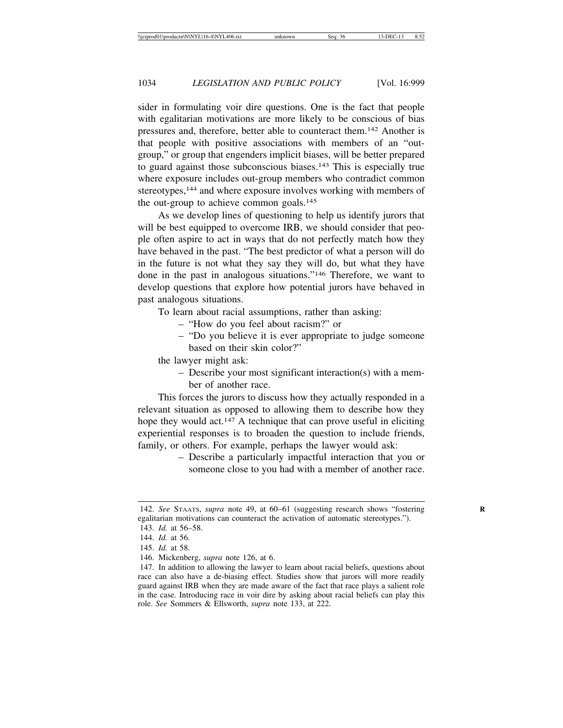sider in formulating voir dire questions. One is the fact that people with egalitarian motivations are more likely to be conscious of bias pressures and, therefore, better able to counteract them.[142] Another is that people with positive associations with members of an "out-group," or group that engenders implicit biases, will be better prepared to guard against those subconscious biases.[143] This is especially true where exposure includes out-group members who contradict common stereotypes,[144] and where exposure involves working with members of the out-group to achieve common goals.[145]

As we develop lines of questioning to help us identify jurors that will be best equipped to overcome IRB, we should consider that people often aspire to act in ways that do not perfectly match how they have behaved in the past. "The best predictor of what a person will do in the future is not what they say they will do, but what they have done in the past in analogous situations."[146] Therefore, we want to develop questions that explore how potential jurors have behaved in past analogous situations.

To learn about racial assumptions, rather than asking:

– "How do you feel about racism?" or
– "Do you believe it is ever appropriate to judge someone based on their skin color?"

the lawyer might ask:

– Describe your most significant interaction(s) with a member of another race.

This forces the jurors to discuss how they actually responded in a relevant situation as opposed to allowing them to describe how they hope they would act.[147] A technique that can prove useful in eliciting experiential responses is to broaden the question to include friends, family, or others. For example, perhaps the lawyer would ask:

– Describe a particularly impactful interaction that you or someone close to you had with a member of another race.

---

142. *See* Staats, *supra* note 49, at 60–61 (suggesting research shows "fostering egalitarian motivations can counteract the activation of automatic stereotypes.").

143. *Id.* at 56–58.

144. *Id.* at 56.

145. *Id.* at 58.

146. Mickenberg, *supra* note 126, at 6.

147. In addition to allowing the lawyer to learn about racial beliefs, questions about race can also have a de-biasing effect. Studies show that jurors will more readily guard against IRB when they are made aware of the fact that race plays a salient role in the case. Introducing race in voir dire by asking about racial beliefs can play this role. *See* Sommers & Ellsworth, *supra* note 133, at 222.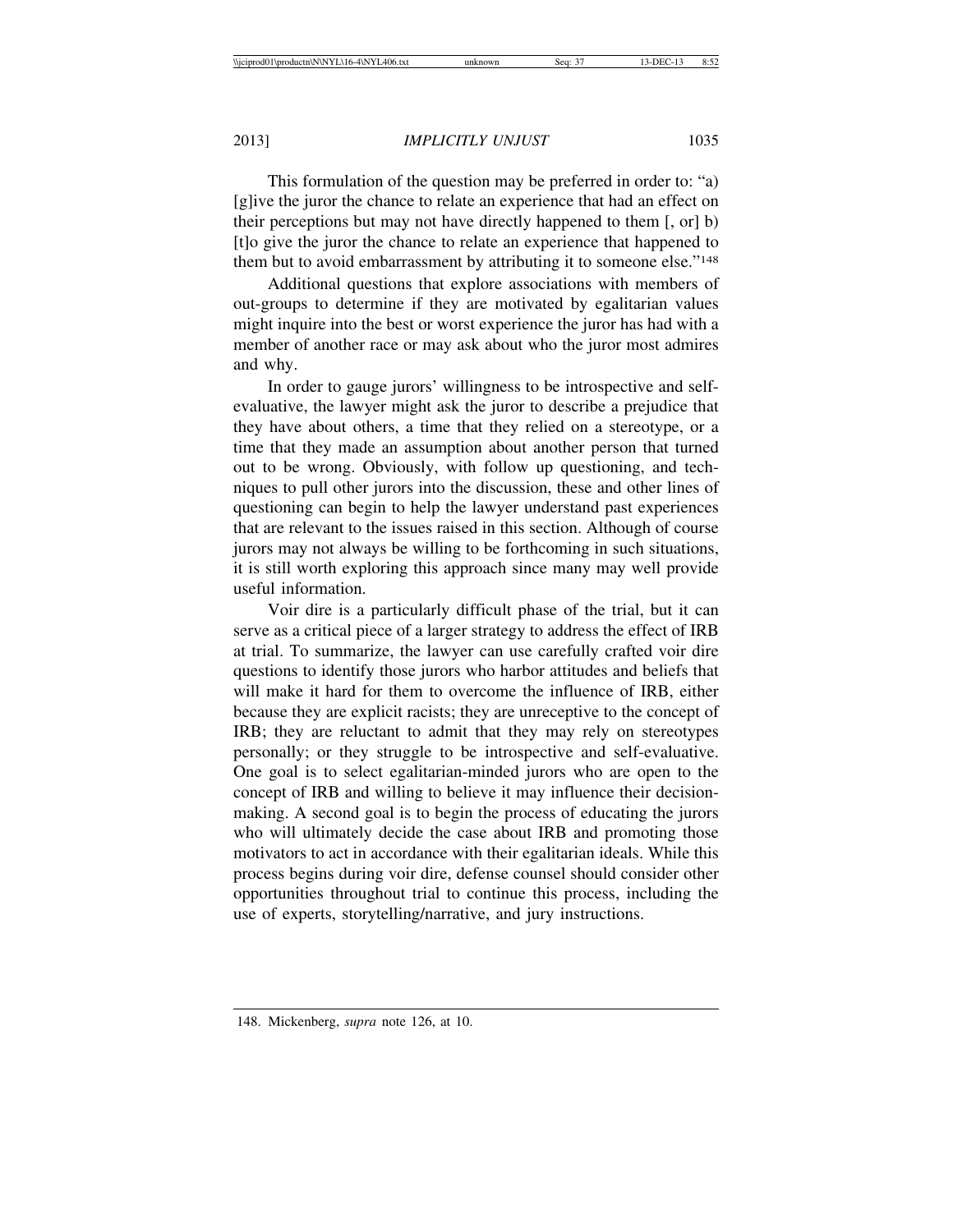This formulation of the question may be preferred in order to: "a) [g]ive the juror the chance to relate an experience that had an effect on their perceptions but may not have directly happened to them [, or] b) [t]o give the juror the chance to relate an experience that happened to them but to avoid embarrassment by attributing it to someone else."[148]

Additional questions that explore associations with members of out-groups to determine if they are motivated by egalitarian values might inquire into the best or worst experience the juror has had with a member of another race or may ask about who the juror most admires and why.

In order to gauge jurors' willingness to be introspective and self-evaluative, the lawyer might ask the juror to describe a prejudice that they have about others, a time that they relied on a stereotype, or a time that they made an assumption about another person that turned out to be wrong. Obviously, with follow up questioning, and techniques to pull other jurors into the discussion, these and other lines of questioning can begin to help the lawyer understand past experiences that are relevant to the issues raised in this section. Although of course jurors may not always be willing to be forthcoming in such situations, it is still worth exploring this approach since many may well provide useful information.

Voir dire is a particularly difficult phase of the trial, but it can serve as a critical piece of a larger strategy to address the effect of IRB at trial. To summarize, the lawyer can use carefully crafted voir dire questions to identify those jurors who harbor attitudes and beliefs that will make it hard for them to overcome the influence of IRB, either because they are explicit racists; they are unreceptive to the concept of IRB; they are reluctant to admit that they may rely on stereotypes personally; or they struggle to be introspective and self-evaluative. One goal is to select egalitarian-minded jurors who are open to the concept of IRB and willing to believe it may influence their decision-making. A second goal is to begin the process of educating the jurors who will ultimately decide the case about IRB and promoting those motivators to act in accordance with their egalitarian ideals. While this process begins during voir dire, defense counsel should consider other opportunities throughout trial to continue this process, including the use of experts, storytelling/narrative, and jury instructions.

---

148. Mickenberg, *supra* note 126, at 10.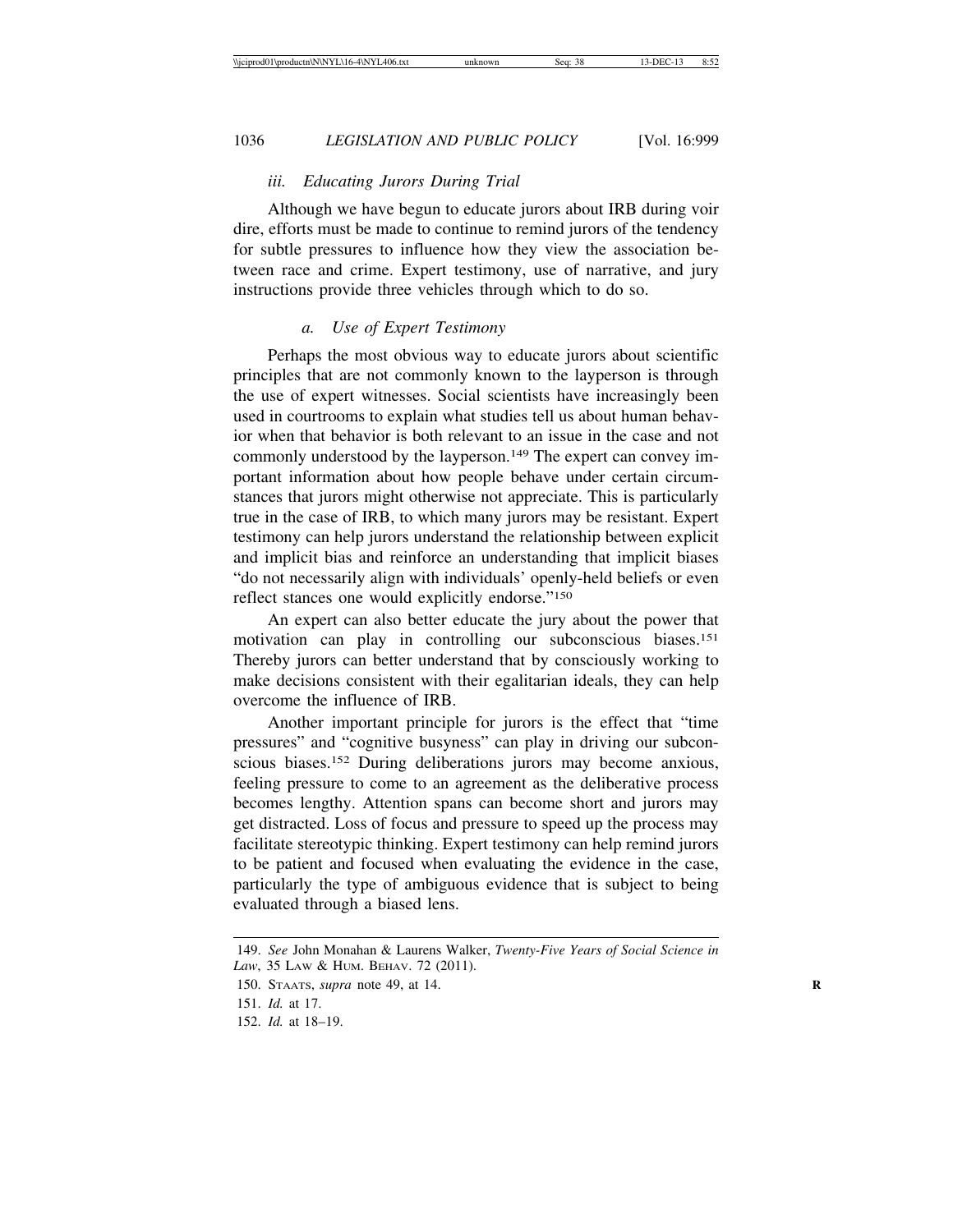### *iii. Educating Jurors During Trial*

Although we have begun to educate jurors about IRB during voir dire, efforts must be made to continue to remind jurors of the tendency for subtle pressures to influence how they view the association between race and crime. Expert testimony, use of narrative, and jury instructions provide three vehicles through which to do so.

#### *a. Use of Expert Testimony*

Perhaps the most obvious way to educate jurors about scientific principles that are not commonly known to the layperson is through the use of expert witnesses. Social scientists have increasingly been used in courtrooms to explain what studies tell us about human behavior when that behavior is both relevant to an issue in the case and not commonly understood by the layperson.[149] The expert can convey important information about how people behave under certain circumstances that jurors might otherwise not appreciate. This is particularly true in the case of IRB, to which many jurors may be resistant. Expert testimony can help jurors understand the relationship between explicit and implicit bias and reinforce an understanding that implicit biases "do not necessarily align with individuals' openly-held beliefs or even reflect stances one would explicitly endorse."[150]

An expert can also better educate the jury about the power that motivation can play in controlling our subconscious biases.[151] Thereby jurors can better understand that by consciously working to make decisions consistent with their egalitarian ideals, they can help overcome the influence of IRB.

Another important principle for jurors is the effect that "time pressures" and "cognitive busyness" can play in driving our subconscious biases.[152] During deliberations jurors may become anxious, feeling pressure to come to an agreement as the deliberative process becomes lengthy. Attention spans can become short and jurors may get distracted. Loss of focus and pressure to speed up the process may facilitate stereotypic thinking. Expert testimony can help remind jurors to be patient and focused when evaluating the evidence in the case, particularly the type of ambiguous evidence that is subject to being evaluated through a biased lens.

---

149. *See* John Monahan & Laurens Walker, *Twenty-Five Years of Social Science in Law*, 35 LAW & HUM. BEHAV. 72 (2011).

150. STAATS, *supra* note 49, at 14.

151. *Id.* at 17.

152. *Id.* at 18–19.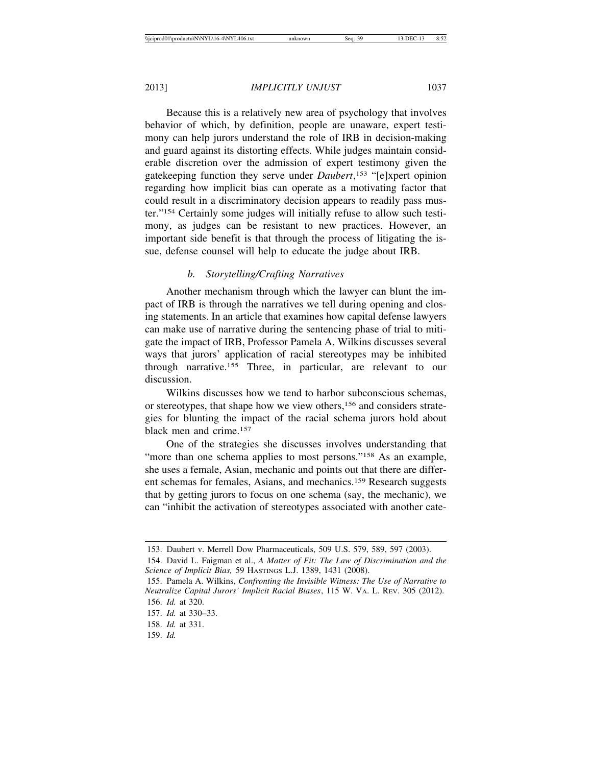Because this is a relatively new area of psychology that involves behavior of which, by definition, people are unaware, expert testimony can help jurors understand the role of IRB in decision-making and guard against its distorting effects. While judges maintain considerable discretion over the admission of expert testimony given the gatekeeping function they serve under *Daubert*,[153] "[e]xpert opinion regarding how implicit bias can operate as a motivating factor that could result in a discriminatory decision appears to readily pass muster."[154] Certainly some judges will initially refuse to allow such testimony, as judges can be resistant to new practices. However, an important side benefit is that through the process of litigating the issue, defense counsel will help to educate the judge about IRB.

### *b. Storytelling/Crafting Narratives*

Another mechanism through which the lawyer can blunt the impact of IRB is through the narratives we tell during opening and closing statements. In an article that examines how capital defense lawyers can make use of narrative during the sentencing phase of trial to mitigate the impact of IRB, Professor Pamela A. Wilkins discusses several ways that jurors' application of racial stereotypes may be inhibited through narrative.[155] Three, in particular, are relevant to our discussion.

Wilkins discusses how we tend to harbor subconscious schemas, or stereotypes, that shape how we view others,[156] and considers strategies for blunting the impact of the racial schema jurors hold about black men and crime.[157]

One of the strategies she discusses involves understanding that "more than one schema applies to most persons."[158] As an example, she uses a female, Asian, mechanic and points out that there are different schemas for females, Asians, and mechanics.[159] Research suggests that by getting jurors to focus on one schema (say, the mechanic), we can "inhibit the activation of stereotypes associated with another cate-

---

153. Daubert v. Merrell Dow Pharmaceuticals, 509 U.S. 579, 589, 597 (2003).

154. David L. Faigman et al., *A Matter of Fit: The Law of Discrimination and the Science of Implicit Bias,* 59 HASTINGS L.J. 1389, 1431 (2008).

155. Pamela A. Wilkins, *Confronting the Invisible Witness: The Use of Narrative to Neutralize Capital Jurors' Implicit Racial Biases*, 115 W. VA. L. REV. 305 (2012).

156. *Id.* at 320.

157. *Id.* at 330–33.

158. *Id.* at 331.

159. *Id.*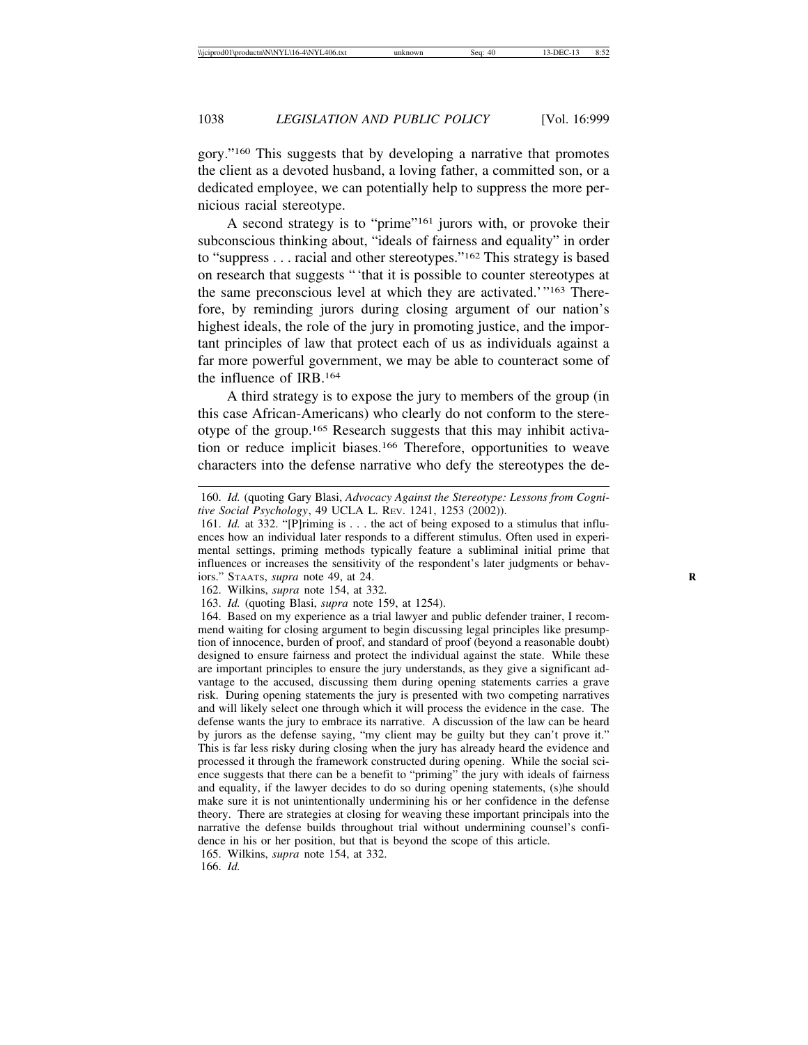gory."[160] This suggests that by developing a narrative that promotes the client as a devoted husband, a loving father, a committed son, or a dedicated employee, we can potentially help to suppress the more pernicious racial stereotype.

A second strategy is to "prime"[161] jurors with, or provoke their subconscious thinking about, "ideals of fairness and equality" in order to "suppress . . . racial and other stereotypes."[162] This strategy is based on research that suggests " 'that it is possible to counter stereotypes at the same preconscious level at which they are activated.' "[163] Therefore, by reminding jurors during closing argument of our nation's highest ideals, the role of the jury in promoting justice, and the important principles of law that protect each of us as individuals against a far more powerful government, we may be able to counteract some of the influence of IRB.[164]

A third strategy is to expose the jury to members of the group (in this case African-Americans) who clearly do not conform to the stereotype of the group.[165] Research suggests that this may inhibit activation or reduce implicit biases.[166] Therefore, opportunities to weave characters into the defense narrative who defy the stereotypes the de-

---

160. *Id.* (quoting Gary Blasi, *Advocacy Against the Stereotype: Lessons from Cognitive Social Psychology*, 49 UCLA L. REV. 1241, 1253 (2002)).

161. *Id.* at 332. "[P]riming is . . . the act of being exposed to a stimulus that influences how an individual later responds to a different stimulus. Often used in experimental settings, priming methods typically feature a subliminal initial prime that influences or increases the sensitivity of the respondent's later judgments or behaviors." STAATS, *supra* note 49, at 24.

162. Wilkins, *supra* note 154, at 332.

163. *Id.* (quoting Blasi, *supra* note 159, at 1254).

164. Based on my experience as a trial lawyer and public defender trainer, I recommend waiting for closing argument to begin discussing legal principles like presumption of innocence, burden of proof, and standard of proof (beyond a reasonable doubt) designed to ensure fairness and protect the individual against the state. While these are important principles to ensure the jury understands, as they give a significant advantage to the accused, discussing them during opening statements carries a grave risk. During opening statements the jury is presented with two competing narratives and will likely select one through which it will process the evidence in the case. The defense wants the jury to embrace its narrative. A discussion of the law can be heard by jurors as the defense saying, "my client may be guilty but they can't prove it." This is far less risky during closing when the jury has already heard the evidence and processed it through the framework constructed during opening. While the social science suggests that there can be a benefit to "priming" the jury with ideals of fairness and equality, if the lawyer decides to do so during opening statements, (s)he should make sure it is not unintentionally undermining his or her confidence in the defense theory. There are strategies at closing for weaving these important principals into the narrative the defense builds throughout trial without undermining counsel's confidence in his or her position, but that is beyond the scope of this article.

165. Wilkins, *supra* note 154, at 332.

166. *Id.*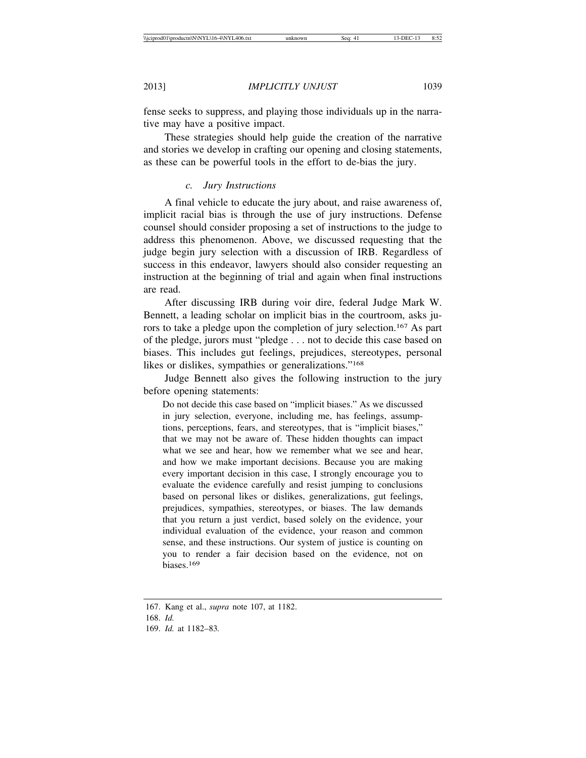fense seeks to suppress, and playing those individuals up in the narrative may have a positive impact.

These strategies should help guide the creation of the narrative and stories we develop in crafting our opening and closing statements, as these can be powerful tools in the effort to de-bias the jury.

#### *c. Jury Instructions*

A final vehicle to educate the jury about, and raise awareness of, implicit racial bias is through the use of jury instructions. Defense counsel should consider proposing a set of instructions to the judge to address this phenomenon. Above, we discussed requesting that the judge begin jury selection with a discussion of IRB. Regardless of success in this endeavor, lawyers should also consider requesting an instruction at the beginning of trial and again when final instructions are read.

After discussing IRB during voir dire, federal Judge Mark W. Bennett, a leading scholar on implicit bias in the courtroom, asks jurors to take a pledge upon the completion of jury selection.[167] As part of the pledge, jurors must "pledge . . . not to decide this case based on biases. This includes gut feelings, prejudices, stereotypes, personal likes or dislikes, sympathies or generalizations."[168]

Judge Bennett also gives the following instruction to the jury before opening statements:

> Do not decide this case based on "implicit biases." As we discussed in jury selection, everyone, including me, has feelings, assumptions, perceptions, fears, and stereotypes, that is "implicit biases," that we may not be aware of. These hidden thoughts can impact what we see and hear, how we remember what we see and hear, and how we make important decisions. Because you are making every important decision in this case, I strongly encourage you to evaluate the evidence carefully and resist jumping to conclusions based on personal likes or dislikes, generalizations, gut feelings, prejudices, sympathies, stereotypes, or biases. The law demands that you return a just verdict, based solely on the evidence, your individual evaluation of the evidence, your reason and common sense, and these instructions. Our system of justice is counting on you to render a fair decision based on the evidence, not on biases.[169]

---

167. Kang et al., *supra* note 107, at 1182.

168. *Id.*

169. *Id.* at 1182–83.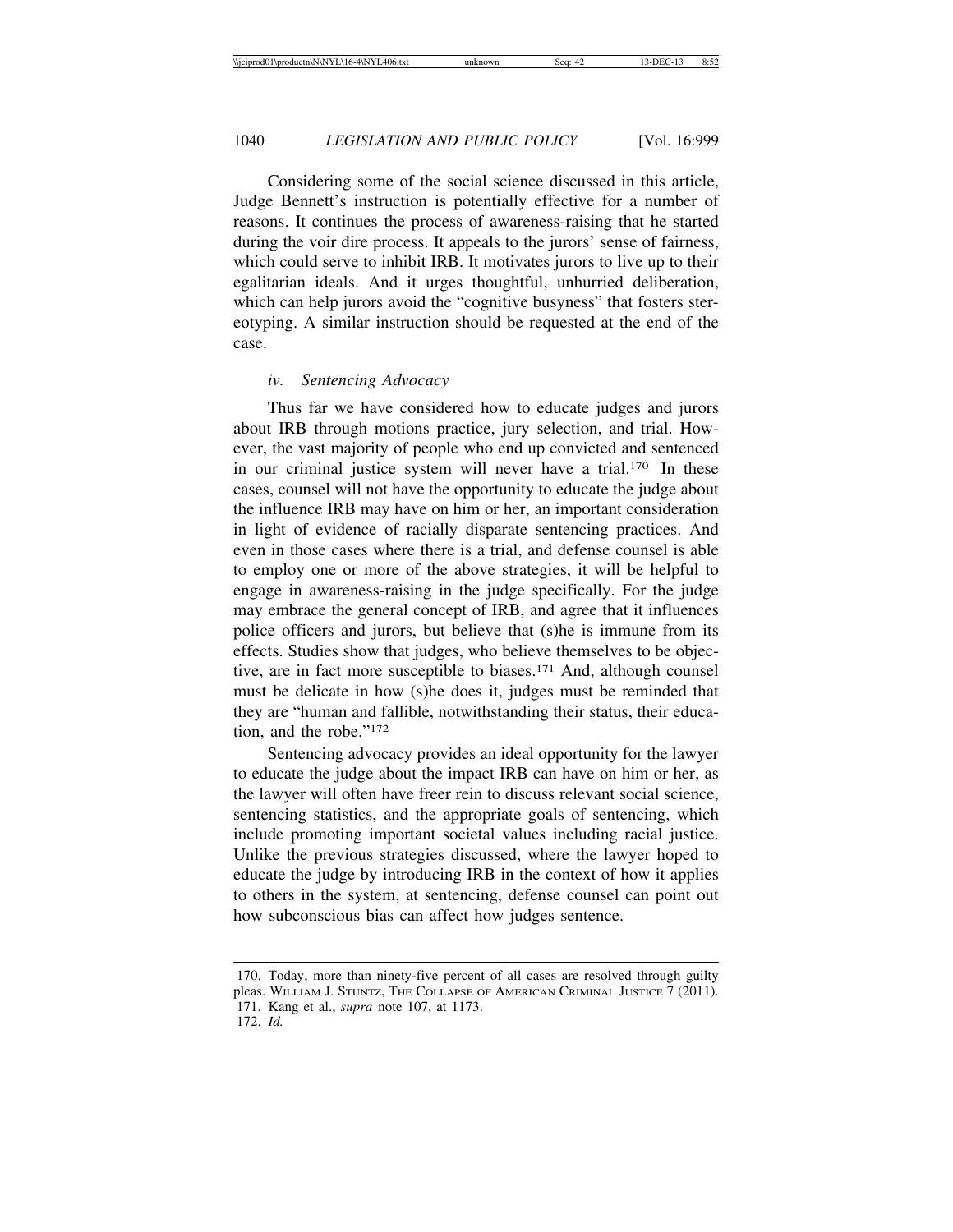Considering some of the social science discussed in this article, Judge Bennett's instruction is potentially effective for a number of reasons. It continues the process of awareness-raising that he started during the voir dire process. It appeals to the jurors' sense of fairness, which could serve to inhibit IRB. It motivates jurors to live up to their egalitarian ideals. And it urges thoughtful, unhurried deliberation, which can help jurors avoid the "cognitive busyness" that fosters stereotyping. A similar instruction should be requested at the end of the case.

#### *iv. Sentencing Advocacy*

Thus far we have considered how to educate judges and jurors about IRB through motions practice, jury selection, and trial. However, the vast majority of people who end up convicted and sentenced in our criminal justice system will never have a trial.[170] In these cases, counsel will not have the opportunity to educate the judge about the influence IRB may have on him or her, an important consideration in light of evidence of racially disparate sentencing practices. And even in those cases where there is a trial, and defense counsel is able to employ one or more of the above strategies, it will be helpful to engage in awareness-raising in the judge specifically. For the judge may embrace the general concept of IRB, and agree that it influences police officers and jurors, but believe that (s)he is immune from its effects. Studies show that judges, who believe themselves to be objective, are in fact more susceptible to biases.[171] And, although counsel must be delicate in how (s)he does it, judges must be reminded that they are "human and fallible, notwithstanding their status, their education, and the robe."[172]

Sentencing advocacy provides an ideal opportunity for the lawyer to educate the judge about the impact IRB can have on him or her, as the lawyer will often have freer rein to discuss relevant social science, sentencing statistics, and the appropriate goals of sentencing, which include promoting important societal values including racial justice. Unlike the previous strategies discussed, where the lawyer hoped to educate the judge by introducing IRB in the context of how it applies to others in the system, at sentencing, defense counsel can point out how subconscious bias can affect how judges sentence.

---

170. Today, more than ninety-five percent of all cases are resolved through guilty pleas. WILLIAM J. STUNTZ, THE COLLAPSE OF AMERICAN CRIMINAL JUSTICE 7 (2011).

171. Kang et al., *supra* note 107, at 1173.

172. *Id.*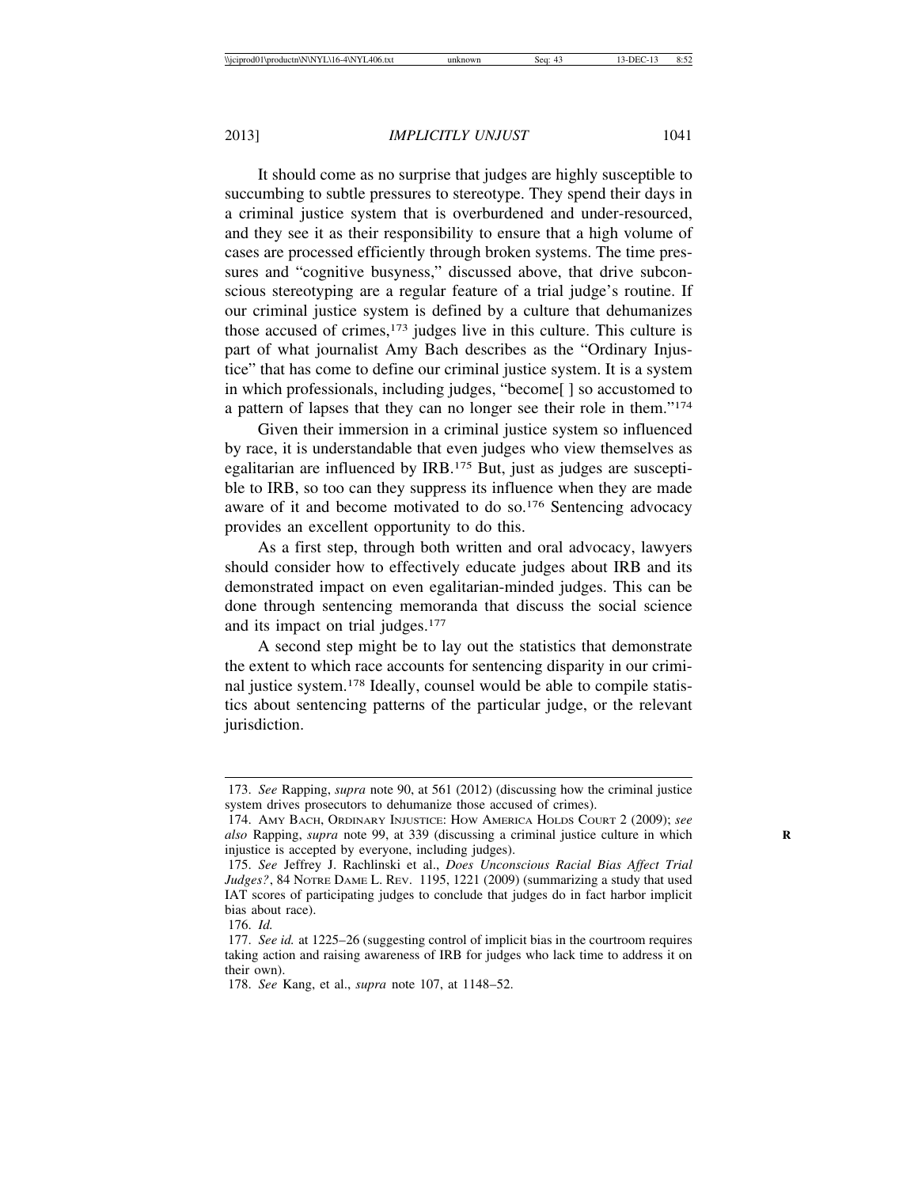It should come as no surprise that judges are highly susceptible to succumbing to subtle pressures to stereotype. They spend their days in a criminal justice system that is overburdened and under-resourced, and they see it as their responsibility to ensure that a high volume of cases are processed efficiently through broken systems. The time pressures and "cognitive busyness," discussed above, that drive subconscious stereotyping are a regular feature of a trial judge's routine. If our criminal justice system is defined by a culture that dehumanizes those accused of crimes,[173] judges live in this culture. This culture is part of what journalist Amy Bach describes as the "Ordinary Injustice" that has come to define our criminal justice system. It is a system in which professionals, including judges, "become[ ] so accustomed to a pattern of lapses that they can no longer see their role in them."[174]

Given their immersion in a criminal justice system so influenced by race, it is understandable that even judges who view themselves as egalitarian are influenced by IRB.[175] But, just as judges are susceptible to IRB, so too can they suppress its influence when they are made aware of it and become motivated to do so.[176] Sentencing advocacy provides an excellent opportunity to do this.

As a first step, through both written and oral advocacy, lawyers should consider how to effectively educate judges about IRB and its demonstrated impact on even egalitarian-minded judges. This can be done through sentencing memoranda that discuss the social science and its impact on trial judges.[177]

A second step might be to lay out the statistics that demonstrate the extent to which race accounts for sentencing disparity in our criminal justice system.[178] Ideally, counsel would be able to compile statistics about sentencing patterns of the particular judge, or the relevant jurisdiction.

---

173. *See* Rapping, *supra* note 90, at 561 (2012) (discussing how the criminal justice system drives prosecutors to dehumanize those accused of crimes).

174. AMY BACH, ORDINARY INJUSTICE: HOW AMERICA HOLDS COURT 2 (2009); *see also* Rapping, *supra* note 99, at 339 (discussing a criminal justice culture in which injustice is accepted by everyone, including judges).

175. *See* Jeffrey J. Rachlinski et al., *Does Unconscious Racial Bias Affect Trial Judges?*, 84 NOTRE DAME L. REV. 1195, 1221 (2009) (summarizing a study that used IAT scores of participating judges to conclude that judges do in fact harbor implicit bias about race).

176. *Id.*

177. *See id.* at 1225–26 (suggesting control of implicit bias in the courtroom requires taking action and raising awareness of IRB for judges who lack time to address it on their own).

178. *See* Kang, et al., *supra* note 107, at 1148–52.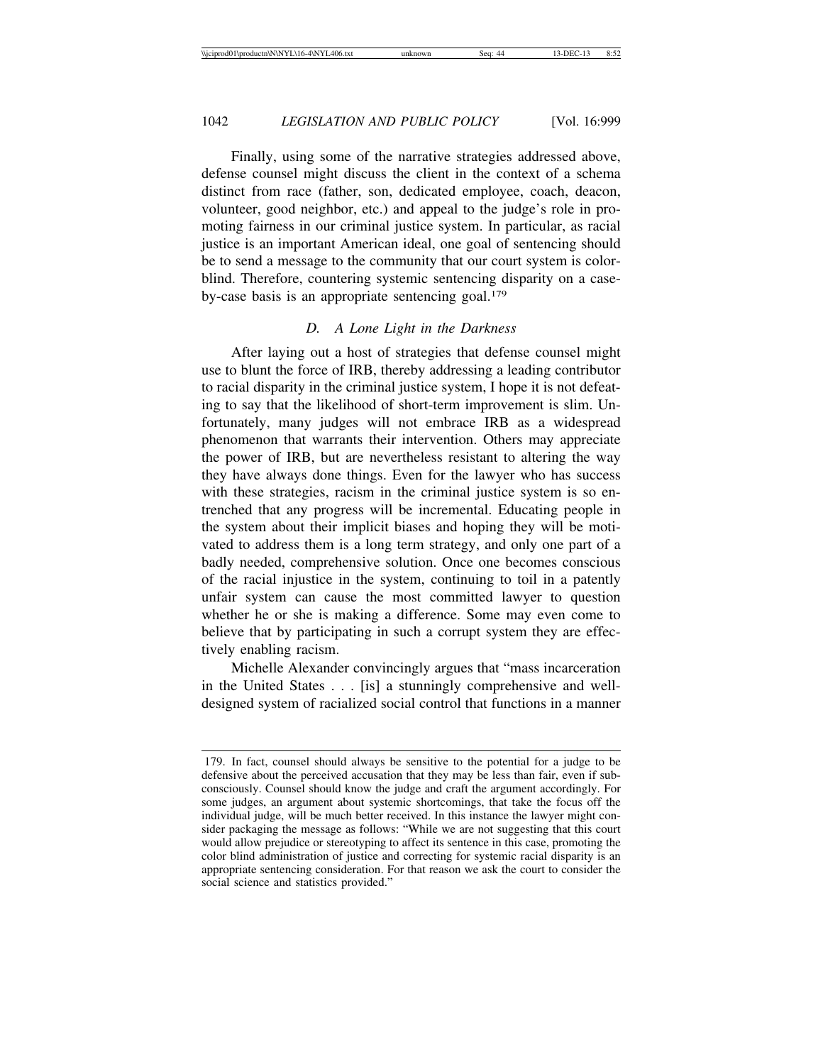Finally, using some of the narrative strategies addressed above, defense counsel might discuss the client in the context of a schema distinct from race (father, son, dedicated employee, coach, deacon, volunteer, good neighbor, etc.) and appeal to the judge's role in promoting fairness in our criminal justice system. In particular, as racial justice is an important American ideal, one goal of sentencing should be to send a message to the community that our court system is colorblind. Therefore, countering systemic sentencing disparity on a case-by-case basis is an appropriate sentencing goal.[179]

### *D. A Lone Light in the Darkness*

After laying out a host of strategies that defense counsel might use to blunt the force of IRB, thereby addressing a leading contributor to racial disparity in the criminal justice system, I hope it is not defeating to say that the likelihood of short-term improvement is slim. Unfortunately, many judges will not embrace IRB as a widespread phenomenon that warrants their intervention. Others may appreciate the power of IRB, but are nevertheless resistant to altering the way they have always done things. Even for the lawyer who has success with these strategies, racism in the criminal justice system is so entrenched that any progress will be incremental. Educating people in the system about their implicit biases and hoping they will be motivated to address them is a long term strategy, and only one part of a badly needed, comprehensive solution. Once one becomes conscious of the racial injustice in the system, continuing to toil in a patently unfair system can cause the most committed lawyer to question whether he or she is making a difference. Some may even come to believe that by participating in such a corrupt system they are effectively enabling racism.

Michelle Alexander convincingly argues that "mass incarceration in the United States . . . [is] a stunningly comprehensive and well-designed system of racialized social control that functions in a manner

---

179. In fact, counsel should always be sensitive to the potential for a judge to be defensive about the perceived accusation that they may be less than fair, even if subconsciously. Counsel should know the judge and craft the argument accordingly. For some judges, an argument about systemic shortcomings, that take the focus off the individual judge, will be much better received. In this instance the lawyer might consider packaging the message as follows: "While we are not suggesting that this court would allow prejudice or stereotyping to affect its sentence in this case, promoting the color blind administration of justice and correcting for systemic racial disparity is an appropriate sentencing consideration. For that reason we ask the court to consider the social science and statistics provided."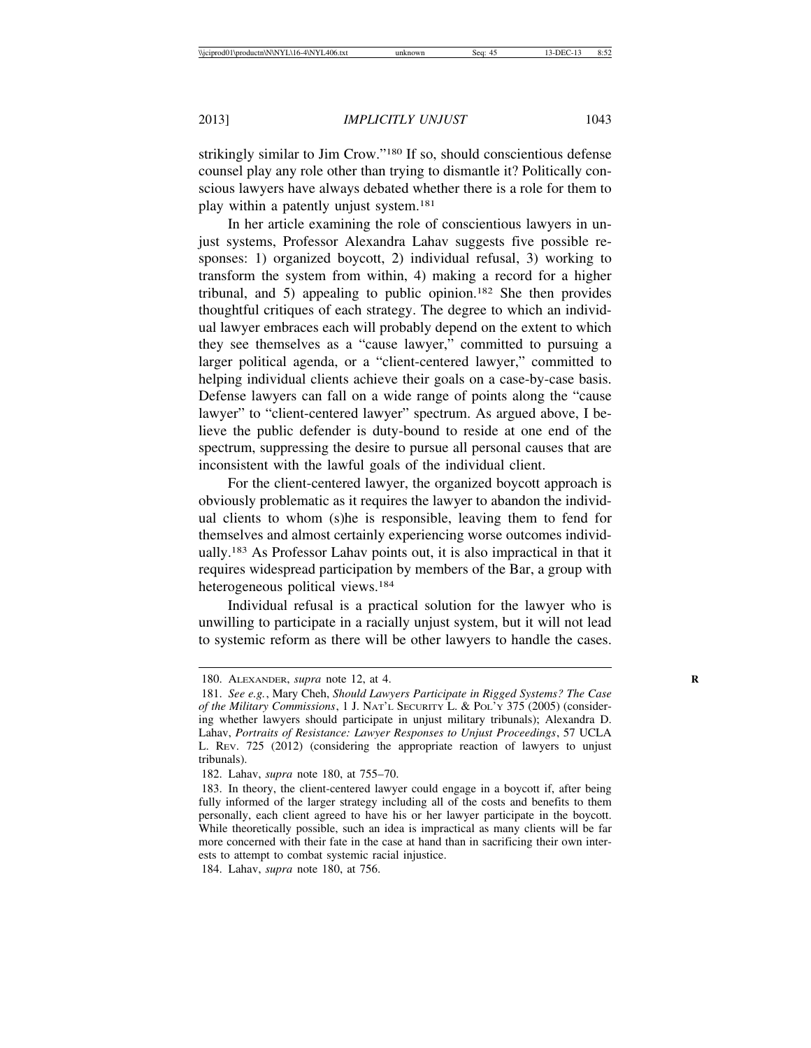strikingly similar to Jim Crow."[180] If so, should conscientious defense counsel play any role other than trying to dismantle it? Politically conscious lawyers have always debated whether there is a role for them to play within a patently unjust system.[181]

In her article examining the role of conscientious lawyers in unjust systems, Professor Alexandra Lahav suggests five possible responses: 1) organized boycott, 2) individual refusal, 3) working to transform the system from within, 4) making a record for a higher tribunal, and 5) appealing to public opinion.[182] She then provides thoughtful critiques of each strategy. The degree to which an individual lawyer embraces each will probably depend on the extent to which they see themselves as a "cause lawyer," committed to pursuing a larger political agenda, or a "client-centered lawyer," committed to helping individual clients achieve their goals on a case-by-case basis. Defense lawyers can fall on a wide range of points along the "cause lawyer" to "client-centered lawyer" spectrum. As argued above, I believe the public defender is duty-bound to reside at one end of the spectrum, suppressing the desire to pursue all personal causes that are inconsistent with the lawful goals of the individual client.

For the client-centered lawyer, the organized boycott approach is obviously problematic as it requires the lawyer to abandon the individual clients to whom (s)he is responsible, leaving them to fend for themselves and almost certainly experiencing worse outcomes individually.[183] As Professor Lahav points out, it is also impractical in that it requires widespread participation by members of the Bar, a group with heterogeneous political views.[184]

Individual refusal is a practical solution for the lawyer who is unwilling to participate in a racially unjust system, but it will not lead to systemic reform as there will be other lawyers to handle the cases.

---

180. ALEXANDER, *supra* note 12, at 4.

181. *See e.g.*, Mary Cheh, *Should Lawyers Participate in Rigged Systems? The Case of the Military Commissions*, 1 J. NAT'L SECURITY L. & POL'Y 375 (2005) (considering whether lawyers should participate in unjust military tribunals); Alexandra D. Lahav, *Portraits of Resistance: Lawyer Responses to Unjust Proceedings*, 57 UCLA L. REV. 725 (2012) (considering the appropriate reaction of lawyers to unjust tribunals).

182. Lahav, *supra* note 180, at 755–70.

183. In theory, the client-centered lawyer could engage in a boycott if, after being fully informed of the larger strategy including all of the costs and benefits to them personally, each client agreed to have his or her lawyer participate in the boycott. While theoretically possible, such an idea is impractical as many clients will be far more concerned with their fate in the case at hand than in sacrificing their own interests to attempt to combat systemic racial injustice.

184. Lahav, *supra* note 180, at 756.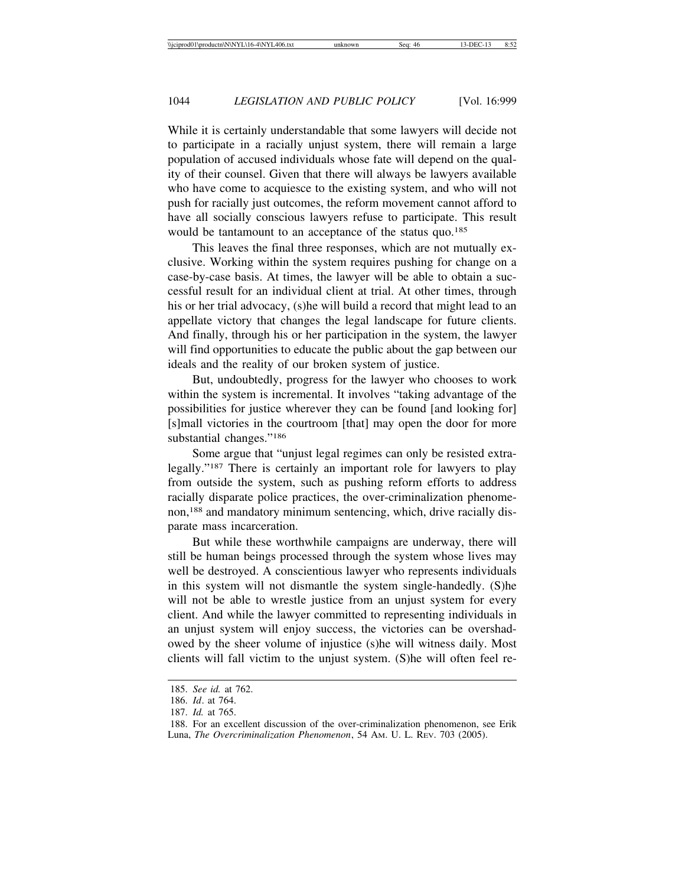While it is certainly understandable that some lawyers will decide not to participate in a racially unjust system, there will remain a large population of accused individuals whose fate will depend on the quality of their counsel. Given that there will always be lawyers available who have come to acquiesce to the existing system, and who will not push for racially just outcomes, the reform movement cannot afford to have all socially conscious lawyers refuse to participate. This result would be tantamount to an acceptance of the status quo.[185]

This leaves the final three responses, which are not mutually exclusive. Working within the system requires pushing for change on a case-by-case basis. At times, the lawyer will be able to obtain a successful result for an individual client at trial. At other times, through his or her trial advocacy, (s)he will build a record that might lead to an appellate victory that changes the legal landscape for future clients. And finally, through his or her participation in the system, the lawyer will find opportunities to educate the public about the gap between our ideals and the reality of our broken system of justice.

But, undoubtedly, progress for the lawyer who chooses to work within the system is incremental. It involves "taking advantage of the possibilities for justice wherever they can be found [and looking for] [s]mall victories in the courtroom [that] may open the door for more substantial changes."[186]

Some argue that "unjust legal regimes can only be resisted extra-legally."[187] There is certainly an important role for lawyers to play from outside the system, such as pushing reform efforts to address racially disparate police practices, the over-criminalization phenomenon,[188] and mandatory minimum sentencing, which, drive racially disparate mass incarceration.

But while these worthwhile campaigns are underway, there will still be human beings processed through the system whose lives may well be destroyed. A conscientious lawyer who represents individuals in this system will not dismantle the system single-handedly. (S)he will not be able to wrestle justice from an unjust system for every client. And while the lawyer committed to representing individuals in an unjust system will enjoy success, the victories can be overshadowed by the sheer volume of injustice (s)he will witness daily. Most clients will fall victim to the unjust system. (S)he will often feel re-

---

185. *See id.* at 762.

186. *Id*. at 764.

187. *Id.* at 765.

188. For an excellent discussion of the over-criminalization phenomenon, see Erik Luna, *The Overcriminalization Phenomenon*, 54 AM. U. L. REV. 703 (2005).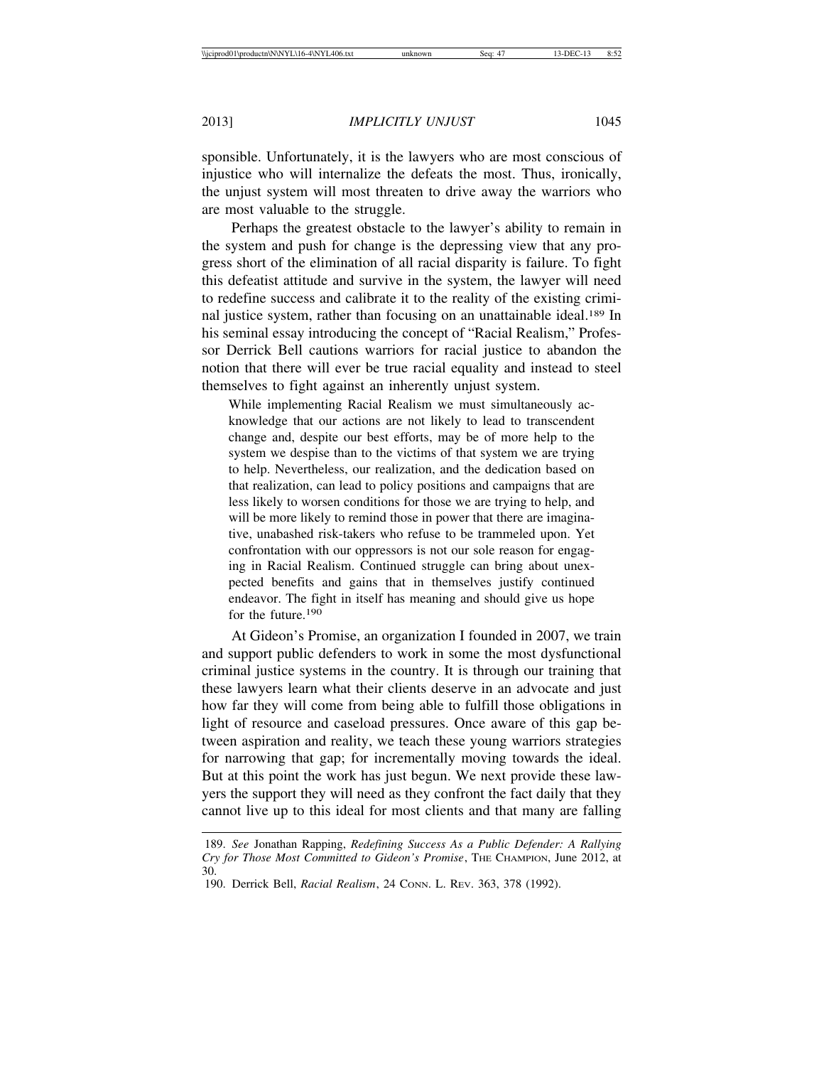sponsible. Unfortunately, it is the lawyers who are most conscious of injustice who will internalize the defeats the most. Thus, ironically, the unjust system will most threaten to drive away the warriors who are most valuable to the struggle.

Perhaps the greatest obstacle to the lawyer's ability to remain in the system and push for change is the depressing view that any progress short of the elimination of all racial disparity is failure. To fight this defeatist attitude and survive in the system, the lawyer will need to redefine success and calibrate it to the reality of the existing criminal justice system, rather than focusing on an unattainable ideal.[189] In his seminal essay introducing the concept of "Racial Realism," Professor Derrick Bell cautions warriors for racial justice to abandon the notion that there will ever be true racial equality and instead to steel themselves to fight against an inherently unjust system.

> While implementing Racial Realism we must simultaneously acknowledge that our actions are not likely to lead to transcendent change and, despite our best efforts, may be of more help to the system we despise than to the victims of that system we are trying to help. Nevertheless, our realization, and the dedication based on that realization, can lead to policy positions and campaigns that are less likely to worsen conditions for those we are trying to help, and will be more likely to remind those in power that there are imaginative, unabashed risk-takers who refuse to be trammeled upon. Yet confrontation with our oppressors is not our sole reason for engaging in Racial Realism. Continued struggle can bring about unexpected benefits and gains that in themselves justify continued endeavor. The fight in itself has meaning and should give us hope for the future.[190]

At Gideon's Promise, an organization I founded in 2007, we train and support public defenders to work in some the most dysfunctional criminal justice systems in the country. It is through our training that these lawyers learn what their clients deserve in an advocate and just how far they will come from being able to fulfill those obligations in light of resource and caseload pressures. Once aware of this gap between aspiration and reality, we teach these young warriors strategies for narrowing that gap; for incrementally moving towards the ideal. But at this point the work has just begun. We next provide these lawyers the support they will need as they confront the fact daily that they cannot live up to this ideal for most clients and that many are falling

---

189. *See* Jonathan Rapping, *Redefining Success As a Public Defender: A Rallying Cry for Those Most Committed to Gideon's Promise*, THE CHAMPION, June 2012, at 30.

190. Derrick Bell, *Racial Realism*, 24 CONN. L. REV. 363, 378 (1992).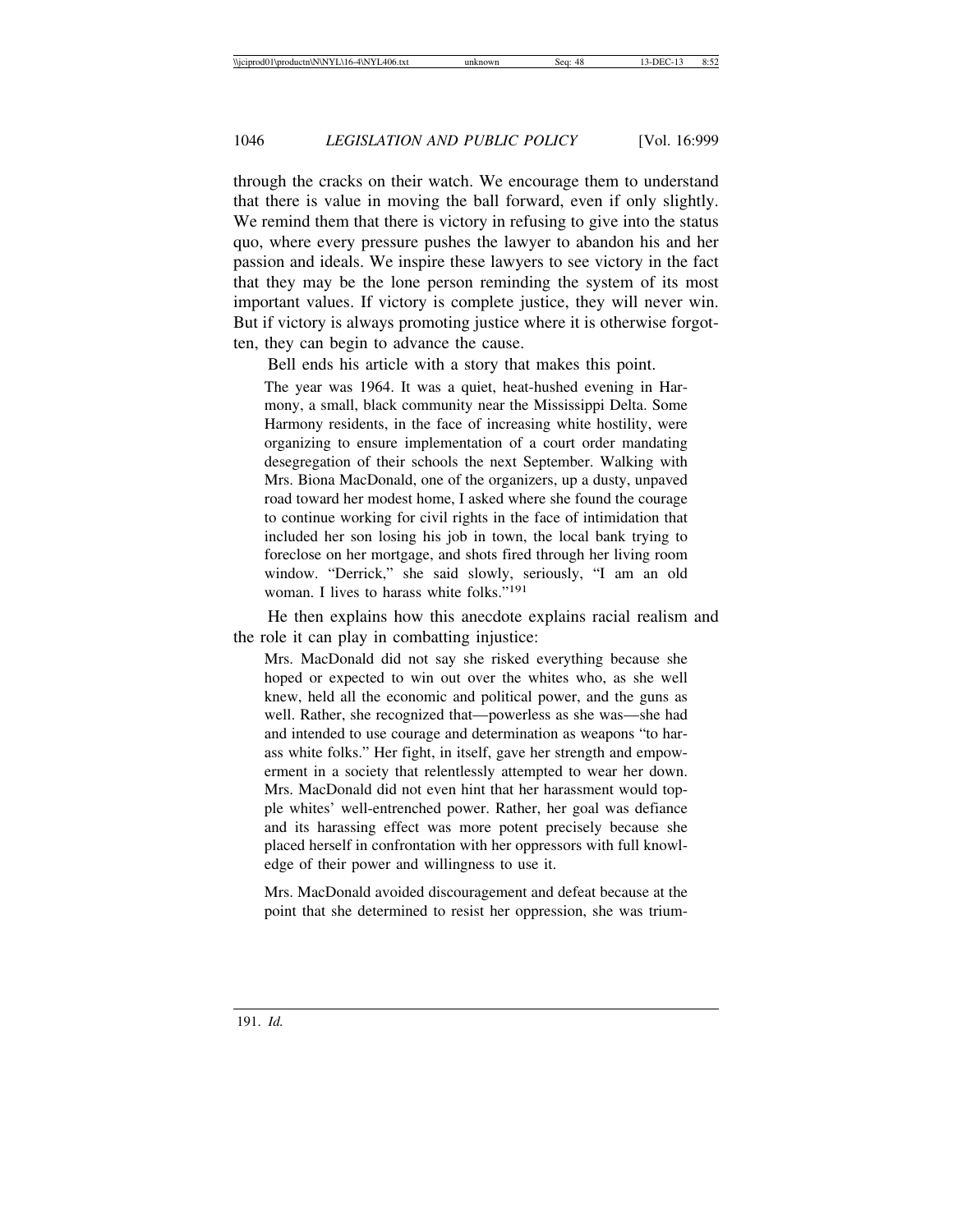through the cracks on their watch. We encourage them to understand that there is value in moving the ball forward, even if only slightly. We remind them that there is victory in refusing to give into the status quo, where every pressure pushes the lawyer to abandon his and her passion and ideals. We inspire these lawyers to see victory in the fact that they may be the lone person reminding the system of its most important values. If victory is complete justice, they will never win. But if victory is always promoting justice where it is otherwise forgotten, they can begin to advance the cause.

Bell ends his article with a story that makes this point.

> The year was 1964. It was a quiet, heat-hushed evening in Harmony, a small, black community near the Mississippi Delta. Some Harmony residents, in the face of increasing white hostility, were organizing to ensure implementation of a court order mandating desegregation of their schools the next September. Walking with Mrs. Biona MacDonald, one of the organizers, up a dusty, unpaved road toward her modest home, I asked where she found the courage to continue working for civil rights in the face of intimidation that included her son losing his job in town, the local bank trying to foreclose on her mortgage, and shots fired through her living room window. "Derrick," she said slowly, seriously, "I am an old woman. I lives to harass white folks."[191]

He then explains how this anecdote explains racial realism and the role it can play in combatting injustice:

> Mrs. MacDonald did not say she risked everything because she hoped or expected to win out over the whites who, as she well knew, held all the economic and political power, and the guns as well. Rather, she recognized that—powerless as she was—she had and intended to use courage and determination as weapons "to harass white folks." Her fight, in itself, gave her strength and empowerment in a society that relentlessly attempted to wear her down. Mrs. MacDonald did not even hint that her harassment would topple whites' well-entrenched power. Rather, her goal was defiance and its harassing effect was more potent precisely because she placed herself in confrontation with her oppressors with full knowledge of their power and willingness to use it.
>
> Mrs. MacDonald avoided discouragement and defeat because at the point that she determined to resist her oppression, she was trium-

191. *Id.*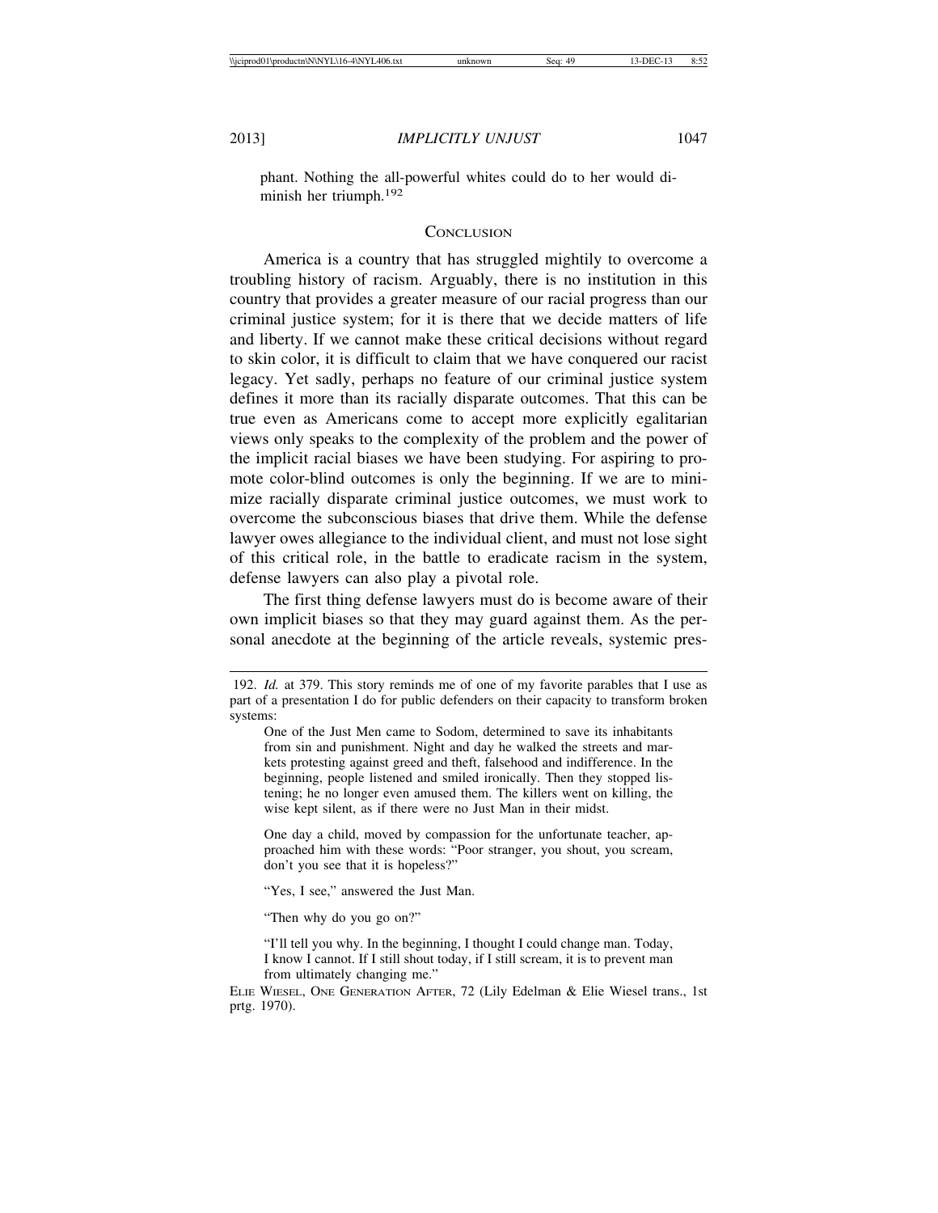phant. Nothing the all-powerful whites could do to her would diminish her triumph.[192]

## Conclusion

America is a country that has struggled mightily to overcome a troubling history of racism. Arguably, there is no institution in this country that provides a greater measure of our racial progress than our criminal justice system; for it is there that we decide matters of life and liberty. If we cannot make these critical decisions without regard to skin color, it is difficult to claim that we have conquered our racist legacy. Yet sadly, perhaps no feature of our criminal justice system defines it more than its racially disparate outcomes. That this can be true even as Americans come to accept more explicitly egalitarian views only speaks to the complexity of the problem and the power of the implicit racial biases we have been studying. For aspiring to promote color-blind outcomes is only the beginning. If we are to minimize racially disparate criminal justice outcomes, we must work to overcome the subconscious biases that drive them. While the defense lawyer owes allegiance to the individual client, and must not lose sight of this critical role, in the battle to eradicate racism in the system, defense lawyers can also play a pivotal role.

The first thing defense lawyers must do is become aware of their own implicit biases so that they may guard against them. As the personal anecdote at the beginning of the article reveals, systemic pres-

---

192. *Id.* at 379. This story reminds me of one of my favorite parables that I use as part of a presentation I do for public defenders on their capacity to transform broken systems:

> One of the Just Men came to Sodom, determined to save its inhabitants from sin and punishment. Night and day he walked the streets and markets protesting against greed and theft, falsehood and indifference. In the beginning, people listened and smiled ironically. Then they stopped listening; he no longer even amused them. The killers went on killing, the wise kept silent, as if there were no Just Man in their midst.
>
> One day a child, moved by compassion for the unfortunate teacher, approached him with these words: "Poor stranger, you shout, you scream, don't you see that it is hopeless?"
>
> "Yes, I see," answered the Just Man.
>
> "Then why do you go on?"
>
> "I'll tell you why. In the beginning, I thought I could change man. Today, I know I cannot. If I still shout today, if I still scream, it is to prevent man from ultimately changing me."

Elie Wiesel, One Generation After, 72 (Lily Edelman & Elie Wiesel trans., 1st prtg. 1970).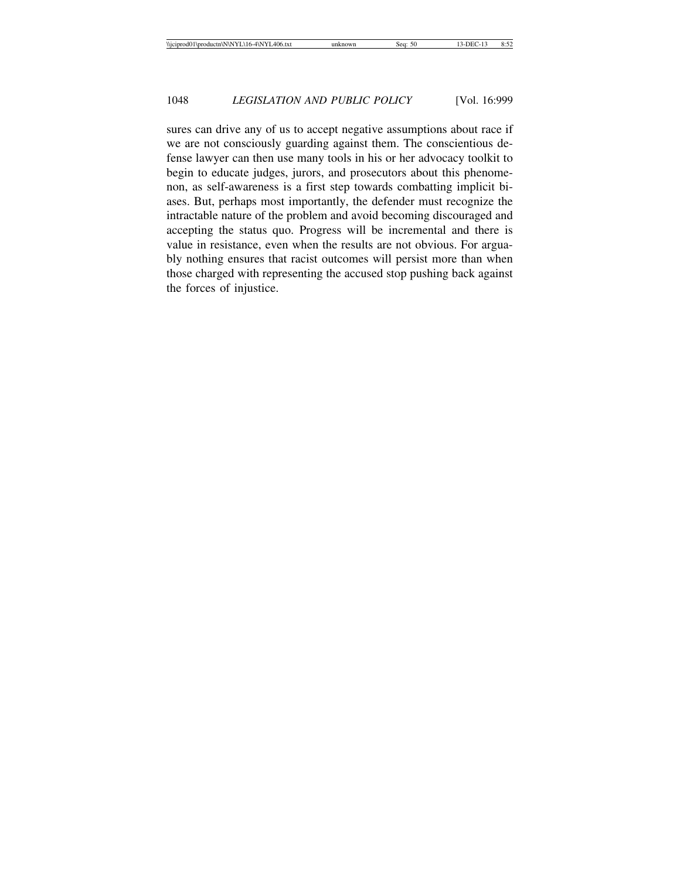sures can drive any of us to accept negative assumptions about race if we are not consciously guarding against them. The conscientious defense lawyer can then use many tools in his or her advocacy toolkit to begin to educate judges, jurors, and prosecutors about this phenomenon, as self-awareness is a first step towards combatting implicit biases. But, perhaps most importantly, the defender must recognize the intractable nature of the problem and avoid becoming discouraged and accepting the status quo. Progress will be incremental and there is value in resistance, even when the results are not obvious. For arguably nothing ensures that racist outcomes will persist more than when those charged with representing the accused stop pushing back against the forces of injustice.